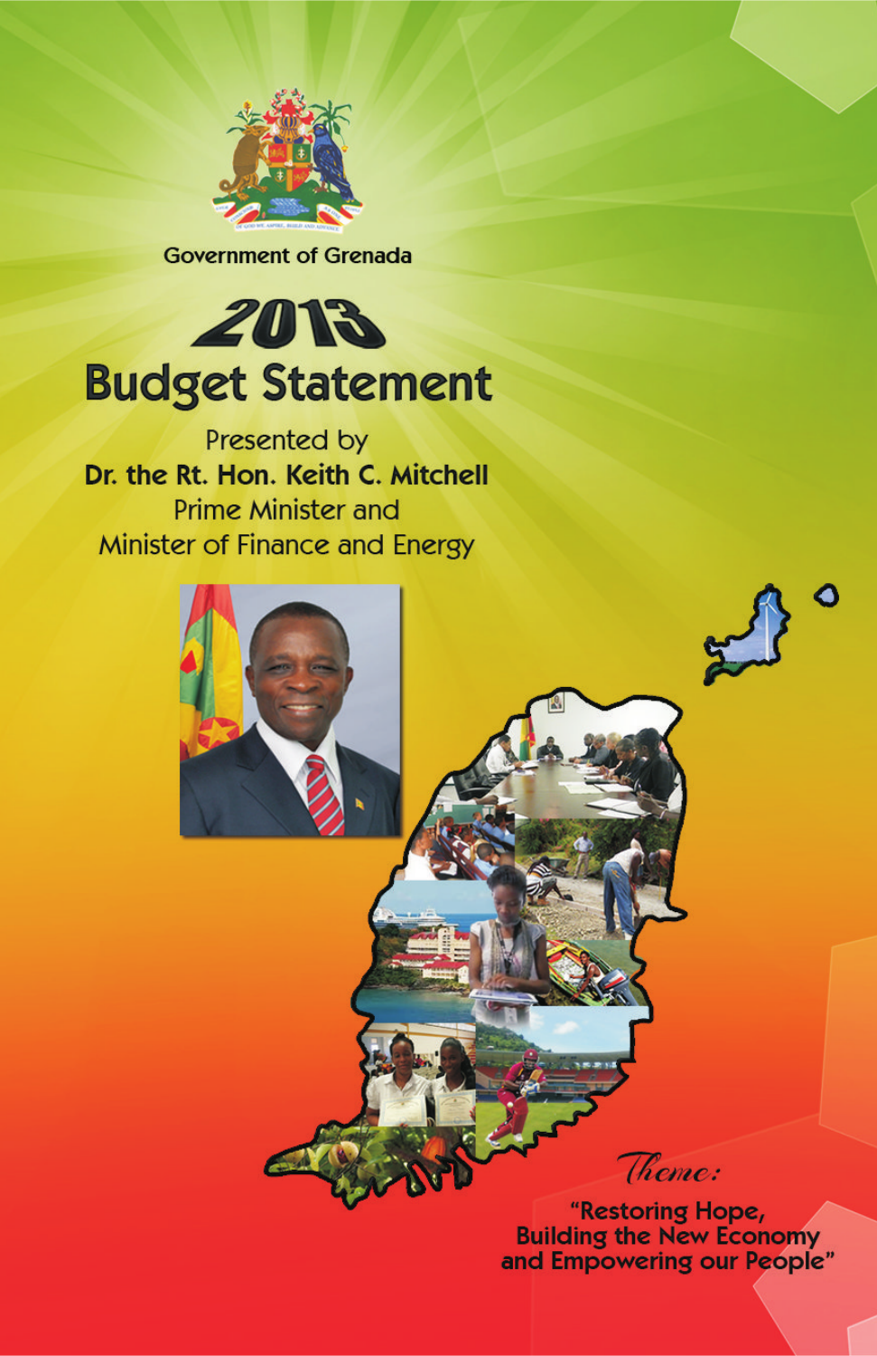Government of Grenada

# 2013 Budget Statement

Presented by

**Dr. the Rt. Hon. Keith C. Mitchell**

Prime Minister and

Minister of Finance and Energy

*Theme:*

**"Restoring Hope, Building the New Economy and Empowering our People"**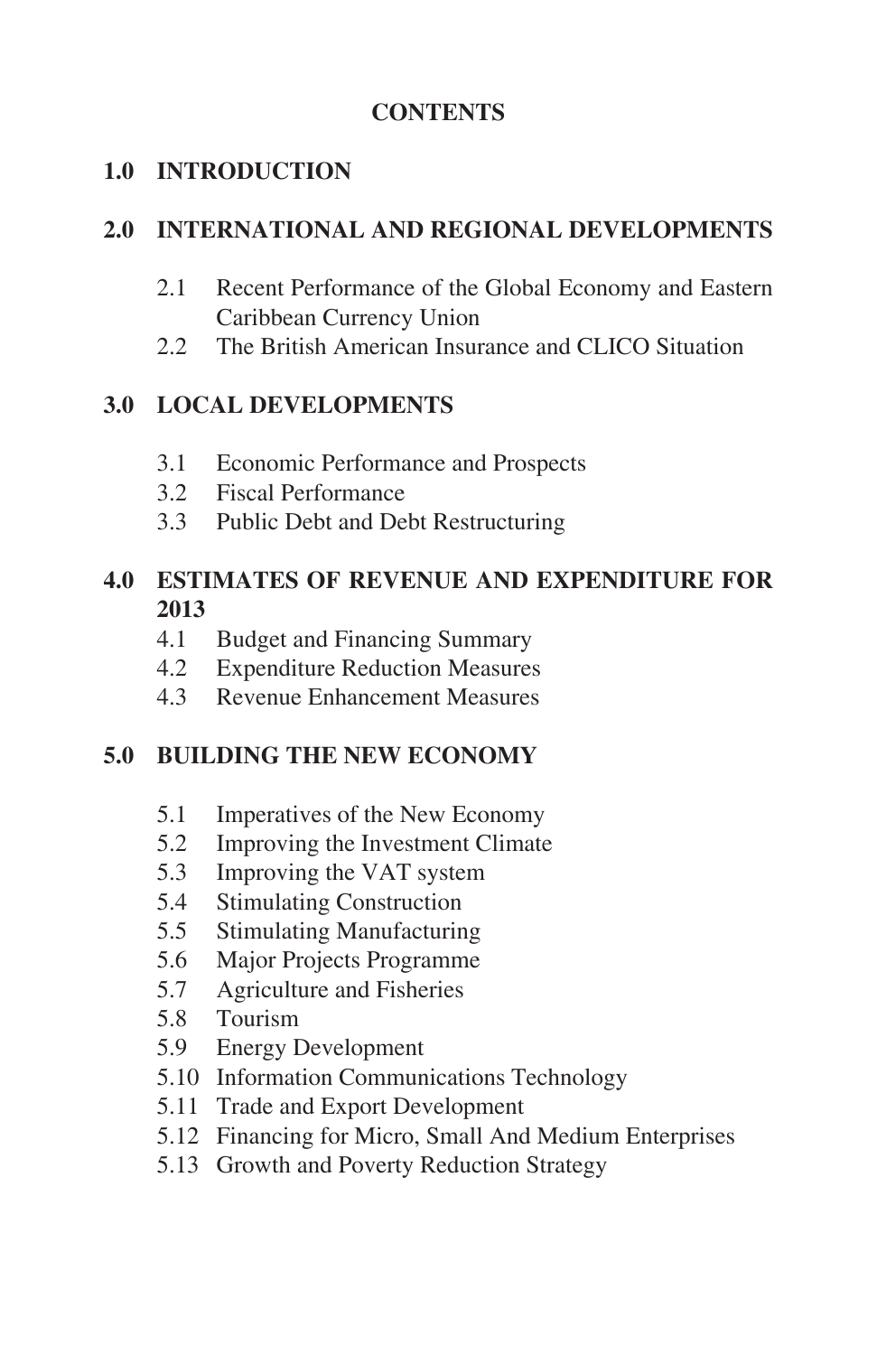# CONTENTS

## 1.0 INTRODUCTION

## 2.0 INTERNATIONAL AND REGIONAL DEVELOPMENTS

- 2.1 Recent Performance of the Global Economy and Eastern Caribbean Currency Union
- 2.2 The British American Insurance and CLICO Situation

## 3.0 LOCAL DEVELOPMENTS

- 3.1 Economic Performance and Prospects
- 3.2 Fiscal Performance
- 3.3 Public Debt and Debt Restructuring

## 4.0 ESTIMATES OF REVENUE AND EXPENDITURE FOR 2013

- 4.1 Budget and Financing Summary
- 4.2 Expenditure Reduction Measures
- 4.3 Revenue Enhancement Measures

## 5.0 BUILDING THE NEW ECONOMY

- 5.1 Imperatives of the New Economy
- 5.2 Improving the Investment Climate
- 5.3 Improving the VAT system
- 5.4 Stimulating Construction
- 5.5 Stimulating Manufacturing
- 5.6 Major Projects Programme
- 5.7 Agriculture and Fisheries
- 5.8 Tourism
- 5.9 Energy Development
- 5.10 Information Communications Technology
- 5.11 Trade and Export Development
- 5.12 Financing for Micro, Small And Medium Enterprises
- 5.13 Growth and Poverty Reduction Strategy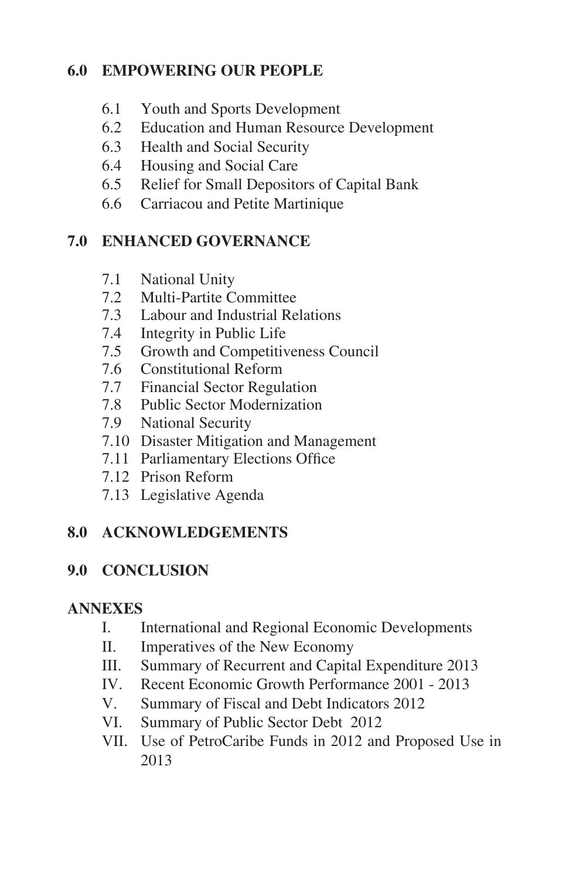**6.0 EMPOWERING OUR PEOPLE**

- 6.1 Youth and Sports Development
- 6.2 Education and Human Resource Development
- 6.3 Health and Social Security
- 6.4 Housing and Social Care
- 6.5 Relief for Small Depositors of Capital Bank
- 6.6 Carriacou and Petite Martinique

**7.0 ENHANCED GOVERNANCE**

- 7.1 National Unity
- 7.2 Multi-Partite Committee
- 7.3 Labour and Industrial Relations
- 7.4 Integrity in Public Life
- 7.5 Growth and Competitiveness Council
- 7.6 Constitutional Reform
- 7.7 Financial Sector Regulation
- 7.8 Public Sector Modernization
- 7.9 National Security
- 7.10 Disaster Mitigation and Management
- 7.11 Parliamentary Elections Office
- 7.12 Prison Reform
- 7.13 Legislative Agenda

**8.0 ACKNOWLEDGEMENTS**

**9.0 CONCLUSION**

**ANNEXES**

- I. International and Regional Economic Developments
- II. Imperatives of the New Economy
- III. Summary of Recurrent and Capital Expenditure 2013
- IV. Recent Economic Growth Performance 2001 - 2013
- V. Summary of Fiscal and Debt Indicators 2012
- VI. Summary of Public Sector Debt 2012
- VII. Use of PetroCaribe Funds in 2012 and Proposed Use in 2013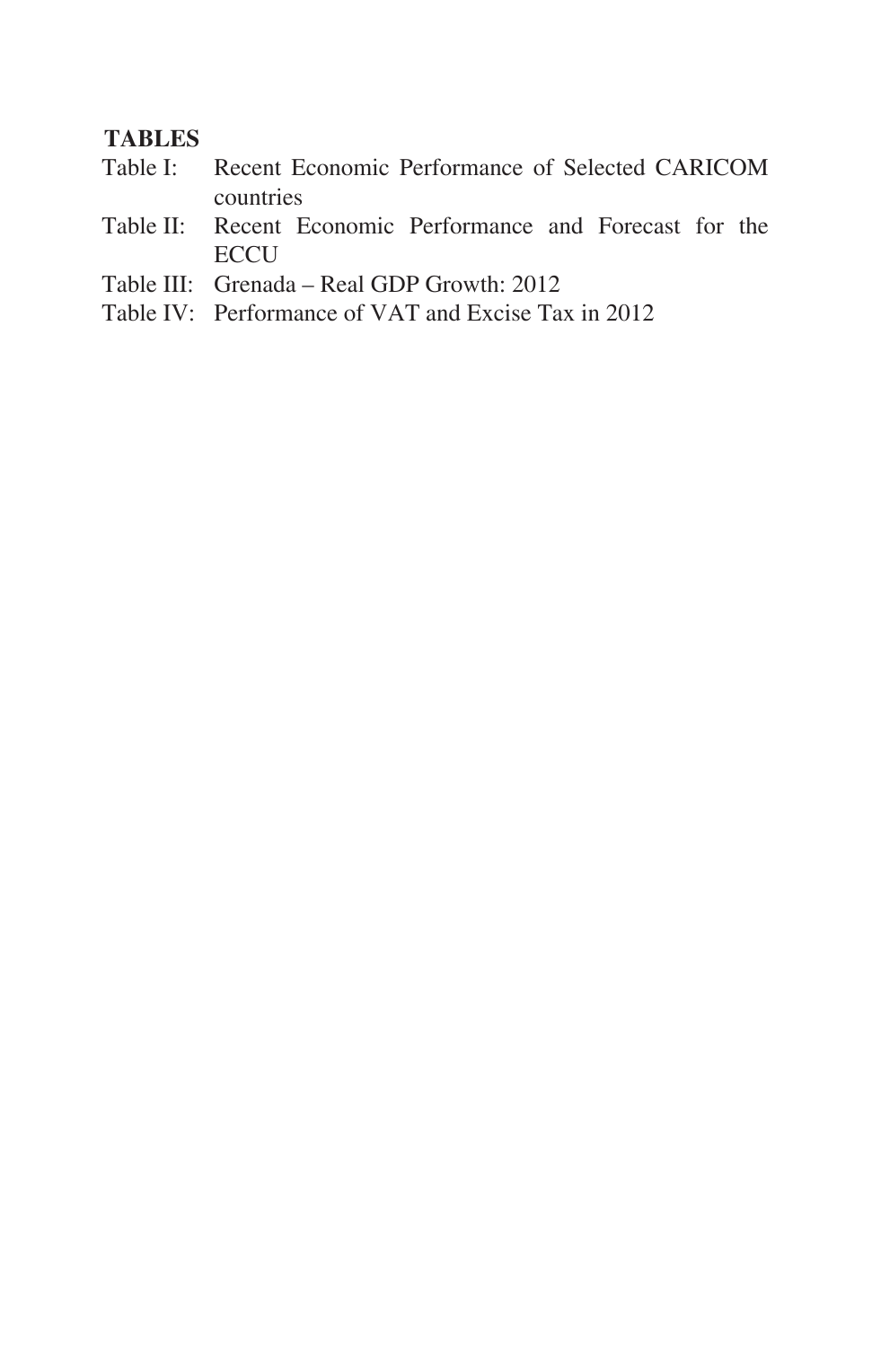**TABLES**

Table I: Recent Economic Performance of Selected CARICOM countries

Table II: Recent Economic Performance and Forecast for the ECCU

Table III: Grenada – Real GDP Growth: 2012

Table IV: Performance of VAT and Excise Tax in 2012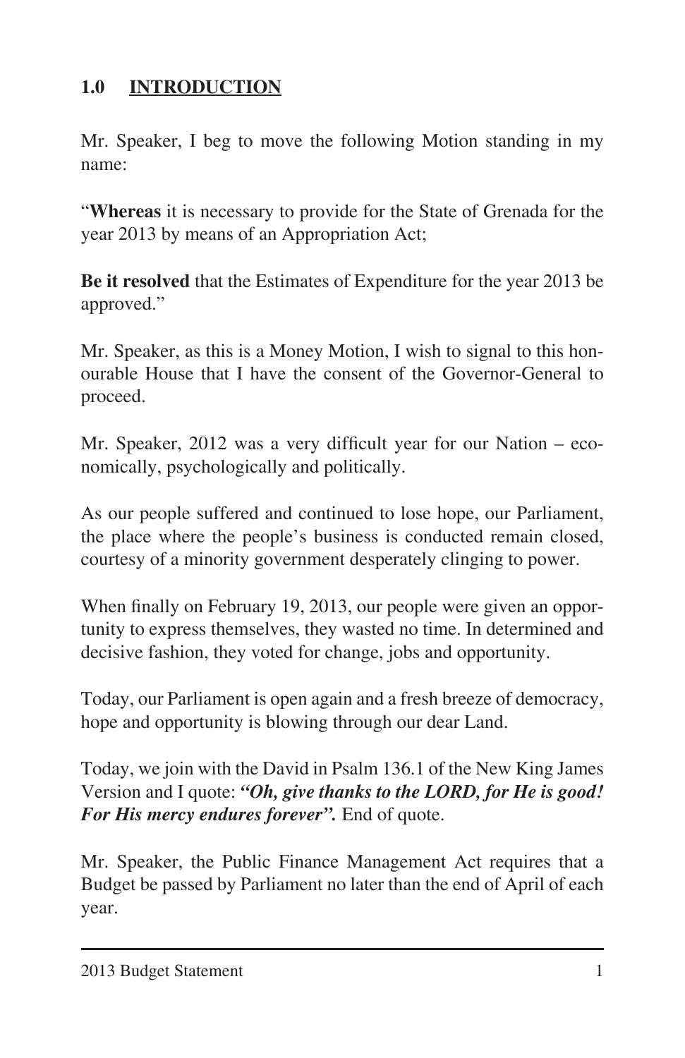## 1.0 INTRODUCTION

Mr. Speaker, I beg to move the following Motion standing in my name:

"**Whereas** it is necessary to provide for the State of Grenada for the year 2013 by means of an Appropriation Act;

**Be it resolved** that the Estimates of Expenditure for the year 2013 be approved."

Mr. Speaker, as this is a Money Motion, I wish to signal to this honourable House that I have the consent of the Governor-General to proceed.

Mr. Speaker, 2012 was a very difficult year for our Nation – economically, psychologically and politically.

As our people suffered and continued to lose hope, our Parliament, the place where the people's business is conducted remain closed, courtesy of a minority government desperately clinging to power.

When finally on February 19, 2013, our people were given an opportunity to express themselves, they wasted no time. In determined and decisive fashion, they voted for change, jobs and opportunity.

Today, our Parliament is open again and a fresh breeze of democracy, hope and opportunity is blowing through our dear Land.

Today, we join with the David in Psalm 136.1 of the New King James Version and I quote: ***"Oh, give thanks to the LORD, for He is good! For His mercy endures forever".*** End of quote.

Mr. Speaker, the Public Finance Management Act requires that a Budget be passed by Parliament no later than the end of April of each year.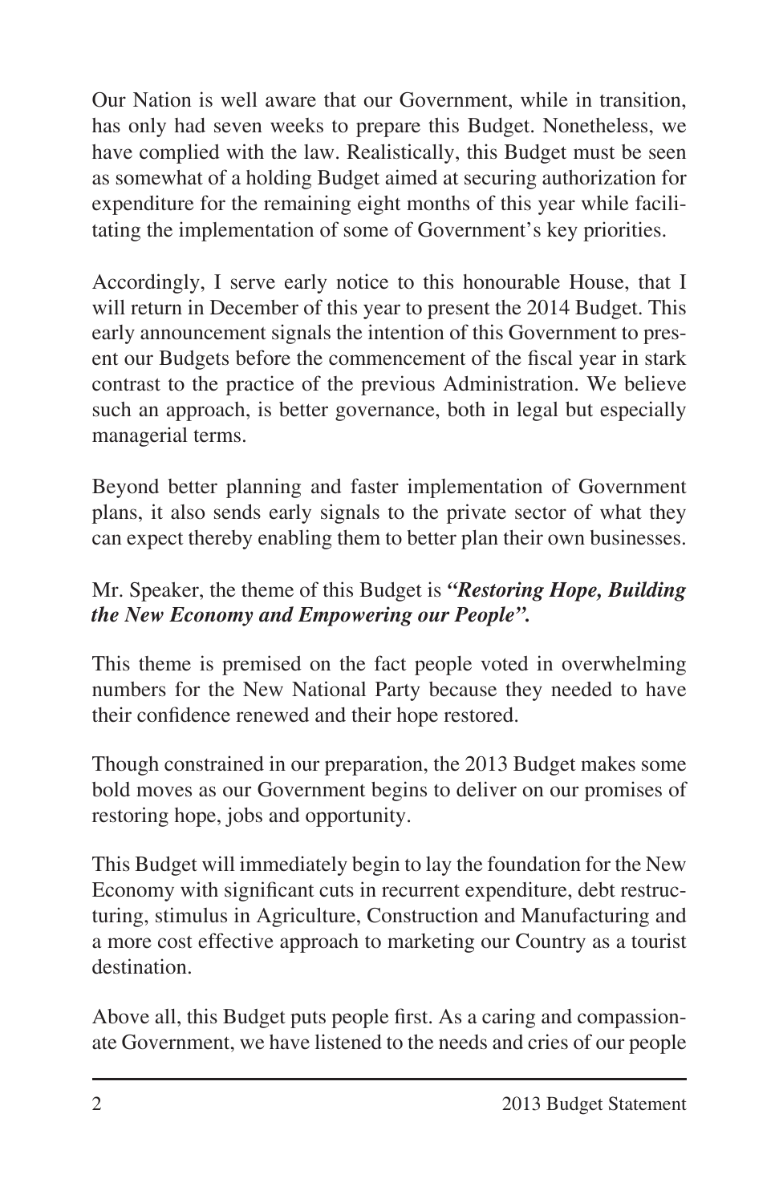Our Nation is well aware that our Government, while in transition, has only had seven weeks to prepare this Budget. Nonetheless, we have complied with the law. Realistically, this Budget must be seen as somewhat of a holding Budget aimed at securing authorization for expenditure for the remaining eight months of this year while facilitating the implementation of some of Government's key priorities.

Accordingly, I serve early notice to this honourable House, that I will return in December of this year to present the 2014 Budget. This early announcement signals the intention of this Government to present our Budgets before the commencement of the fiscal year in stark contrast to the practice of the previous Administration. We believe such an approach, is better governance, both in legal but especially managerial terms.

Beyond better planning and faster implementation of Government plans, it also sends early signals to the private sector of what they can expect thereby enabling them to better plan their own businesses.

Mr. Speaker, the theme of this Budget is ***"Restoring Hope, Building the New Economy and Empowering our People".***

This theme is premised on the fact people voted in overwhelming numbers for the New National Party because they needed to have their confidence renewed and their hope restored.

Though constrained in our preparation, the 2013 Budget makes some bold moves as our Government begins to deliver on our promises of restoring hope, jobs and opportunity.

This Budget will immediately begin to lay the foundation for the New Economy with significant cuts in recurrent expenditure, debt restructuring, stimulus in Agriculture, Construction and Manufacturing and a more cost effective approach to marketing our Country as a tourist destination.

Above all, this Budget puts people first. As a caring and compassionate Government, we have listened to the needs and cries of our people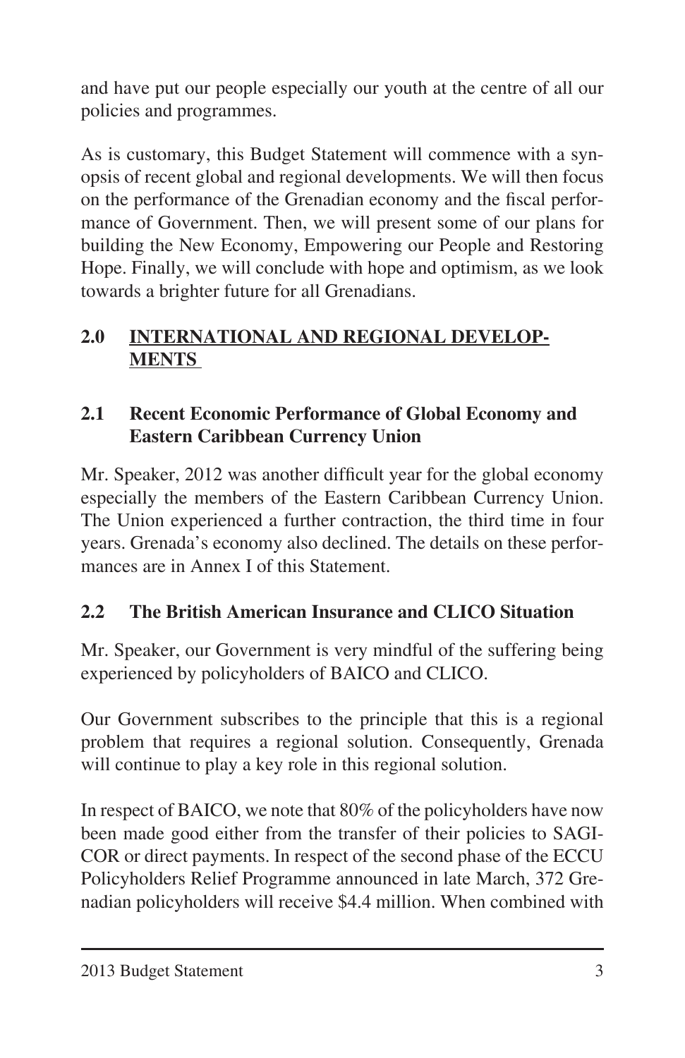and have put our people especially our youth at the centre of all our policies and programmes.

As is customary, this Budget Statement will commence with a synopsis of recent global and regional developments. We will then focus on the performance of the Grenadian economy and the fiscal performance of Government. Then, we will present some of our plans for building the New Economy, Empowering our People and Restoring Hope. Finally, we will conclude with hope and optimism, as we look towards a brighter future for all Grenadians.

## 2.0 INTERNATIONAL AND REGIONAL DEVELOPMENTS

### 2.1 Recent Economic Performance of Global Economy and Eastern Caribbean Currency Union

Mr. Speaker, 2012 was another difficult year for the global economy especially the members of the Eastern Caribbean Currency Union. The Union experienced a further contraction, the third time in four years. Grenada's economy also declined. The details on these performances are in Annex I of this Statement.

### 2.2 The British American Insurance and CLICO Situation

Mr. Speaker, our Government is very mindful of the suffering being experienced by policyholders of BAICO and CLICO.

Our Government subscribes to the principle that this is a regional problem that requires a regional solution. Consequently, Grenada will continue to play a key role in this regional solution.

In respect of BAICO, we note that 80% of the policyholders have now been made good either from the transfer of their policies to SAGICOR or direct payments. In respect of the second phase of the ECCU Policyholders Relief Programme announced in late March, 372 Grenadian policyholders will receive $4.4 million. When combined with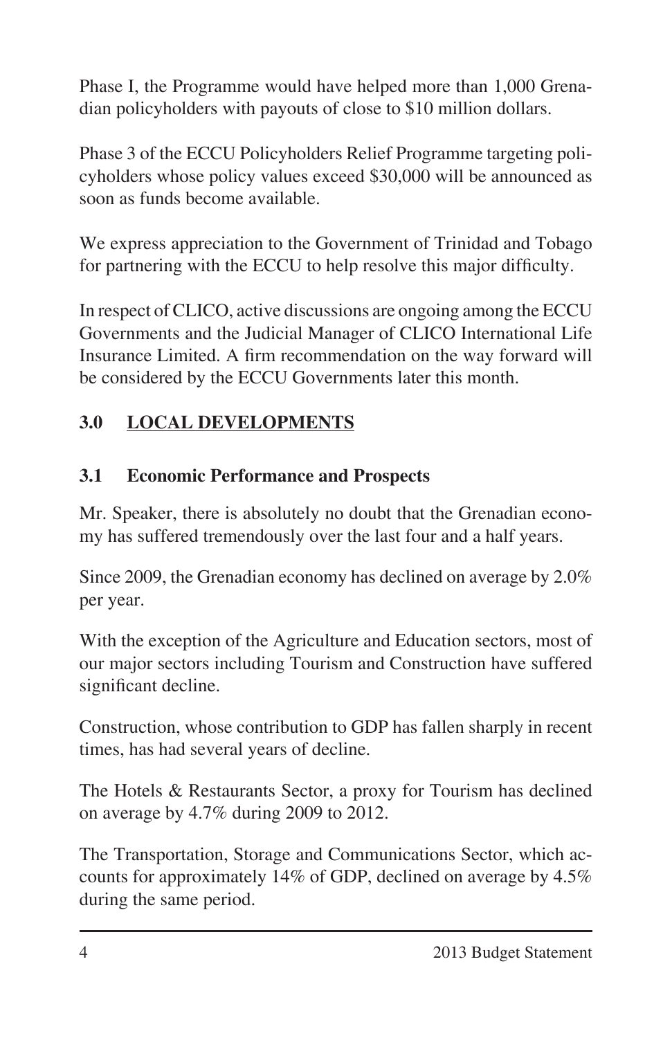Phase I, the Programme would have helped more than 1,000 Grenadian policyholders with payouts of close to $10 million dollars.

Phase 3 of the ECCU Policyholders Relief Programme targeting policyholders whose policy values exceed $30,000 will be announced as soon as funds become available.

We express appreciation to the Government of Trinidad and Tobago for partnering with the ECCU to help resolve this major difficulty.

In respect of CLICO, active discussions are ongoing among the ECCU Governments and the Judicial Manager of CLICO International Life Insurance Limited. A firm recommendation on the way forward will be considered by the ECCU Governments later this month.

## 3.0 <u>LOCAL DEVELOPMENTS</u>

### 3.1 Economic Performance and Prospects

Mr. Speaker, there is absolutely no doubt that the Grenadian economy has suffered tremendously over the last four and a half years.

Since 2009, the Grenadian economy has declined on average by 2.0% per year.

With the exception of the Agriculture and Education sectors, most of our major sectors including Tourism and Construction have suffered significant decline.

Construction, whose contribution to GDP has fallen sharply in recent times, has had several years of decline.

The Hotels & Restaurants Sector, a proxy for Tourism has declined on average by 4.7% during 2009 to 2012.

The Transportation, Storage and Communications Sector, which accounts for approximately 14% of GDP, declined on average by 4.5% during the same period.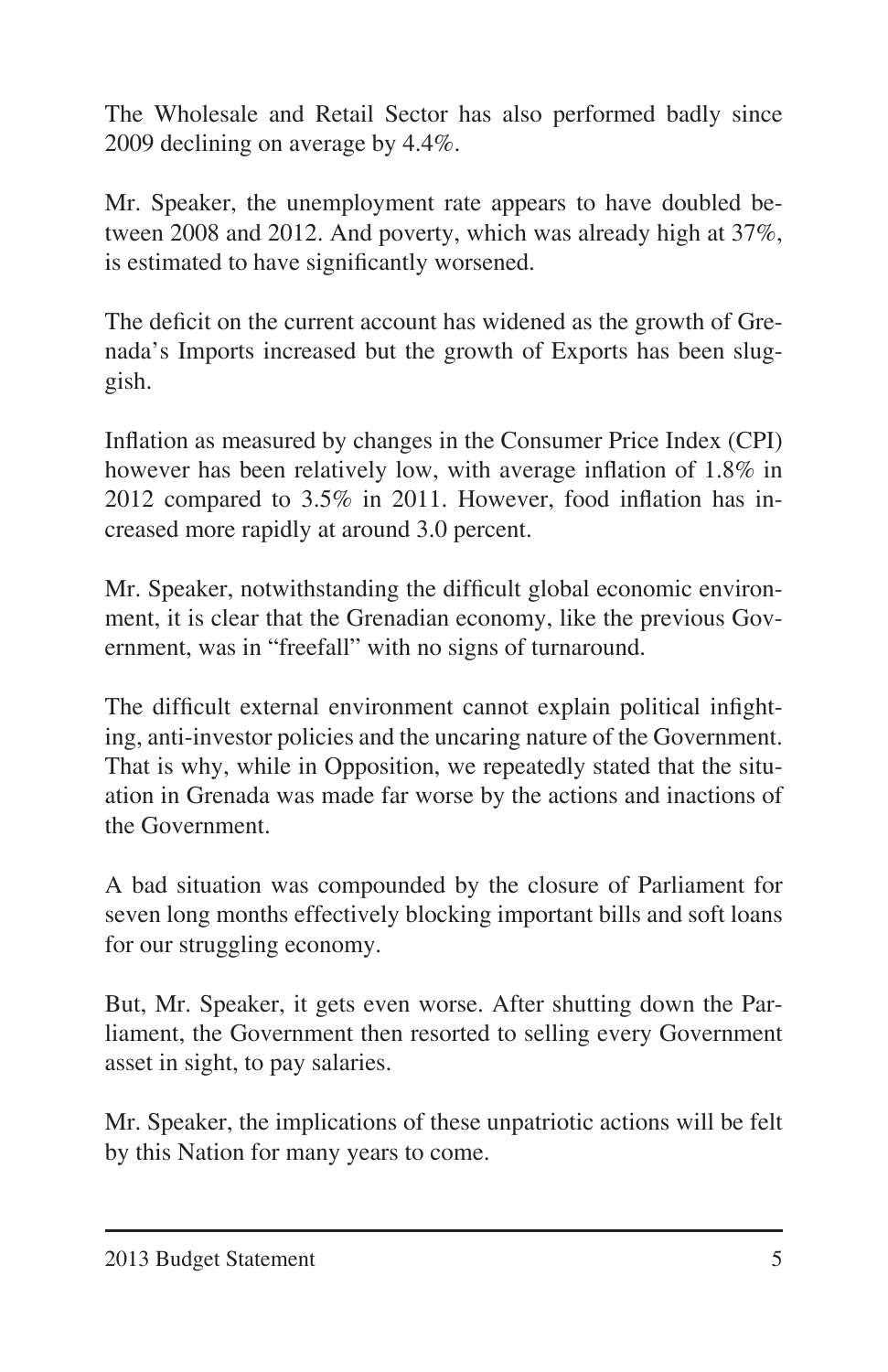The Wholesale and Retail Sector has also performed badly since 2009 declining on average by 4.4%.

Mr. Speaker, the unemployment rate appears to have doubled between 2008 and 2012. And poverty, which was already high at 37%, is estimated to have significantly worsened.

The deficit on the current account has widened as the growth of Grenada's Imports increased but the growth of Exports has been sluggish.

Inflation as measured by changes in the Consumer Price Index (CPI) however has been relatively low, with average inflation of 1.8% in 2012 compared to 3.5% in 2011. However, food inflation has increased more rapidly at around 3.0 percent.

Mr. Speaker, notwithstanding the difficult global economic environment, it is clear that the Grenadian economy, like the previous Government, was in "freefall" with no signs of turnaround.

The difficult external environment cannot explain political infighting, anti-investor policies and the uncaring nature of the Government. That is why, while in Opposition, we repeatedly stated that the situation in Grenada was made far worse by the actions and inactions of the Government.

A bad situation was compounded by the closure of Parliament for seven long months effectively blocking important bills and soft loans for our struggling economy.

But, Mr. Speaker, it gets even worse. After shutting down the Parliament, the Government then resorted to selling every Government asset in sight, to pay salaries.

Mr. Speaker, the implications of these unpatriotic actions will be felt by this Nation for many years to come.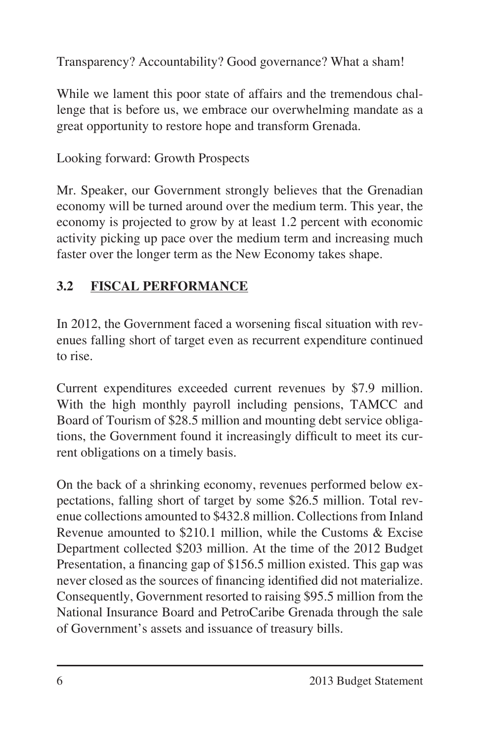Transparency? Accountability? Good governance? What a sham!

While we lament this poor state of affairs and the tremendous challenge that is before us, we embrace our overwhelming mandate as a great opportunity to restore hope and transform Grenada.

Looking forward: Growth Prospects

Mr. Speaker, our Government strongly believes that the Grenadian economy will be turned around over the medium term. This year, the economy is projected to grow by at least 1.2 percent with economic activity picking up pace over the medium term and increasing much faster over the longer term as the New Economy takes shape.

## 3.2 FISCAL PERFORMANCE

In 2012, the Government faced a worsening fiscal situation with revenues falling short of target even as recurrent expenditure continued to rise.

Current expenditures exceeded current revenues by $7.9 million. With the high monthly payroll including pensions, TAMCC and Board of Tourism of $28.5 million and mounting debt service obligations, the Government found it increasingly difficult to meet its current obligations on a timely basis.

On the back of a shrinking economy, revenues performed below expectations, falling short of target by some $26.5 million. Total revenue collections amounted to $432.8 million. Collections from Inland Revenue amounted to $210.1 million, while the Customs & Excise Department collected $203 million. At the time of the 2012 Budget Presentation, a financing gap of $156.5 million existed. This gap was never closed as the sources of financing identified did not materialize. Consequently, Government resorted to raising $95.5 million from the National Insurance Board and PetroCaribe Grenada through the sale of Government's assets and issuance of treasury bills.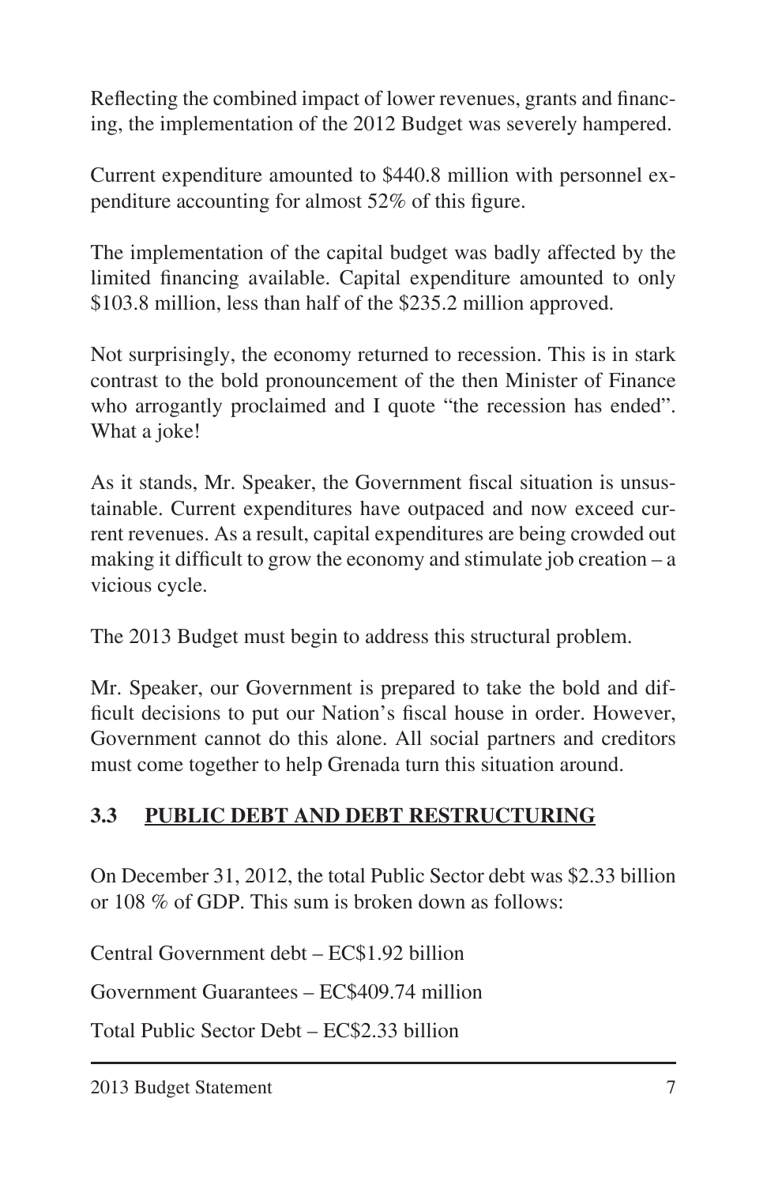Reflecting the combined impact of lower revenues, grants and financing, the implementation of the 2012 Budget was severely hampered.

Current expenditure amounted to $440.8 million with personnel expenditure accounting for almost 52% of this figure.

The implementation of the capital budget was badly affected by the limited financing available. Capital expenditure amounted to only $103.8 million, less than half of the $235.2 million approved.

Not surprisingly, the economy returned to recession. This is in stark contrast to the bold pronouncement of the then Minister of Finance who arrogantly proclaimed and I quote "the recession has ended". What a joke!

As it stands, Mr. Speaker, the Government fiscal situation is unsustainable. Current expenditures have outpaced and now exceed current revenues. As a result, capital expenditures are being crowded out making it difficult to grow the economy and stimulate job creation – a vicious cycle.

The 2013 Budget must begin to address this structural problem.

Mr. Speaker, our Government is prepared to take the bold and difficult decisions to put our Nation's fiscal house in order. However, Government cannot do this alone. All social partners and creditors must come together to help Grenada turn this situation around.

## 3.3 PUBLIC DEBT AND DEBT RESTRUCTURING

On December 31, 2012, the total Public Sector debt was $2.33 billion or 108 % of GDP. This sum is broken down as follows:

Central Government debt – EC$1.92 billion

Government Guarantees – EC$409.74 million

Total Public Sector Debt – EC$2.33 billion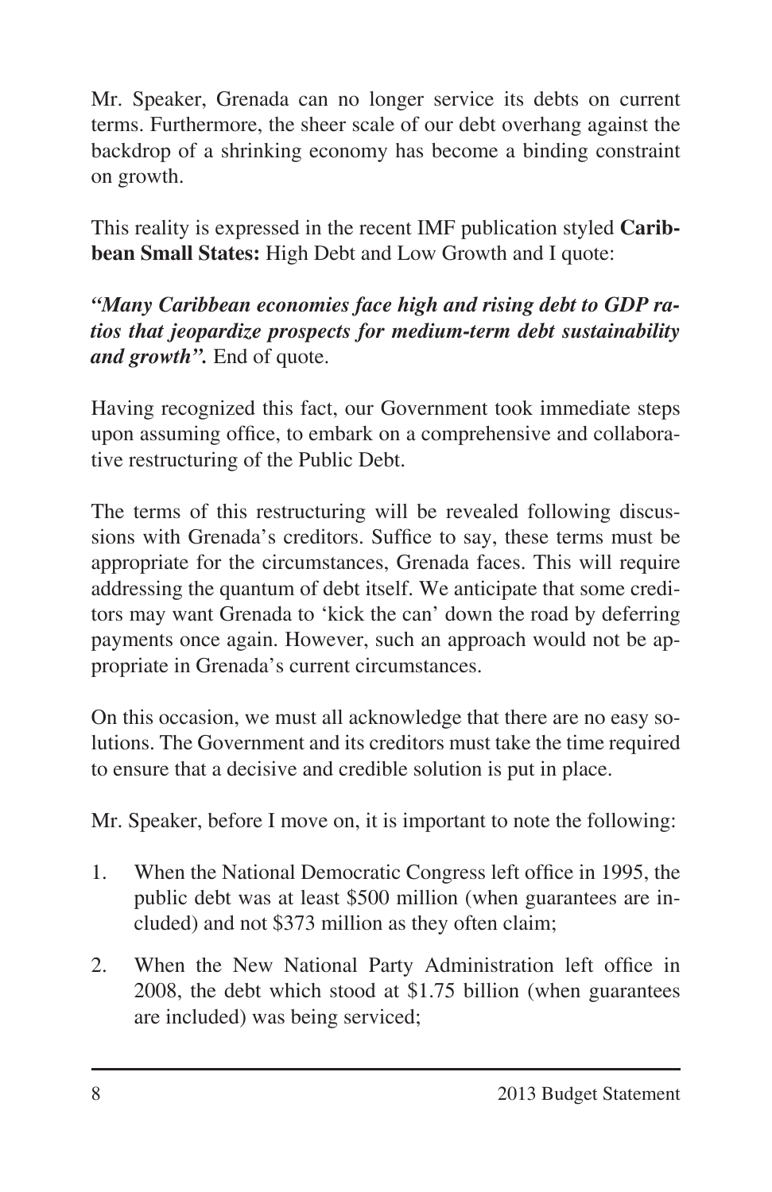Mr. Speaker, Grenada can no longer service its debts on current terms. Furthermore, the sheer scale of our debt overhang against the backdrop of a shrinking economy has become a binding constraint on growth.

This reality is expressed in the recent IMF publication styled **Caribbean Small States:** High Debt and Low Growth and I quote:

***"Many Caribbean economies face high and rising debt to GDP ratios that jeopardize prospects for medium-term debt sustainability and growth".*** End of quote.

Having recognized this fact, our Government took immediate steps upon assuming office, to embark on a comprehensive and collaborative restructuring of the Public Debt.

The terms of this restructuring will be revealed following discussions with Grenada's creditors. Suffice to say, these terms must be appropriate for the circumstances, Grenada faces. This will require addressing the quantum of debt itself. We anticipate that some creditors may want Grenada to 'kick the can' down the road by deferring payments once again. However, such an approach would not be appropriate in Grenada's current circumstances.

On this occasion, we must all acknowledge that there are no easy solutions. The Government and its creditors must take the time required to ensure that a decisive and credible solution is put in place.

Mr. Speaker, before I move on, it is important to note the following:

1. When the National Democratic Congress left office in 1995, the public debt was at least $500 million (when guarantees are included) and not $373 million as they often claim;
2. When the New National Party Administration left office in 2008, the debt which stood at $1.75 billion (when guarantees are included) was being serviced;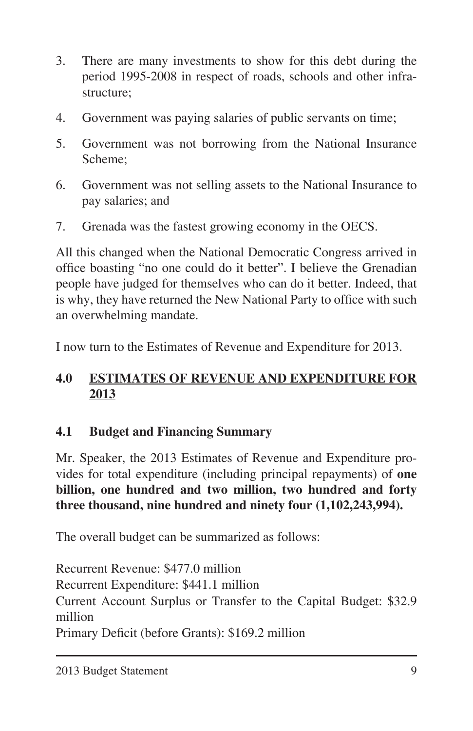3. There are many investments to show for this debt during the period 1995-2008 in respect of roads, schools and other infrastructure;
4. Government was paying salaries of public servants on time;
5. Government was not borrowing from the National Insurance Scheme;
6. Government was not selling assets to the National Insurance to pay salaries; and
7. Grenada was the fastest growing economy in the OECS.

All this changed when the National Democratic Congress arrived in office boasting "no one could do it better". I believe the Grenadian people have judged for themselves who can do it better. Indeed, that is why, they have returned the New National Party to office with such an overwhelming mandate.

I now turn to the Estimates of Revenue and Expenditure for 2013.

## 4.0 ESTIMATES OF REVENUE AND EXPENDITURE FOR 2013

### 4.1 Budget and Financing Summary

Mr. Speaker, the 2013 Estimates of Revenue and Expenditure provides for total expenditure (including principal repayments) of **one billion, one hundred and two million, two hundred and forty three thousand, nine hundred and ninety four (1,102,243,994).**

The overall budget can be summarized as follows:

Recurrent Revenue: $477.0 million  
Recurrent Expenditure: $441.1 million  
Current Account Surplus or Transfer to the Capital Budget: $32.9 million  
Primary Deficit (before Grants): $169.2 million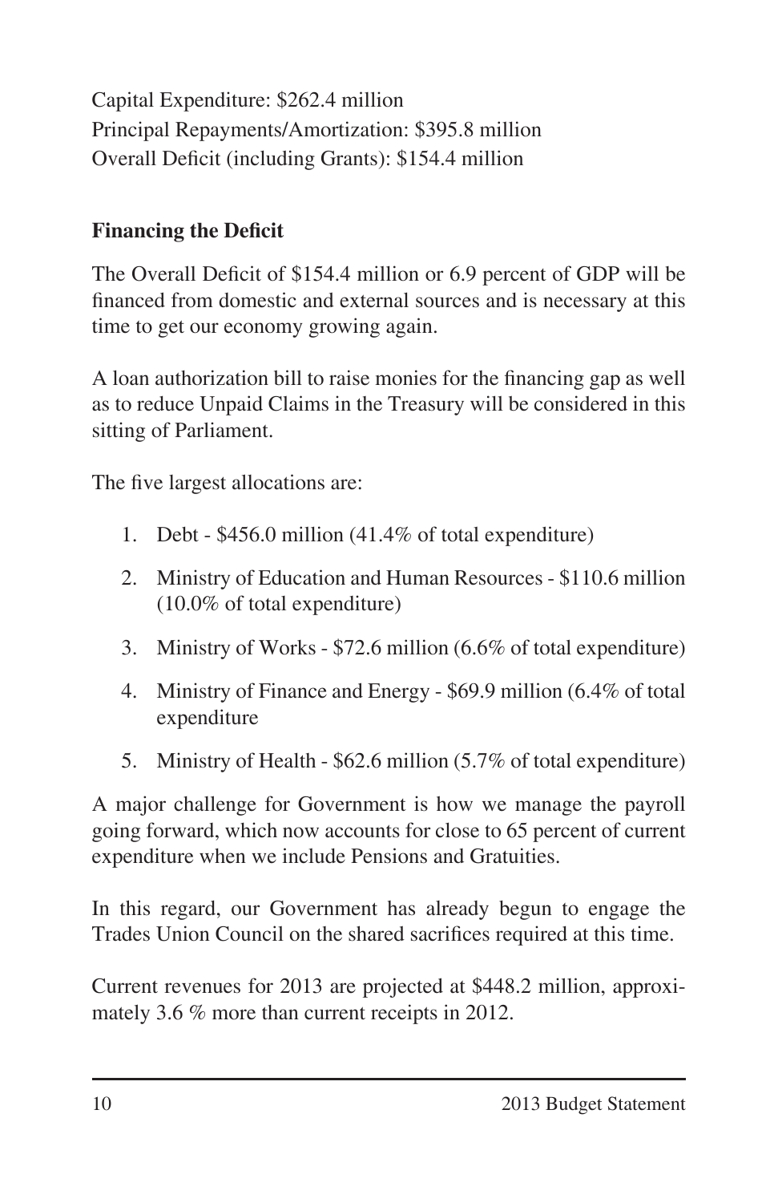Capital Expenditure: $262.4 million
Principal Repayments/Amortization: $395.8 million
Overall Deficit (including Grants): $154.4 million

**Financing the Deficit**

The Overall Deficit of $154.4 million or 6.9 percent of GDP will be financed from domestic and external sources and is necessary at this time to get our economy growing again.

A loan authorization bill to raise monies for the financing gap as well as to reduce Unpaid Claims in the Treasury will be considered in this sitting of Parliament.

The five largest allocations are:

1. Debt - $456.0 million (41.4% of total expenditure)
2. Ministry of Education and Human Resources - $110.6 million (10.0% of total expenditure)
3. Ministry of Works - $72.6 million (6.6% of total expenditure)
4. Ministry of Finance and Energy - $69.9 million (6.4% of total expenditure
5. Ministry of Health - $62.6 million (5.7% of total expenditure)

A major challenge for Government is how we manage the payroll going forward, which now accounts for close to 65 percent of current expenditure when we include Pensions and Gratuities.

In this regard, our Government has already begun to engage the Trades Union Council on the shared sacrifices required at this time.

Current revenues for 2013 are projected at $448.2 million, approximately 3.6 % more than current receipts in 2012.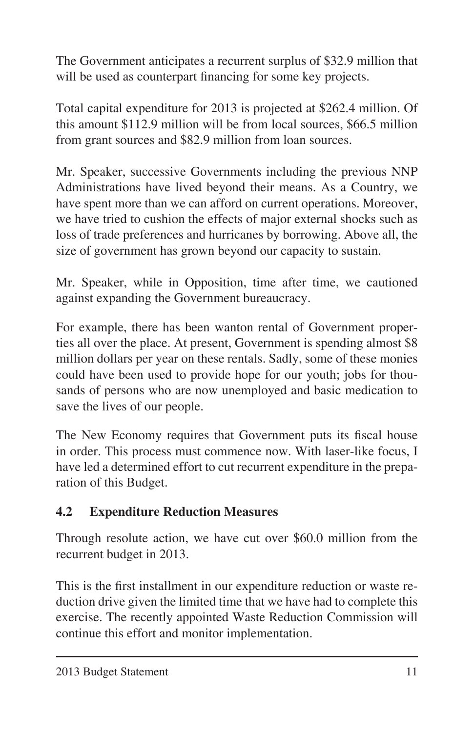The Government anticipates a recurrent surplus of $32.9 million that will be used as counterpart financing for some key projects.

Total capital expenditure for 2013 is projected at $262.4 million. Of this amount $112.9 million will be from local sources, $66.5 million from grant sources and $82.9 million from loan sources.

Mr. Speaker, successive Governments including the previous NNP Administrations have lived beyond their means. As a Country, we have spent more than we can afford on current operations. Moreover, we have tried to cushion the effects of major external shocks such as loss of trade preferences and hurricanes by borrowing. Above all, the size of government has grown beyond our capacity to sustain.

Mr. Speaker, while in Opposition, time after time, we cautioned against expanding the Government bureaucracy.

For example, there has been wanton rental of Government properties all over the place. At present, Government is spending almost $8 million dollars per year on these rentals. Sadly, some of these monies could have been used to provide hope for our youth; jobs for thousands of persons who are now unemployed and basic medication to save the lives of our people.

The New Economy requires that Government puts its fiscal house in order. This process must commence now. With laser-like focus, I have led a determined effort to cut recurrent expenditure in the preparation of this Budget.

### 4.2 Expenditure Reduction Measures

Through resolute action, we have cut over $60.0 million from the recurrent budget in 2013.

This is the first installment in our expenditure reduction or waste reduction drive given the limited time that we have had to complete this exercise. The recently appointed Waste Reduction Commission will continue this effort and monitor implementation.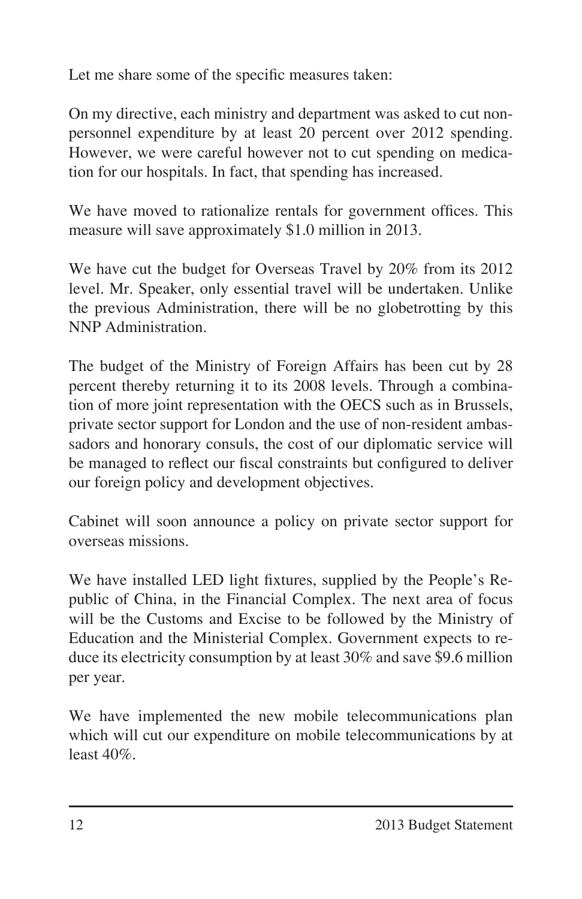Let me share some of the specific measures taken:

On my directive, each ministry and department was asked to cut non-personnel expenditure by at least 20 percent over 2012 spending. However, we were careful however not to cut spending on medication for our hospitals. In fact, that spending has increased.

We have moved to rationalize rentals for government offices. This measure will save approximately $1.0 million in 2013.

We have cut the budget for Overseas Travel by 20% from its 2012 level. Mr. Speaker, only essential travel will be undertaken. Unlike the previous Administration, there will be no globetrotting by this NNP Administration.

The budget of the Ministry of Foreign Affairs has been cut by 28 percent thereby returning it to its 2008 levels. Through a combination of more joint representation with the OECS such as in Brussels, private sector support for London and the use of non-resident ambassadors and honorary consuls, the cost of our diplomatic service will be managed to reflect our fiscal constraints but configured to deliver our foreign policy and development objectives.

Cabinet will soon announce a policy on private sector support for overseas missions.

We have installed LED light fixtures, supplied by the People's Republic of China, in the Financial Complex. The next area of focus will be the Customs and Excise to be followed by the Ministry of Education and the Ministerial Complex. Government expects to reduce its electricity consumption by at least 30% and save $9.6 million per year.

We have implemented the new mobile telecommunications plan which will cut our expenditure on mobile telecommunications by at least 40%.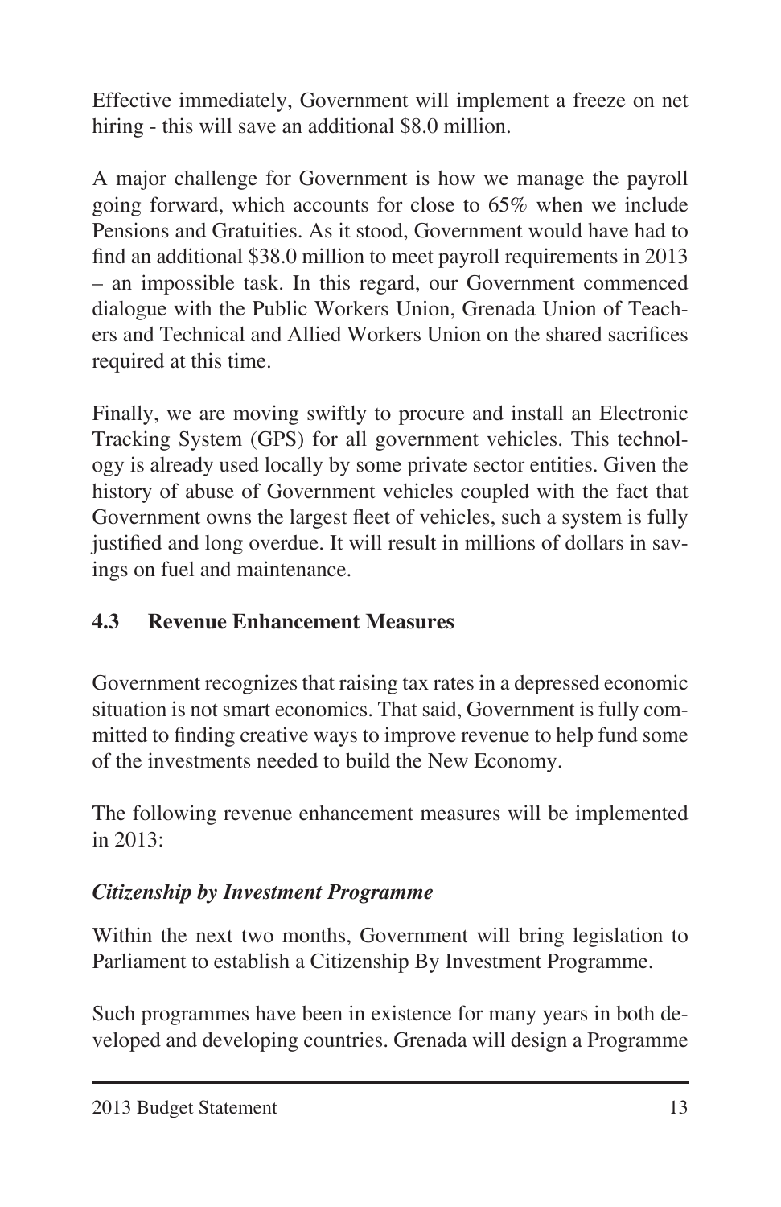Effective immediately, Government will implement a freeze on net hiring - this will save an additional \$8.0 million.

A major challenge for Government is how we manage the payroll going forward, which accounts for close to 65% when we include Pensions and Gratuities. As it stood, Government would have had to find an additional \$38.0 million to meet payroll requirements in 2013 – an impossible task. In this regard, our Government commenced dialogue with the Public Workers Union, Grenada Union of Teachers and Technical and Allied Workers Union on the shared sacrifices required at this time.

Finally, we are moving swiftly to procure and install an Electronic Tracking System (GPS) for all government vehicles. This technology is already used locally by some private sector entities. Given the history of abuse of Government vehicles coupled with the fact that Government owns the largest fleet of vehicles, such a system is fully justified and long overdue. It will result in millions of dollars in savings on fuel and maintenance.

### 4.3 Revenue Enhancement Measures

Government recognizes that raising tax rates in a depressed economic situation is not smart economics. That said, Government is fully committed to finding creative ways to improve revenue to help fund some of the investments needed to build the New Economy.

The following revenue enhancement measures will be implemented in 2013:

***Citizenship by Investment Programme***

Within the next two months, Government will bring legislation to Parliament to establish a Citizenship By Investment Programme.

Such programmes have been in existence for many years in both developed and developing countries. Grenada will design a Programme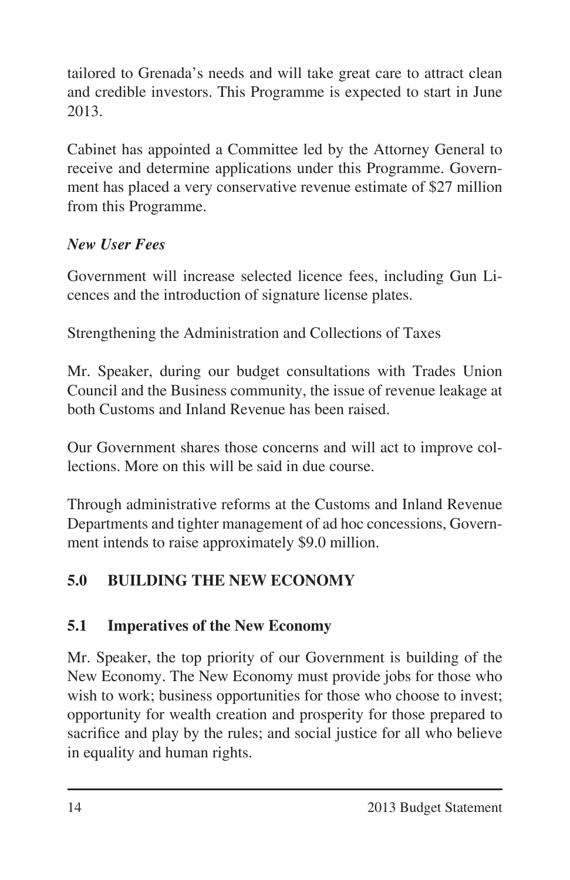tailored to Grenada's needs and will take great care to attract clean and credible investors. This Programme is expected to start in June 2013.

Cabinet has appointed a Committee led by the Attorney General to receive and determine applications under this Programme. Government has placed a very conservative revenue estimate of $27 million from this Programme.

***New User Fees***

Government will increase selected licence fees, including Gun Licences and the introduction of signature license plates.

Strengthening the Administration and Collections of Taxes

Mr. Speaker, during our budget consultations with Trades Union Council and the Business community, the issue of revenue leakage at both Customs and Inland Revenue has been raised.

Our Government shares those concerns and will act to improve collections. More on this will be said in due course.

Through administrative reforms at the Customs and Inland Revenue Departments and tighter management of ad hoc concessions, Government intends to raise approximately $9.0 million.

## 5.0 BUILDING THE NEW ECONOMY

### 5.1 Imperatives of the New Economy

Mr. Speaker, the top priority of our Government is building of the New Economy. The New Economy must provide jobs for those who wish to work; business opportunities for those who choose to invest; opportunity for wealth creation and prosperity for those prepared to sacrifice and play by the rules; and social justice for all who believe in equality and human rights.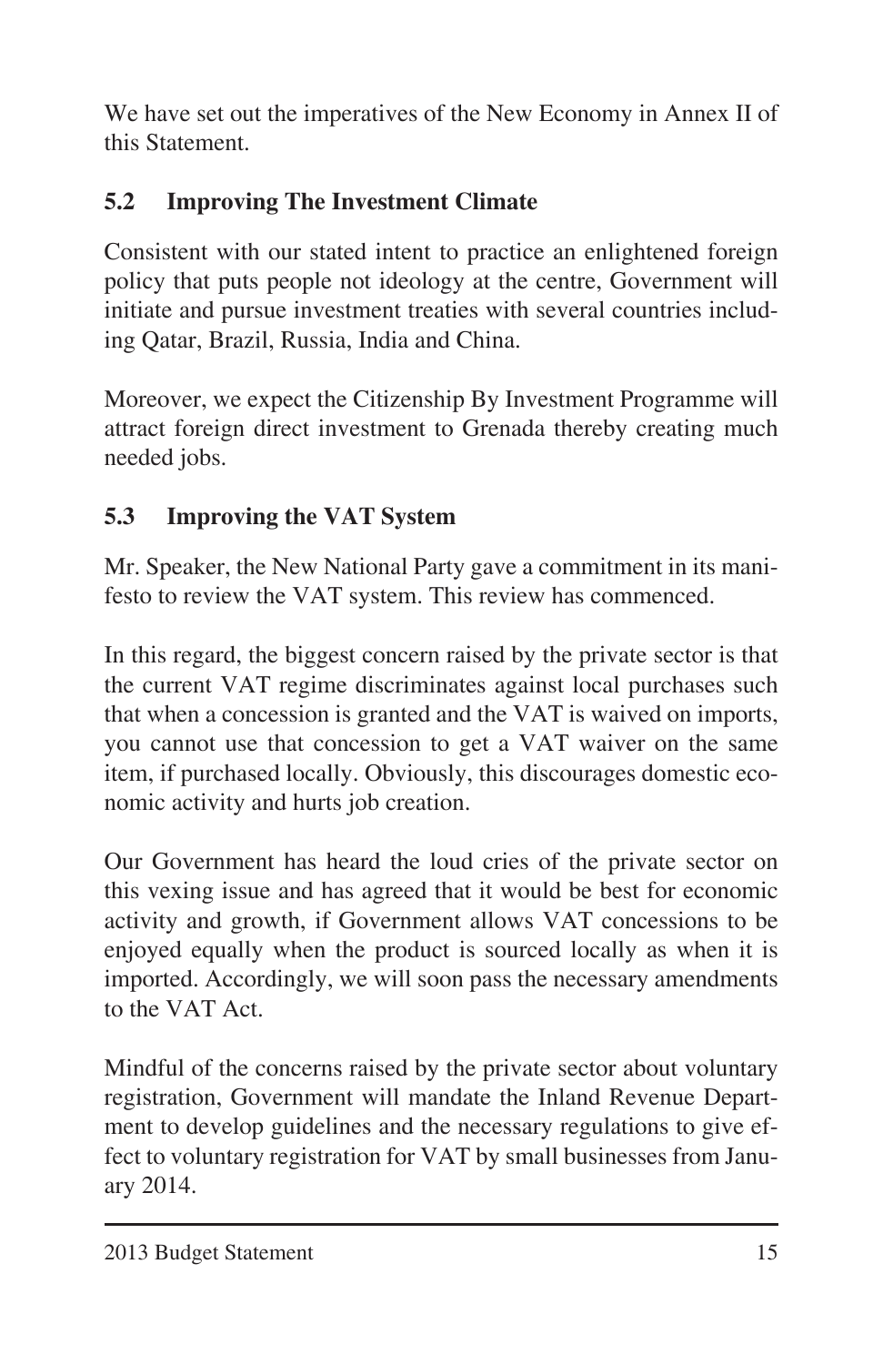We have set out the imperatives of the New Economy in Annex II of this Statement.

## 5.2 Improving The Investment Climate

Consistent with our stated intent to practice an enlightened foreign policy that puts people not ideology at the centre, Government will initiate and pursue investment treaties with several countries including Qatar, Brazil, Russia, India and China.

Moreover, we expect the Citizenship By Investment Programme will attract foreign direct investment to Grenada thereby creating much needed jobs.

## 5.3 Improving the VAT System

Mr. Speaker, the New National Party gave a commitment in its manifesto to review the VAT system. This review has commenced.

In this regard, the biggest concern raised by the private sector is that the current VAT regime discriminates against local purchases such that when a concession is granted and the VAT is waived on imports, you cannot use that concession to get a VAT waiver on the same item, if purchased locally. Obviously, this discourages domestic economic activity and hurts job creation.

Our Government has heard the loud cries of the private sector on this vexing issue and has agreed that it would be best for economic activity and growth, if Government allows VAT concessions to be enjoyed equally when the product is sourced locally as when it is imported. Accordingly, we will soon pass the necessary amendments to the VAT Act.

Mindful of the concerns raised by the private sector about voluntary registration, Government will mandate the Inland Revenue Department to develop guidelines and the necessary regulations to give effect to voluntary registration for VAT by small businesses from January 2014.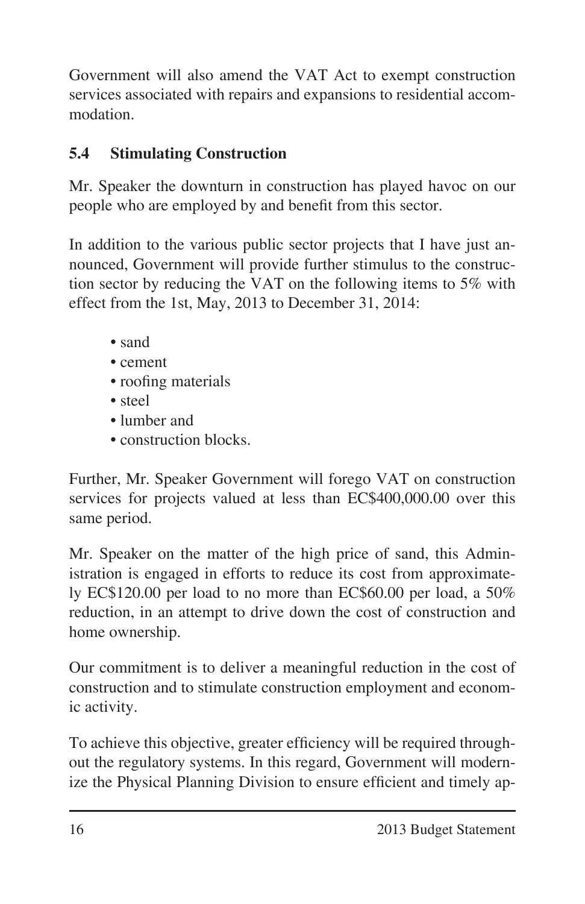Government will also amend the VAT Act to exempt construction services associated with repairs and expansions to residential accommodation.

### 5.4 Stimulating Construction

Mr. Speaker the downturn in construction has played havoc on our people who are employed by and benefit from this sector.

In addition to the various public sector projects that I have just announced, Government will provide further stimulus to the construction sector by reducing the VAT on the following items to 5% with effect from the 1st, May, 2013 to December 31, 2014:

- sand
- cement
- roofing materials
- steel
- lumber and
- construction blocks.

Further, Mr. Speaker Government will forego VAT on construction services for projects valued at less than EC$400,000.00 over this same period.

Mr. Speaker on the matter of the high price of sand, this Administration is engaged in efforts to reduce its cost from approximately EC$120.00 per load to no more than EC$60.00 per load, a 50% reduction, in an attempt to drive down the cost of construction and home ownership.

Our commitment is to deliver a meaningful reduction in the cost of construction and to stimulate construction employment and economic activity.

To achieve this objective, greater efficiency will be required throughout the regulatory systems. In this regard, Government will modernize the Physical Planning Division to ensure efficient and timely ap-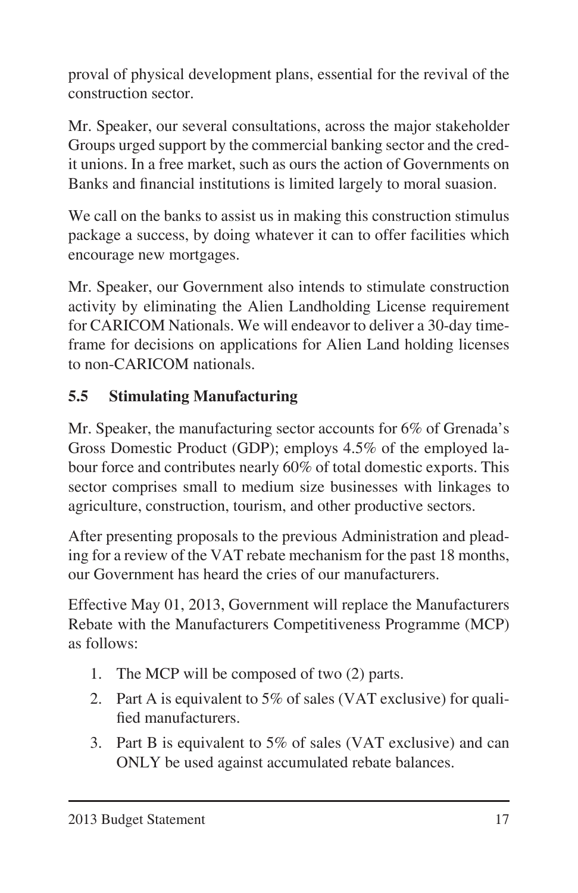proval of physical development plans, essential for the revival of the construction sector.

Mr. Speaker, our several consultations, across the major stakeholder Groups urged support by the commercial banking sector and the credit unions. In a free market, such as ours the action of Governments on Banks and financial institutions is limited largely to moral suasion.

We call on the banks to assist us in making this construction stimulus package a success, by doing whatever it can to offer facilities which encourage new mortgages.

Mr. Speaker, our Government also intends to stimulate construction activity by eliminating the Alien Landholding License requirement for CARICOM Nationals. We will endeavor to deliver a 30-day timeframe for decisions on applications for Alien Land holding licenses to non-CARICOM nationals.

## 5.5 Stimulating Manufacturing

Mr. Speaker, the manufacturing sector accounts for 6% of Grenada's Gross Domestic Product (GDP); employs 4.5% of the employed labour force and contributes nearly 60% of total domestic exports. This sector comprises small to medium size businesses with linkages to agriculture, construction, tourism, and other productive sectors.

After presenting proposals to the previous Administration and pleading for a review of the VAT rebate mechanism for the past 18 months, our Government has heard the cries of our manufacturers.

Effective May 01, 2013, Government will replace the Manufacturers Rebate with the Manufacturers Competitiveness Programme (MCP) as follows:

1. The MCP will be composed of two (2) parts.
2. Part A is equivalent to 5% of sales (VAT exclusive) for qualified manufacturers.
3. Part B is equivalent to 5% of sales (VAT exclusive) and can ONLY be used against accumulated rebate balances.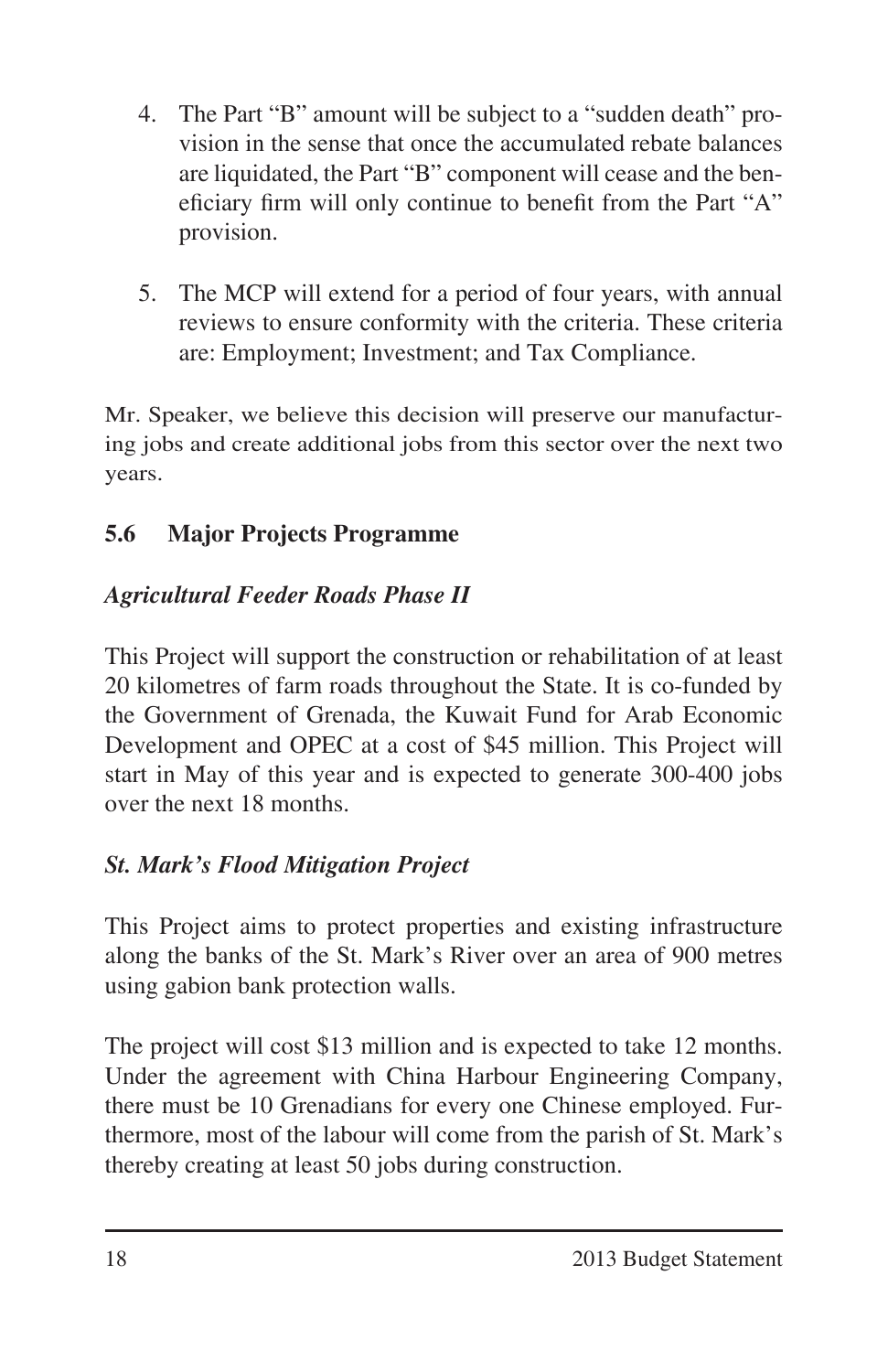4. The Part "B" amount will be subject to a "sudden death" provision in the sense that once the accumulated rebate balances are liquidated, the Part "B" component will cease and the beneficiary firm will only continue to benefit from the Part "A" provision.

5. The MCP will extend for a period of four years, with annual reviews to ensure conformity with the criteria. These criteria are: Employment; Investment; and Tax Compliance.

Mr. Speaker, we believe this decision will preserve our manufacturing jobs and create additional jobs from this sector over the next two years.

## 5.6 Major Projects Programme

### *Agricultural Feeder Roads Phase II*

This Project will support the construction or rehabilitation of at least 20 kilometres of farm roads throughout the State. It is co-funded by the Government of Grenada, the Kuwait Fund for Arab Economic Development and OPEC at a cost of $45 million. This Project will start in May of this year and is expected to generate 300-400 jobs over the next 18 months.

### *St. Mark's Flood Mitigation Project*

This Project aims to protect properties and existing infrastructure along the banks of the St. Mark's River over an area of 900 metres using gabion bank protection walls.

The project will cost $13 million and is expected to take 12 months. Under the agreement with China Harbour Engineering Company, there must be 10 Grenadians for every one Chinese employed. Furthermore, most of the labour will come from the parish of St. Mark's thereby creating at least 50 jobs during construction.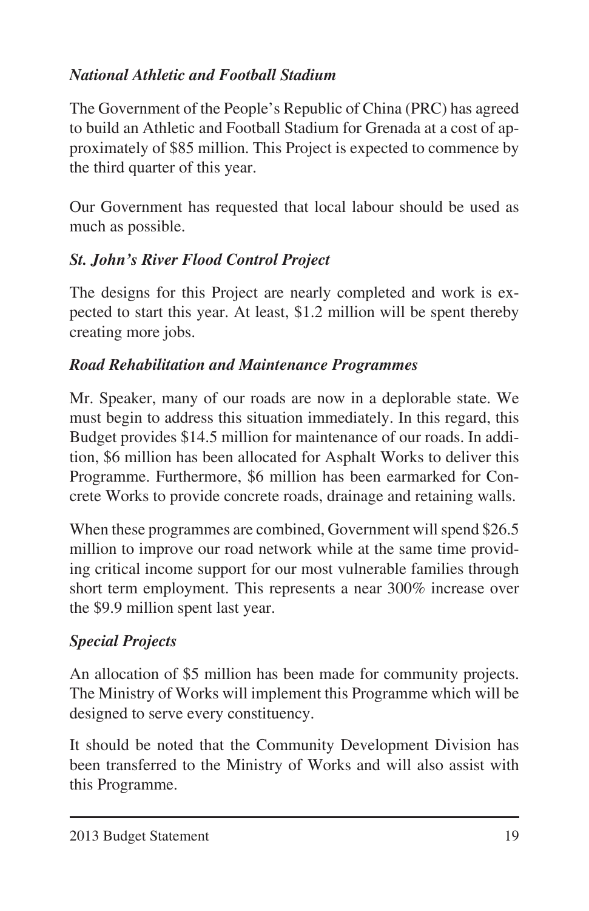***National Athletic and Football Stadium***

The Government of the People's Republic of China (PRC) has agreed to build an Athletic and Football Stadium for Grenada at a cost of approximately of $85 million. This Project is expected to commence by the third quarter of this year.

Our Government has requested that local labour should be used as much as possible.

***St. John's River Flood Control Project***

The designs for this Project are nearly completed and work is expected to start this year. At least, $1.2 million will be spent thereby creating more jobs.

***Road Rehabilitation and Maintenance Programmes***

Mr. Speaker, many of our roads are now in a deplorable state. We must begin to address this situation immediately. In this regard, this Budget provides $14.5 million for maintenance of our roads. In addition, $6 million has been allocated for Asphalt Works to deliver this Programme. Furthermore, $6 million has been earmarked for Concrete Works to provide concrete roads, drainage and retaining walls.

When these programmes are combined, Government will spend $26.5 million to improve our road network while at the same time providing critical income support for our most vulnerable families through short term employment. This represents a near 300% increase over the $9.9 million spent last year.

***Special Projects***

An allocation of $5 million has been made for community projects. The Ministry of Works will implement this Programme which will be designed to serve every constituency.

It should be noted that the Community Development Division has been transferred to the Ministry of Works and will also assist with this Programme.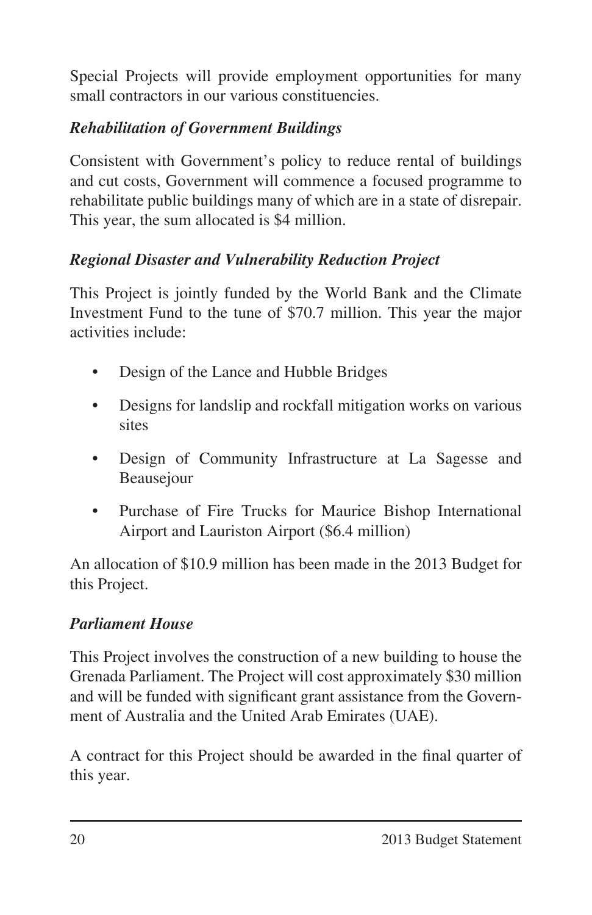Special Projects will provide employment opportunities for many small contractors in our various constituencies.

***Rehabilitation of Government Buildings***

Consistent with Government's policy to reduce rental of buildings and cut costs, Government will commence a focused programme to rehabilitate public buildings many of which are in a state of disrepair. This year, the sum allocated is $4 million.

***Regional Disaster and Vulnerability Reduction Project***

This Project is jointly funded by the World Bank and the Climate Investment Fund to the tune of $70.7 million. This year the major activities include:

- Design of the Lance and Hubble Bridges
- Designs for landslip and rockfall mitigation works on various sites
- Design of Community Infrastructure at La Sagesse and Beausejour
- Purchase of Fire Trucks for Maurice Bishop International Airport and Lauriston Airport ($6.4 million)

An allocation of $10.9 million has been made in the 2013 Budget for this Project.

***Parliament House***

This Project involves the construction of a new building to house the Grenada Parliament. The Project will cost approximately $30 million and will be funded with significant grant assistance from the Government of Australia and the United Arab Emirates (UAE).

A contract for this Project should be awarded in the final quarter of this year.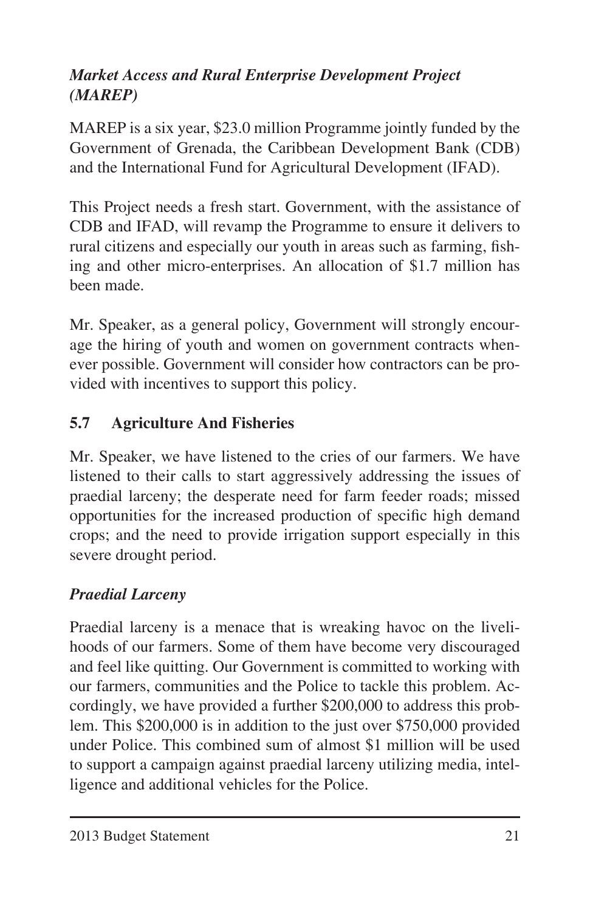***Market Access and Rural Enterprise Development Project (MAREP)***

MAREP is a six year, $23.0 million Programme jointly funded by the Government of Grenada, the Caribbean Development Bank (CDB) and the International Fund for Agricultural Development (IFAD).

This Project needs a fresh start. Government, with the assistance of CDB and IFAD, will revamp the Programme to ensure it delivers to rural citizens and especially our youth in areas such as farming, fishing and other micro-enterprises. An allocation of $1.7 million has been made.

Mr. Speaker, as a general policy, Government will strongly encourage the hiring of youth and women on government contracts whenever possible. Government will consider how contractors can be provided with incentives to support this policy.

## 5.7 Agriculture And Fisheries

Mr. Speaker, we have listened to the cries of our farmers. We have listened to their calls to start aggressively addressing the issues of praedial larceny; the desperate need for farm feeder roads; missed opportunities for the increased production of specific high demand crops; and the need to provide irrigation support especially in this severe drought period.

***Praedial Larceny***

Praedial larceny is a menace that is wreaking havoc on the livelihoods of our farmers. Some of them have become very discouraged and feel like quitting. Our Government is committed to working with our farmers, communities and the Police to tackle this problem. Accordingly, we have provided a further $200,000 to address this problem. This $200,000 is in addition to the just over $750,000 provided under Police. This combined sum of almost $1 million will be used to support a campaign against praedial larceny utilizing media, intelligence and additional vehicles for the Police.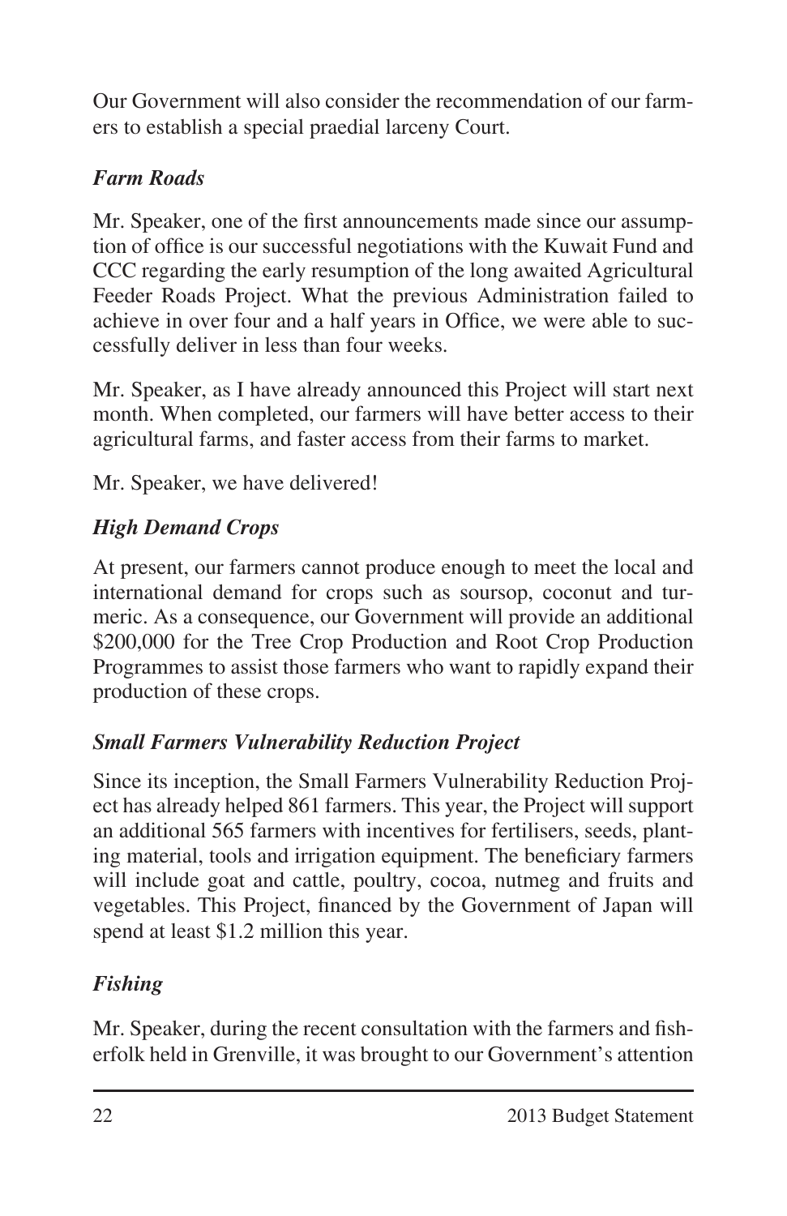Our Government will also consider the recommendation of our farmers to establish a special praedial larceny Court.

***Farm Roads***

Mr. Speaker, one of the first announcements made since our assumption of office is our successful negotiations with the Kuwait Fund and CCC regarding the early resumption of the long awaited Agricultural Feeder Roads Project. What the previous Administration failed to achieve in over four and a half years in Office, we were able to successfully deliver in less than four weeks.

Mr. Speaker, as I have already announced this Project will start next month. When completed, our farmers will have better access to their agricultural farms, and faster access from their farms to market.

Mr. Speaker, we have delivered!

***High Demand Crops***

At present, our farmers cannot produce enough to meet the local and international demand for crops such as soursop, coconut and turmeric. As a consequence, our Government will provide an additional \$200,000 for the Tree Crop Production and Root Crop Production Programmes to assist those farmers who want to rapidly expand their production of these crops.

***Small Farmers Vulnerability Reduction Project***

Since its inception, the Small Farmers Vulnerability Reduction Project has already helped 861 farmers. This year, the Project will support an additional 565 farmers with incentives for fertilisers, seeds, planting material, tools and irrigation equipment. The beneficiary farmers will include goat and cattle, poultry, cocoa, nutmeg and fruits and vegetables. This Project, financed by the Government of Japan will spend at least \$1.2 million this year.

***Fishing***

Mr. Speaker, during the recent consultation with the farmers and fisherfolk held in Grenville, it was brought to our Government's attention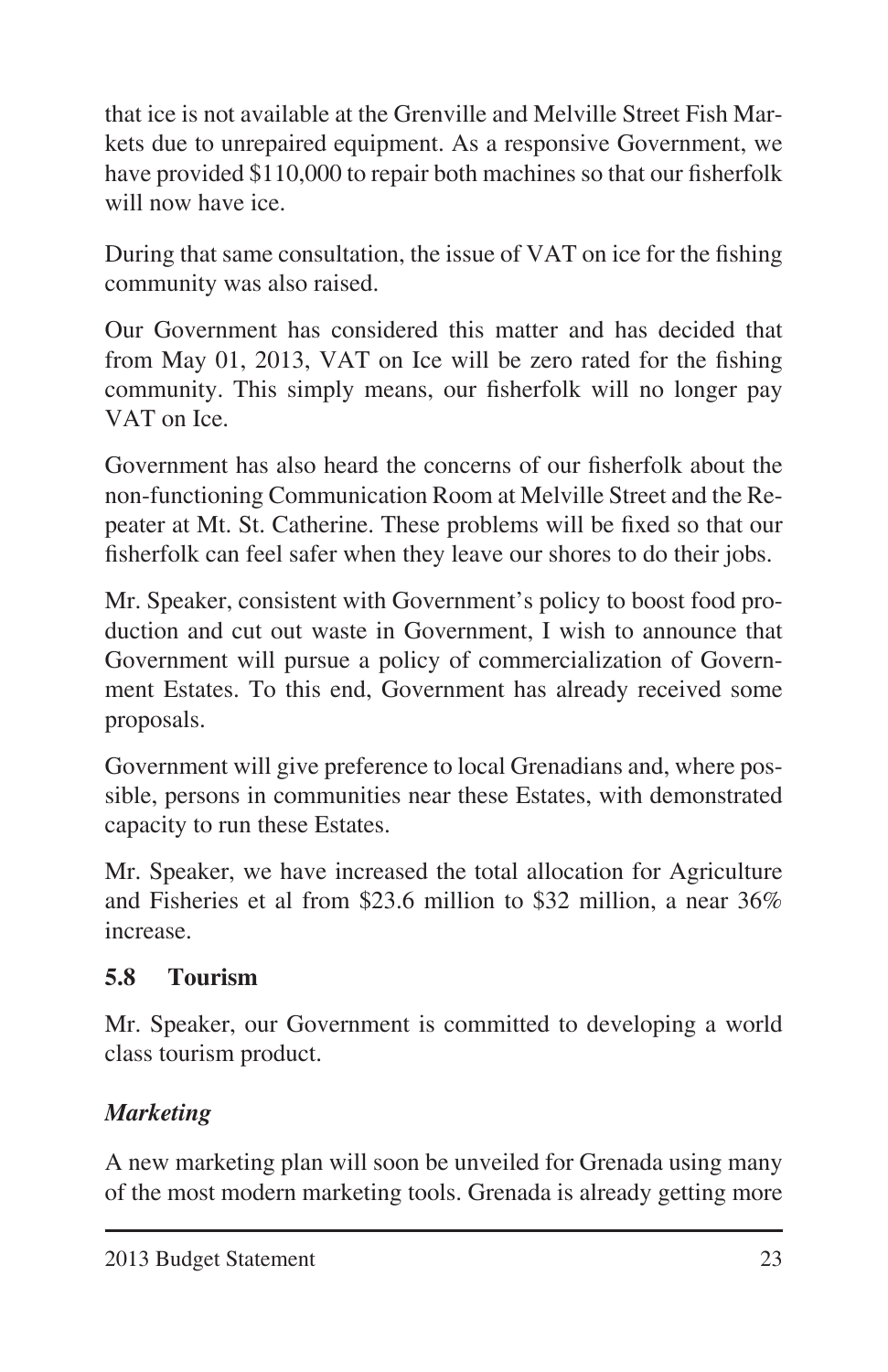that ice is not available at the Grenville and Melville Street Fish Markets due to unrepaired equipment. As a responsive Government, we have provided $110,000 to repair both machines so that our fisherfolk will now have ice.

During that same consultation, the issue of VAT on ice for the fishing community was also raised.

Our Government has considered this matter and has decided that from May 01, 2013, VAT on Ice will be zero rated for the fishing community. This simply means, our fisherfolk will no longer pay VAT on Ice.

Government has also heard the concerns of our fisherfolk about the non-functioning Communication Room at Melville Street and the Repeater at Mt. St. Catherine. These problems will be fixed so that our fisherfolk can feel safer when they leave our shores to do their jobs.

Mr. Speaker, consistent with Government's policy to boost food production and cut out waste in Government, I wish to announce that Government will pursue a policy of commercialization of Government Estates. To this end, Government has already received some proposals.

Government will give preference to local Grenadians and, where possible, persons in communities near these Estates, with demonstrated capacity to run these Estates.

Mr. Speaker, we have increased the total allocation for Agriculture and Fisheries et al from $23.6 million to $32 million, a near 36% increase.

### 5.8 Tourism

Mr. Speaker, our Government is committed to developing a world class tourism product.

***Marketing***

A new marketing plan will soon be unveiled for Grenada using many of the most modern marketing tools. Grenada is already getting more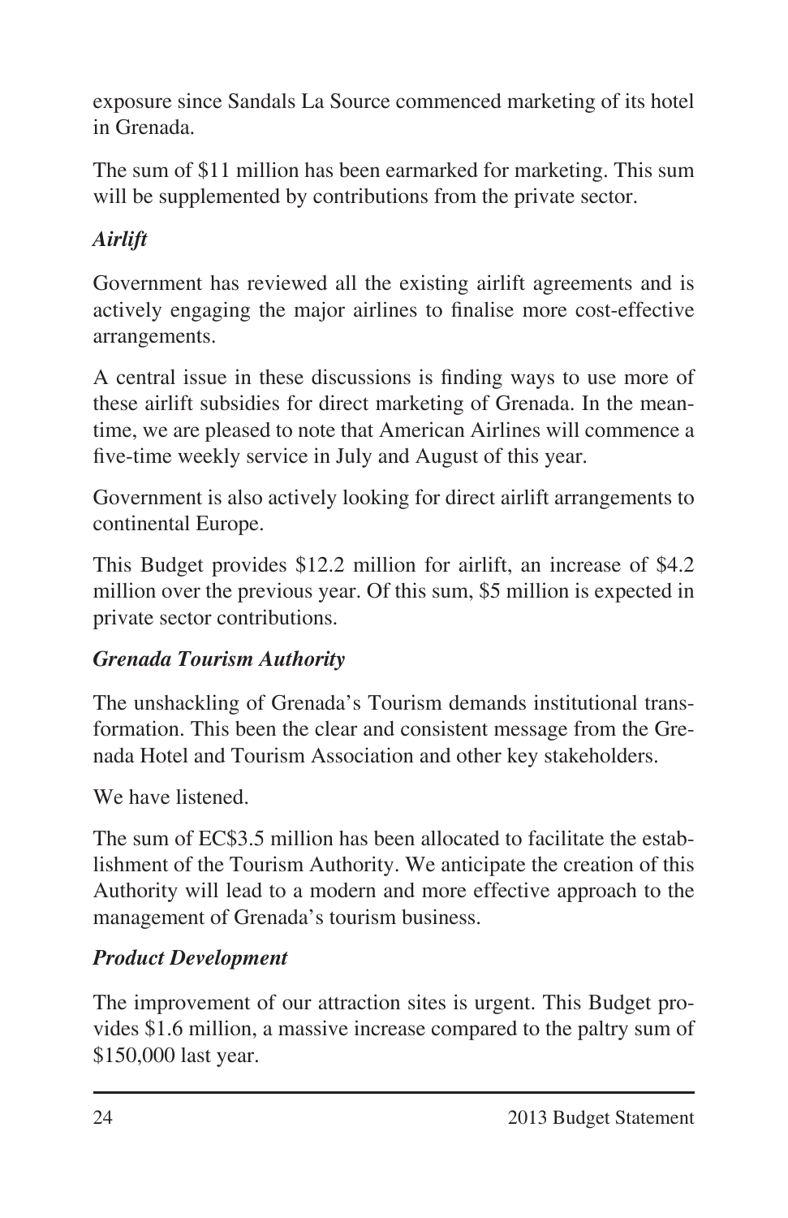exposure since Sandals La Source commenced marketing of its hotel in Grenada.

The sum of $11 million has been earmarked for marketing. This sum will be supplemented by contributions from the private sector.

### *Airlift*

Government has reviewed all the existing airlift agreements and is actively engaging the major airlines to finalise more cost-effective arrangements.

A central issue in these discussions is finding ways to use more of these airlift subsidies for direct marketing of Grenada. In the meantime, we are pleased to note that American Airlines will commence a five-time weekly service in July and August of this year.

Government is also actively looking for direct airlift arrangements to continental Europe.

This Budget provides $12.2 million for airlift, an increase of $4.2 million over the previous year. Of this sum, $5 million is expected in private sector contributions.

### *Grenada Tourism Authority*

The unshackling of Grenada's Tourism demands institutional transformation. This been the clear and consistent message from the Grenada Hotel and Tourism Association and other key stakeholders.

We have listened.

The sum of EC$3.5 million has been allocated to facilitate the establishment of the Tourism Authority. We anticipate the creation of this Authority will lead to a modern and more effective approach to the management of Grenada's tourism business.

### *Product Development*

The improvement of our attraction sites is urgent. This Budget provides $1.6 million, a massive increase compared to the paltry sum of $150,000 last year.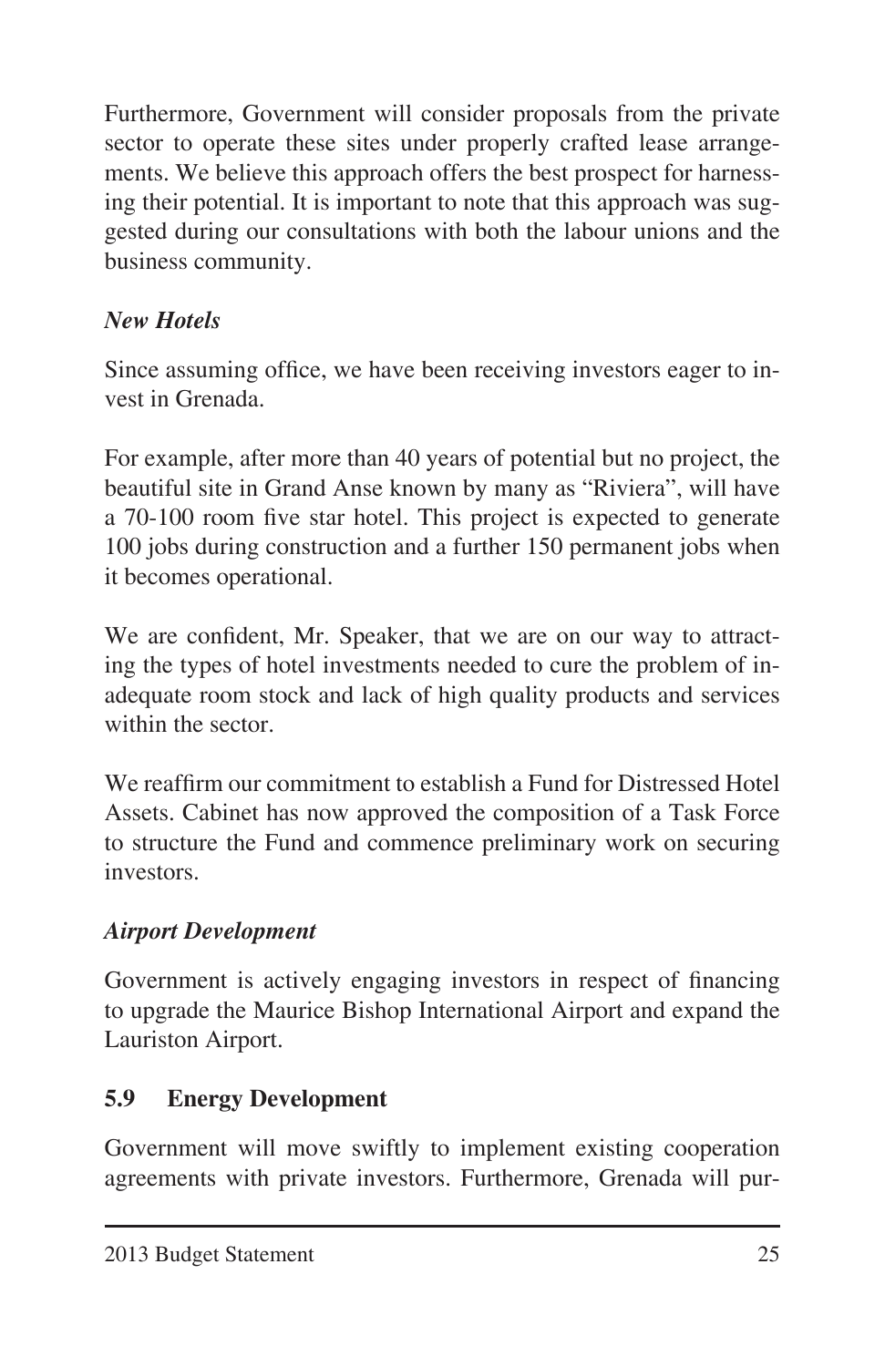Furthermore, Government will consider proposals from the private sector to operate these sites under properly crafted lease arrangements. We believe this approach offers the best prospect for harnessing their potential. It is important to note that this approach was suggested during our consultations with both the labour unions and the business community.

***New Hotels***

Since assuming office, we have been receiving investors eager to invest in Grenada.

For example, after more than 40 years of potential but no project, the beautiful site in Grand Anse known by many as "Riviera", will have a 70-100 room five star hotel. This project is expected to generate 100 jobs during construction and a further 150 permanent jobs when it becomes operational.

We are confident, Mr. Speaker, that we are on our way to attracting the types of hotel investments needed to cure the problem of inadequate room stock and lack of high quality products and services within the sector.

We reaffirm our commitment to establish a Fund for Distressed Hotel Assets. Cabinet has now approved the composition of a Task Force to structure the Fund and commence preliminary work on securing investors.

***Airport Development***

Government is actively engaging investors in respect of financing to upgrade the Maurice Bishop International Airport and expand the Lauriston Airport.

## 5.9 Energy Development

Government will move swiftly to implement existing cooperation agreements with private investors. Furthermore, Grenada will pur-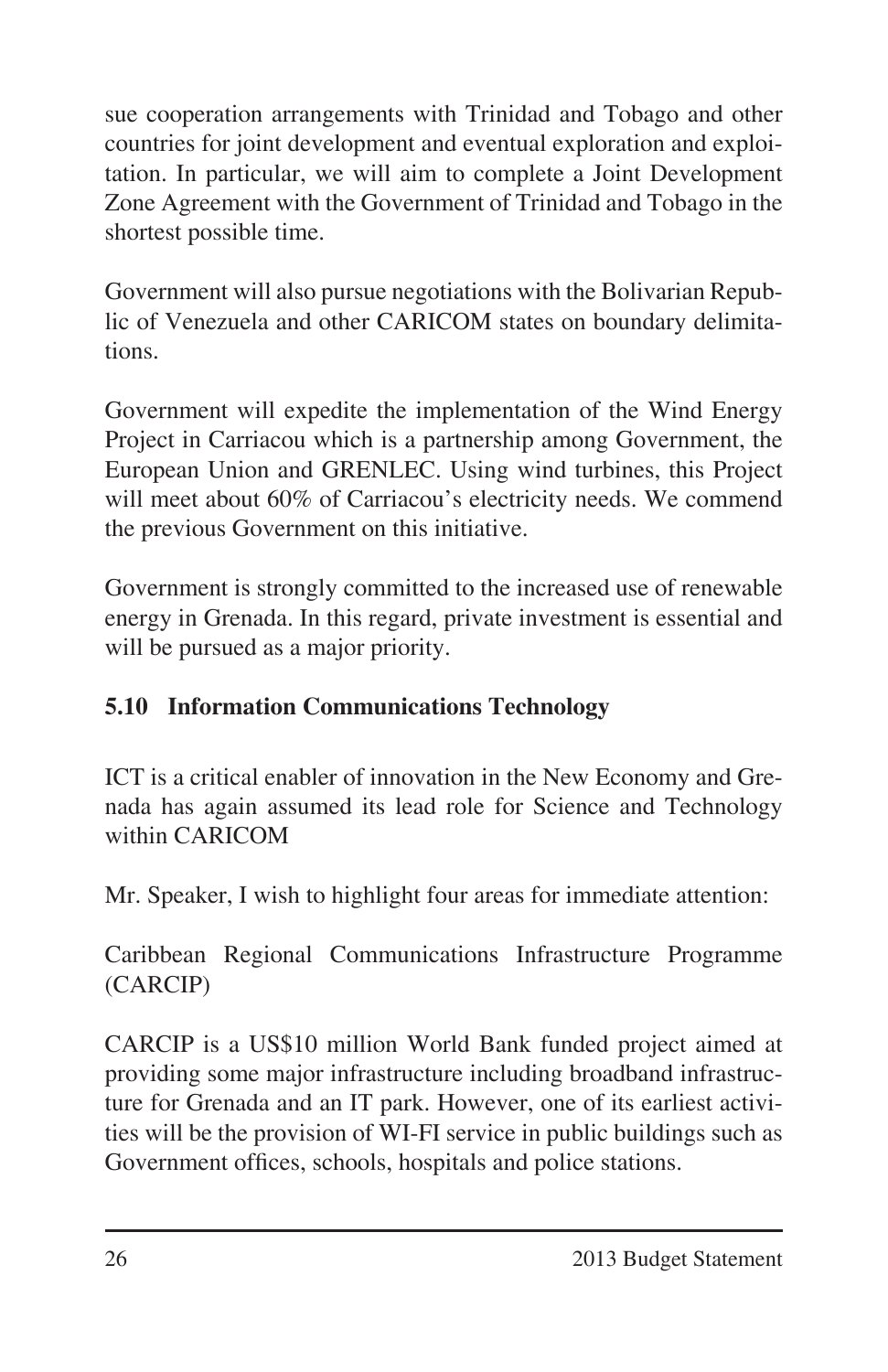sue cooperation arrangements with Trinidad and Tobago and other countries for joint development and eventual exploration and exploitation. In particular, we will aim to complete a Joint Development Zone Agreement with the Government of Trinidad and Tobago in the shortest possible time.

Government will also pursue negotiations with the Bolivarian Republic of Venezuela and other CARICOM states on boundary delimitations.

Government will expedite the implementation of the Wind Energy Project in Carriacou which is a partnership among Government, the European Union and GRENLEC. Using wind turbines, this Project will meet about 60% of Carriacou's electricity needs. We commend the previous Government on this initiative.

Government is strongly committed to the increased use of renewable energy in Grenada. In this regard, private investment is essential and will be pursued as a major priority.

### 5.10 Information Communications Technology

ICT is a critical enabler of innovation in the New Economy and Grenada has again assumed its lead role for Science and Technology within CARICOM

Mr. Speaker, I wish to highlight four areas for immediate attention:

Caribbean Regional Communications Infrastructure Programme (CARCIP)

CARCIP is a US$10 million World Bank funded project aimed at providing some major infrastructure including broadband infrastructure for Grenada and an IT park. However, one of its earliest activities will be the provision of WI-FI service in public buildings such as Government offices, schools, hospitals and police stations.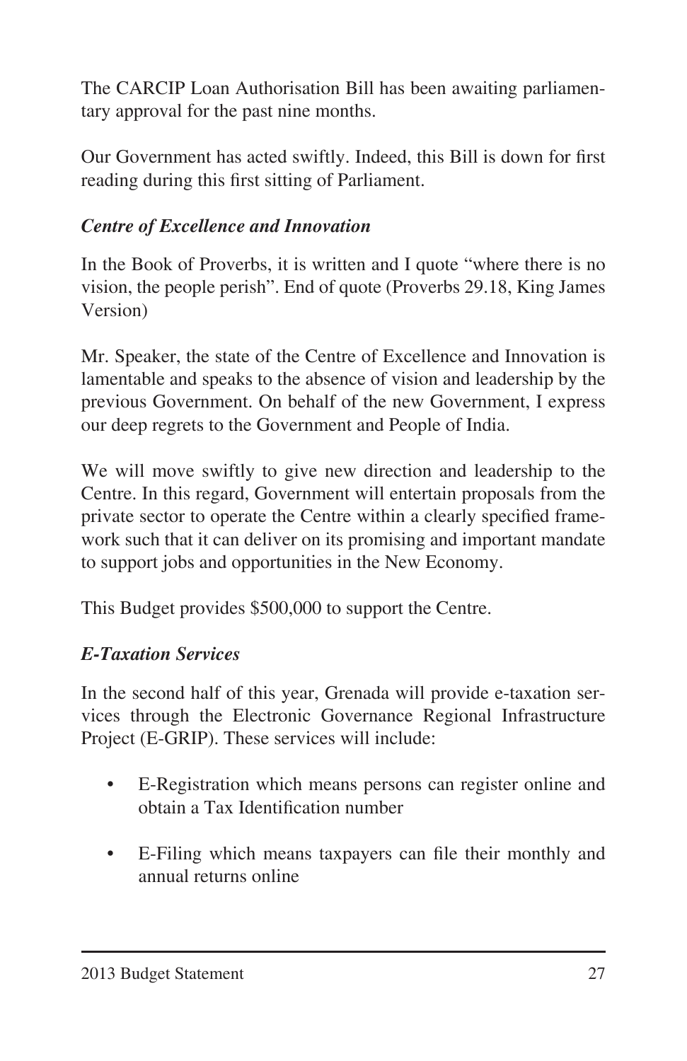The CARCIP Loan Authorisation Bill has been awaiting parliamentary approval for the past nine months.

Our Government has acted swiftly. Indeed, this Bill is down for first reading during this first sitting of Parliament.

### *Centre of Excellence and Innovation*

In the Book of Proverbs, it is written and I quote "where there is no vision, the people perish". End of quote (Proverbs 29.18, King James Version)

Mr. Speaker, the state of the Centre of Excellence and Innovation is lamentable and speaks to the absence of vision and leadership by the previous Government. On behalf of the new Government, I express our deep regrets to the Government and People of India.

We will move swiftly to give new direction and leadership to the Centre. In this regard, Government will entertain proposals from the private sector to operate the Centre within a clearly specified framework such that it can deliver on its promising and important mandate to support jobs and opportunities in the New Economy.

This Budget provides $500,000 to support the Centre.

### *E-Taxation Services*

In the second half of this year, Grenada will provide e-taxation services through the Electronic Governance Regional Infrastructure Project (E-GRIP). These services will include:

- E-Registration which means persons can register online and obtain a Tax Identification number
- E-Filing which means taxpayers can file their monthly and annual returns online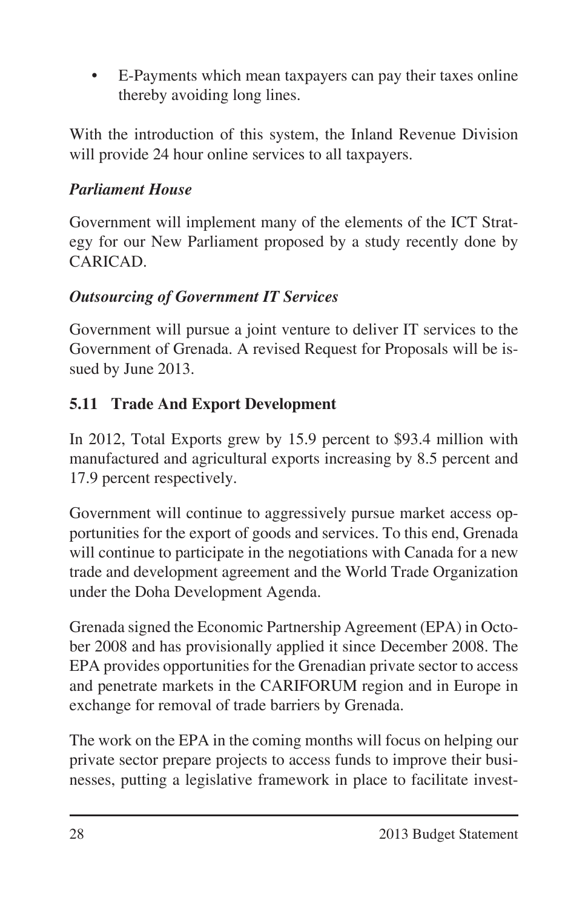- E-Payments which mean taxpayers can pay their taxes online thereby avoiding long lines.

With the introduction of this system, the Inland Revenue Division will provide 24 hour online services to all taxpayers.

***Parliament House***

Government will implement many of the elements of the ICT Strategy for our New Parliament proposed by a study recently done by CARICAD.

***Outsourcing of Government IT Services***

Government will pursue a joint venture to deliver IT services to the Government of Grenada. A revised Request for Proposals will be issued by June 2013.

## 5.11 Trade And Export Development

In 2012, Total Exports grew by 15.9 percent to $93.4 million with manufactured and agricultural exports increasing by 8.5 percent and 17.9 percent respectively.

Government will continue to aggressively pursue market access opportunities for the export of goods and services. To this end, Grenada will continue to participate in the negotiations with Canada for a new trade and development agreement and the World Trade Organization under the Doha Development Agenda.

Grenada signed the Economic Partnership Agreement (EPA) in October 2008 and has provisionally applied it since December 2008. The EPA provides opportunities for the Grenadian private sector to access and penetrate markets in the CARIFORUM region and in Europe in exchange for removal of trade barriers by Grenada.

The work on the EPA in the coming months will focus on helping our private sector prepare projects to access funds to improve their businesses, putting a legislative framework in place to facilitate invest-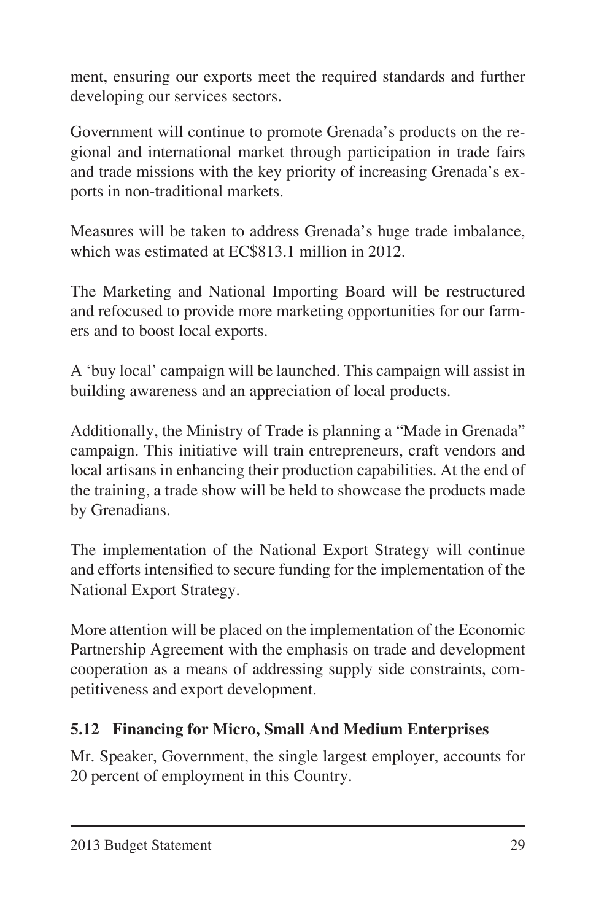ment, ensuring our exports meet the required standards and further developing our services sectors.

Government will continue to promote Grenada's products on the regional and international market through participation in trade fairs and trade missions with the key priority of increasing Grenada's exports in non-traditional markets.

Measures will be taken to address Grenada's huge trade imbalance, which was estimated at EC$813.1 million in 2012.

The Marketing and National Importing Board will be restructured and refocused to provide more marketing opportunities for our farmers and to boost local exports.

A 'buy local' campaign will be launched. This campaign will assist in building awareness and an appreciation of local products.

Additionally, the Ministry of Trade is planning a "Made in Grenada" campaign. This initiative will train entrepreneurs, craft vendors and local artisans in enhancing their production capabilities. At the end of the training, a trade show will be held to showcase the products made by Grenadians.

The implementation of the National Export Strategy will continue and efforts intensified to secure funding for the implementation of the National Export Strategy.

More attention will be placed on the implementation of the Economic Partnership Agreement with the emphasis on trade and development cooperation as a means of addressing supply side constraints, competitiveness and export development.

### 5.12 Financing for Micro, Small And Medium Enterprises

Mr. Speaker, Government, the single largest employer, accounts for 20 percent of employment in this Country.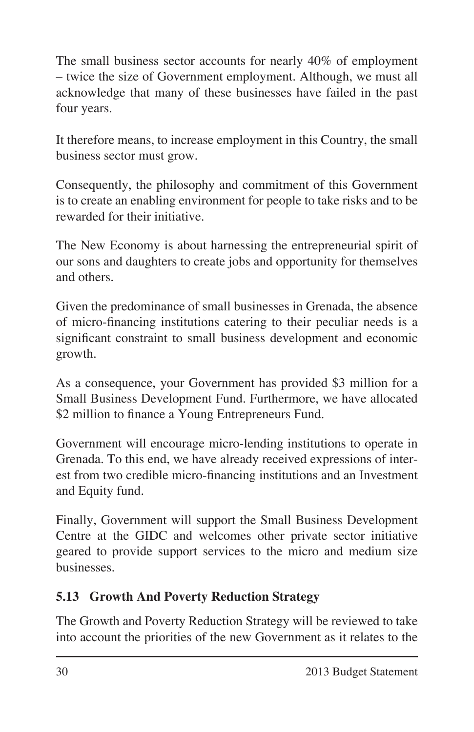The small business sector accounts for nearly 40% of employment – twice the size of Government employment. Although, we must all acknowledge that many of these businesses have failed in the past four years.

It therefore means, to increase employment in this Country, the small business sector must grow.

Consequently, the philosophy and commitment of this Government is to create an enabling environment for people to take risks and to be rewarded for their initiative.

The New Economy is about harnessing the entrepreneurial spirit of our sons and daughters to create jobs and opportunity for themselves and others.

Given the predominance of small businesses in Grenada, the absence of micro-financing institutions catering to their peculiar needs is a significant constraint to small business development and economic growth.

As a consequence, your Government has provided \$3 million for a Small Business Development Fund. Furthermore, we have allocated \$2 million to finance a Young Entrepreneurs Fund.

Government will encourage micro-lending institutions to operate in Grenada. To this end, we have already received expressions of interest from two credible micro-financing institutions and an Investment and Equity fund.

Finally, Government will support the Small Business Development Centre at the GIDC and welcomes other private sector initiative geared to provide support services to the micro and medium size businesses.

### 5.13 Growth And Poverty Reduction Strategy

The Growth and Poverty Reduction Strategy will be reviewed to take into account the priorities of the new Government as it relates to the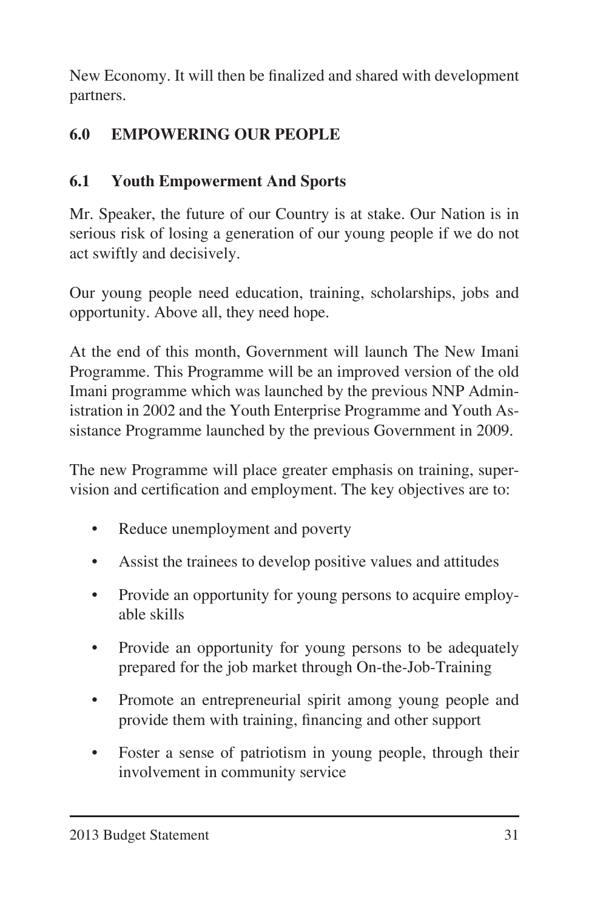New Economy. It will then be finalized and shared with development partners.

## 6.0 EMPOWERING OUR PEOPLE

### 6.1 Youth Empowerment And Sports

Mr. Speaker, the future of our Country is at stake. Our Nation is in serious risk of losing a generation of our young people if we do not act swiftly and decisively.

Our young people need education, training, scholarships, jobs and opportunity. Above all, they need hope.

At the end of this month, Government will launch The New Imani Programme. This Programme will be an improved version of the old Imani programme which was launched by the previous NNP Administration in 2002 and the Youth Enterprise Programme and Youth Assistance Programme launched by the previous Government in 2009.

The new Programme will place greater emphasis on training, supervision and certification and employment. The key objectives are to:

- Reduce unemployment and poverty
- Assist the trainees to develop positive values and attitudes
- Provide an opportunity for young persons to acquire employable skills
- Provide an opportunity for young persons to be adequately prepared for the job market through On-the-Job-Training
- Promote an entrepreneurial spirit among young people and provide them with training, financing and other support
- Foster a sense of patriotism in young people, through their involvement in community service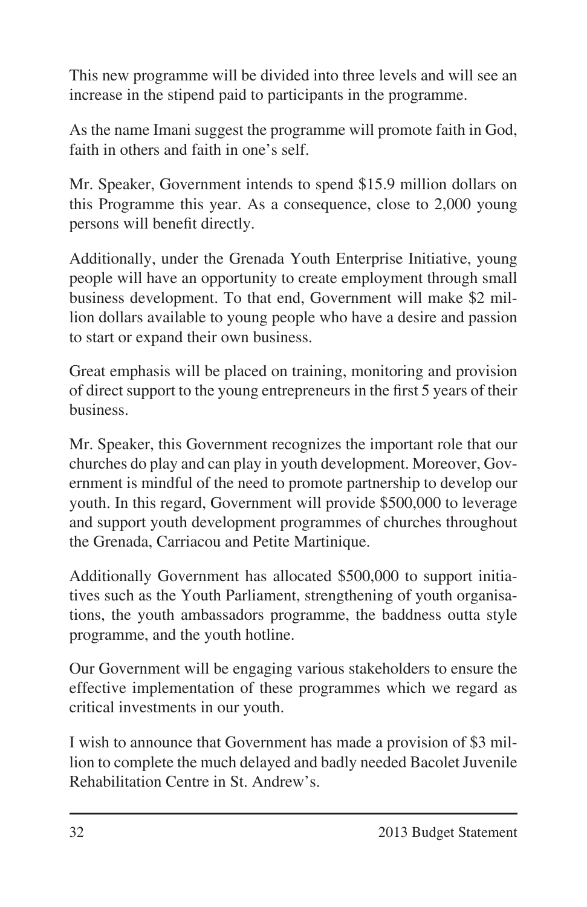This new programme will be divided into three levels and will see an increase in the stipend paid to participants in the programme.

As the name Imani suggest the programme will promote faith in God, faith in others and faith in one's self.

Mr. Speaker, Government intends to spend $15.9 million dollars on this Programme this year. As a consequence, close to 2,000 young persons will benefit directly.

Additionally, under the Grenada Youth Enterprise Initiative, young people will have an opportunity to create employment through small business development. To that end, Government will make $2 million dollars available to young people who have a desire and passion to start or expand their own business.

Great emphasis will be placed on training, monitoring and provision of direct support to the young entrepreneurs in the first 5 years of their business.

Mr. Speaker, this Government recognizes the important role that our churches do play and can play in youth development. Moreover, Government is mindful of the need to promote partnership to develop our youth. In this regard, Government will provide $500,000 to leverage and support youth development programmes of churches throughout the Grenada, Carriacou and Petite Martinique.

Additionally Government has allocated $500,000 to support initiatives such as the Youth Parliament, strengthening of youth organisations, the youth ambassadors programme, the baddness outta style programme, and the youth hotline.

Our Government will be engaging various stakeholders to ensure the effective implementation of these programmes which we regard as critical investments in our youth.

I wish to announce that Government has made a provision of $3 million to complete the much delayed and badly needed Bacolet Juvenile Rehabilitation Centre in St. Andrew's.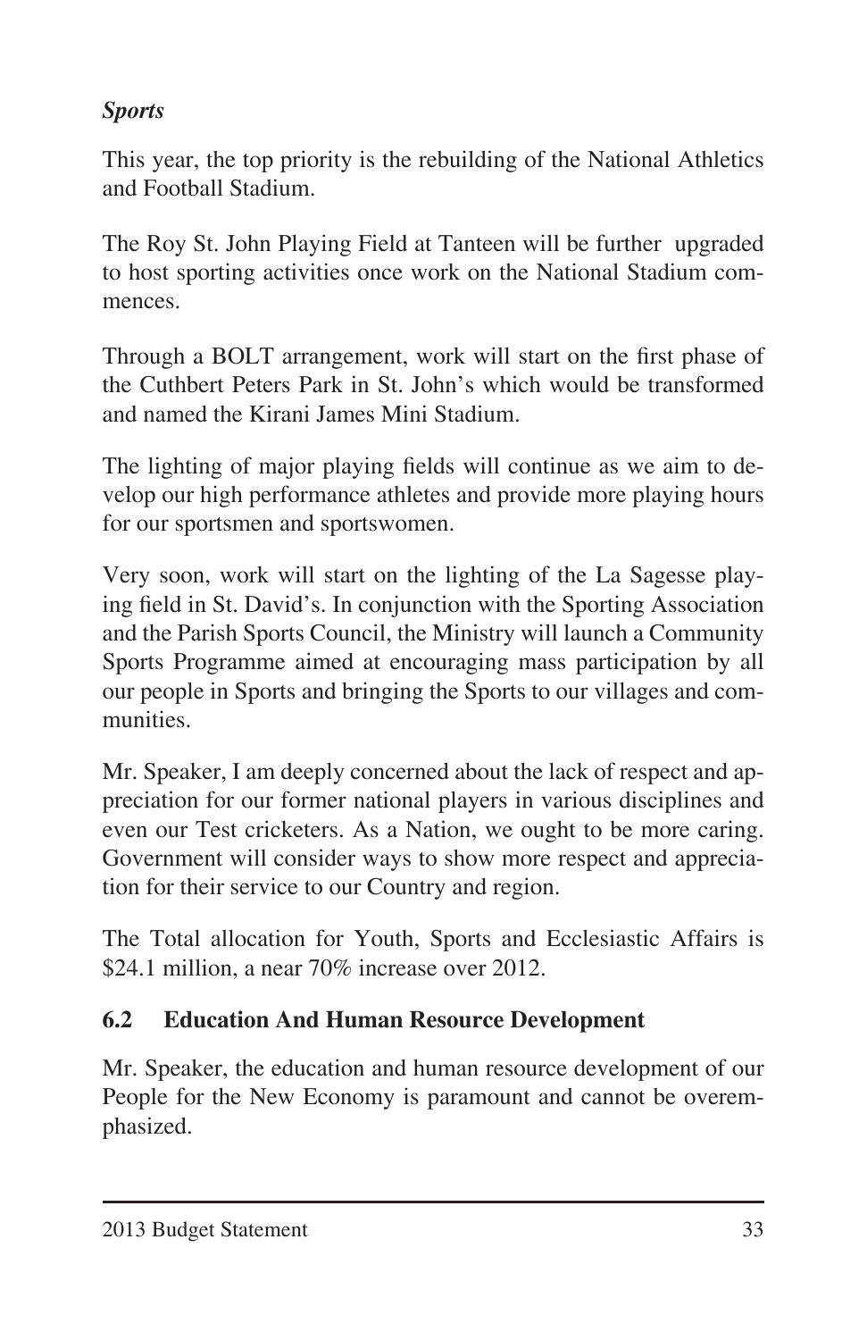***Sports***

This year, the top priority is the rebuilding of the National Athletics and Football Stadium.

The Roy St. John Playing Field at Tanteen will be further upgraded to host sporting activities once work on the National Stadium commences.

Through a BOLT arrangement, work will start on the first phase of the Cuthbert Peters Park in St. John's which would be transformed and named the Kirani James Mini Stadium.

The lighting of major playing fields will continue as we aim to develop our high performance athletes and provide more playing hours for our sportsmen and sportswomen.

Very soon, work will start on the lighting of the La Sagesse playing field in St. David's. In conjunction with the Sporting Association and the Parish Sports Council, the Ministry will launch a Community Sports Programme aimed at encouraging mass participation by all our people in Sports and bringing the Sports to our villages and communities.

Mr. Speaker, I am deeply concerned about the lack of respect and appreciation for our former national players in various disciplines and even our Test cricketers. As a Nation, we ought to be more caring. Government will consider ways to show more respect and appreciation for their service to our Country and region.

The Total allocation for Youth, Sports and Ecclesiastic Affairs is $24.1 million, a near 70% increase over 2012.

### 6.2 Education And Human Resource Development

Mr. Speaker, the education and human resource development of our People for the New Economy is paramount and cannot be overemphasized.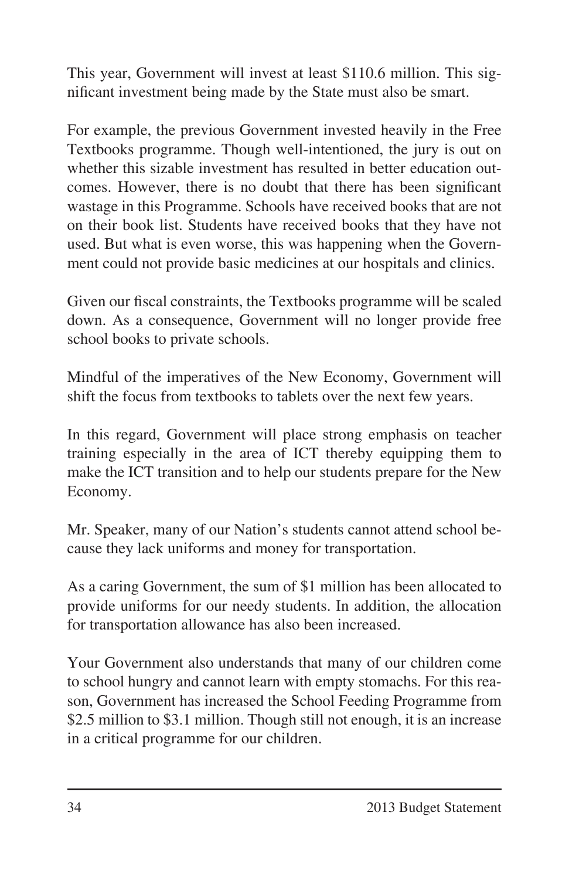This year, Government will invest at least $110.6 million. This significant investment being made by the State must also be smart.

For example, the previous Government invested heavily in the Free Textbooks programme. Though well-intentioned, the jury is out on whether this sizable investment has resulted in better education outcomes. However, there is no doubt that there has been significant wastage in this Programme. Schools have received books that are not on their book list. Students have received books that they have not used. But what is even worse, this was happening when the Government could not provide basic medicines at our hospitals and clinics.

Given our fiscal constraints, the Textbooks programme will be scaled down. As a consequence, Government will no longer provide free school books to private schools.

Mindful of the imperatives of the New Economy, Government will shift the focus from textbooks to tablets over the next few years.

In this regard, Government will place strong emphasis on teacher training especially in the area of ICT thereby equipping them to make the ICT transition and to help our students prepare for the New Economy.

Mr. Speaker, many of our Nation's students cannot attend school because they lack uniforms and money for transportation.

As a caring Government, the sum of $1 million has been allocated to provide uniforms for our needy students. In addition, the allocation for transportation allowance has also been increased.

Your Government also understands that many of our children come to school hungry and cannot learn with empty stomachs. For this reason, Government has increased the School Feeding Programme from $2.5 million to $3.1 million. Though still not enough, it is an increase in a critical programme for our children.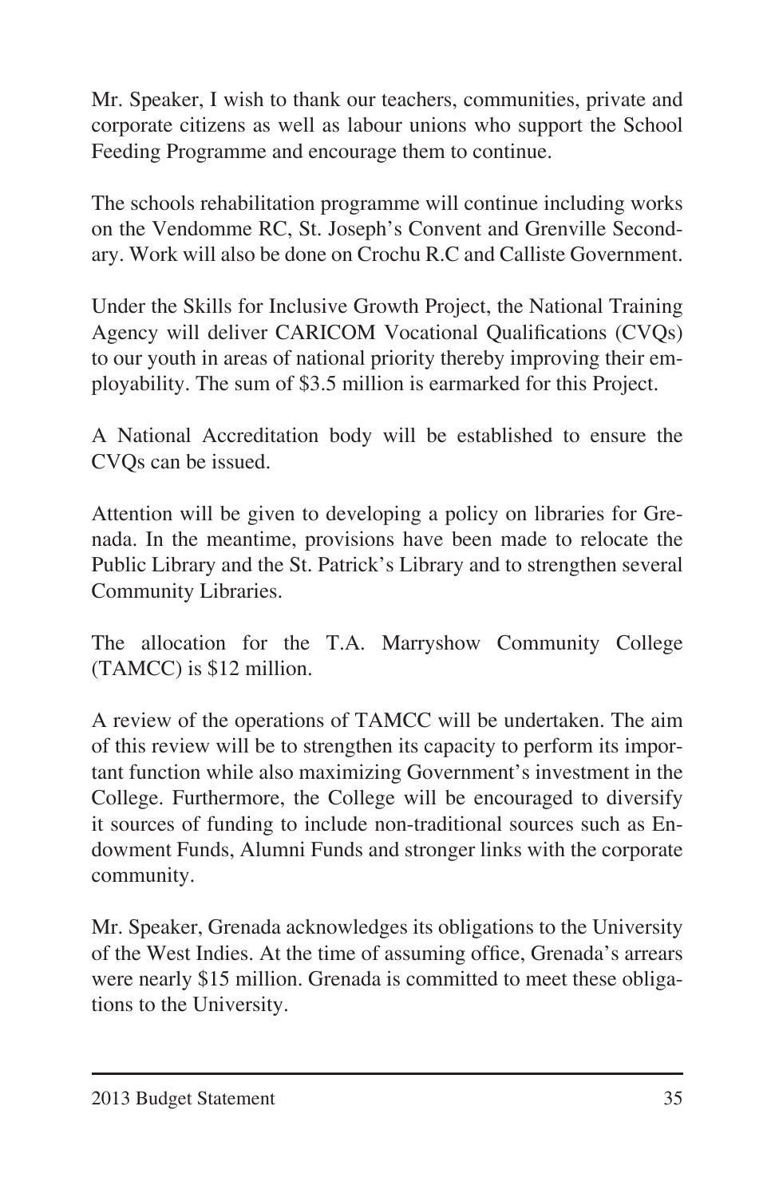Mr. Speaker, I wish to thank our teachers, communities, private and corporate citizens as well as labour unions who support the School Feeding Programme and encourage them to continue.

The schools rehabilitation programme will continue including works on the Vendomme RC, St. Joseph's Convent and Grenville Secondary. Work will also be done on Crochu R.C and Calliste Government.

Under the Skills for Inclusive Growth Project, the National Training Agency will deliver CARICOM Vocational Qualifications (CVQs) to our youth in areas of national priority thereby improving their employability. The sum of $3.5 million is earmarked for this Project.

A National Accreditation body will be established to ensure the CVQs can be issued.

Attention will be given to developing a policy on libraries for Grenada. In the meantime, provisions have been made to relocate the Public Library and the St. Patrick's Library and to strengthen several Community Libraries.

The allocation for the T.A. Marryshow Community College (TAMCC) is $12 million.

A review of the operations of TAMCC will be undertaken. The aim of this review will be to strengthen its capacity to perform its important function while also maximizing Government's investment in the College. Furthermore, the College will be encouraged to diversify it sources of funding to include non-traditional sources such as Endowment Funds, Alumni Funds and stronger links with the corporate community.

Mr. Speaker, Grenada acknowledges its obligations to the University of the West Indies. At the time of assuming office, Grenada's arrears were nearly $15 million. Grenada is committed to meet these obligations to the University.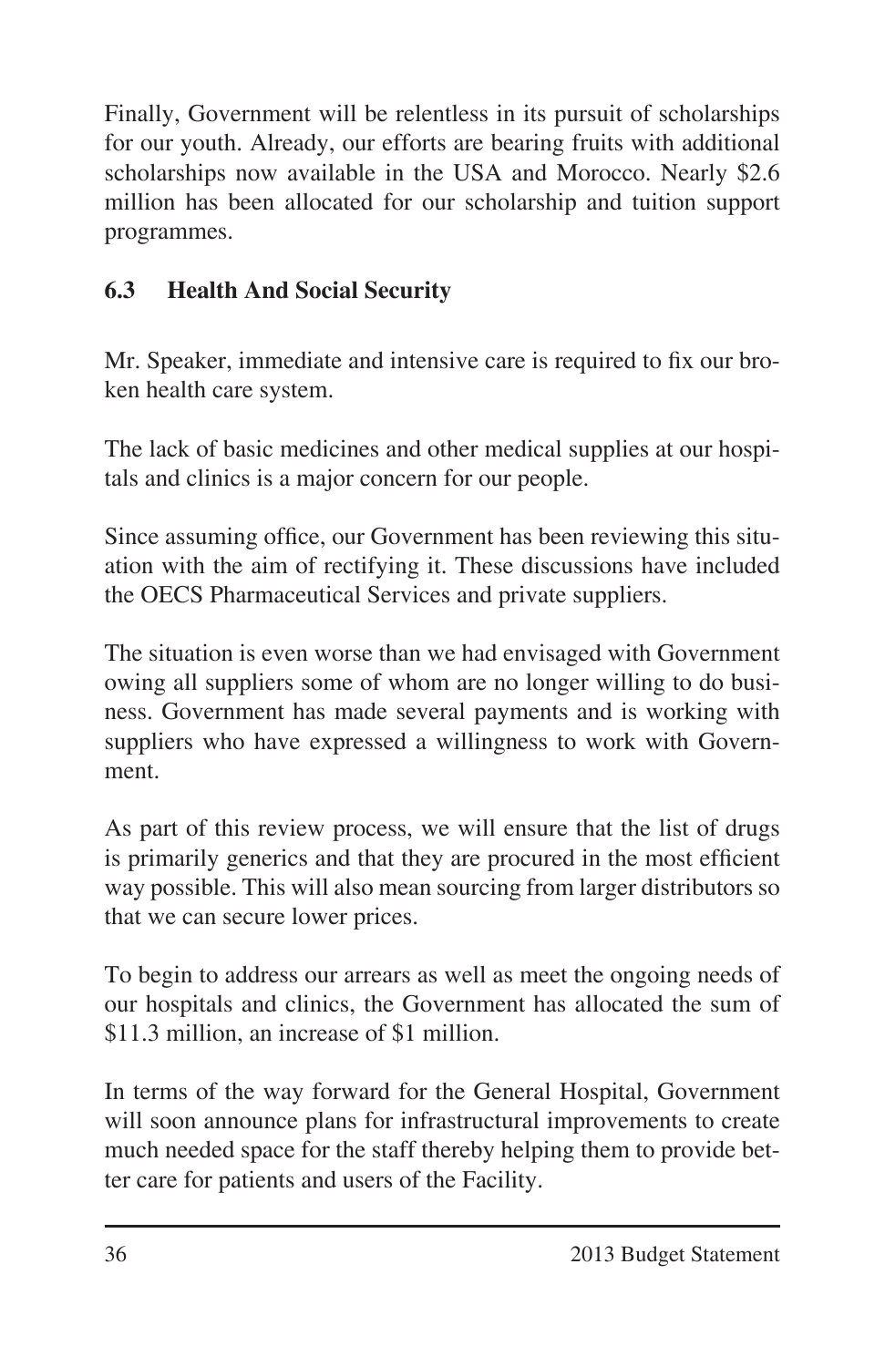Finally, Government will be relentless in its pursuit of scholarships for our youth. Already, our efforts are bearing fruits with additional scholarships now available in the USA and Morocco. Nearly $2.6 million has been allocated for our scholarship and tuition support programmes.

### 6.3 Health And Social Security

Mr. Speaker, immediate and intensive care is required to fix our broken health care system.

The lack of basic medicines and other medical supplies at our hospitals and clinics is a major concern for our people.

Since assuming office, our Government has been reviewing this situation with the aim of rectifying it. These discussions have included the OECS Pharmaceutical Services and private suppliers.

The situation is even worse than we had envisaged with Government owing all suppliers some of whom are no longer willing to do business. Government has made several payments and is working with suppliers who have expressed a willingness to work with Government.

As part of this review process, we will ensure that the list of drugs is primarily generics and that they are procured in the most efficient way possible. This will also mean sourcing from larger distributors so that we can secure lower prices.

To begin to address our arrears as well as meet the ongoing needs of our hospitals and clinics, the Government has allocated the sum of $11.3 million, an increase of $1 million.

In terms of the way forward for the General Hospital, Government will soon announce plans for infrastructural improvements to create much needed space for the staff thereby helping them to provide better care for patients and users of the Facility.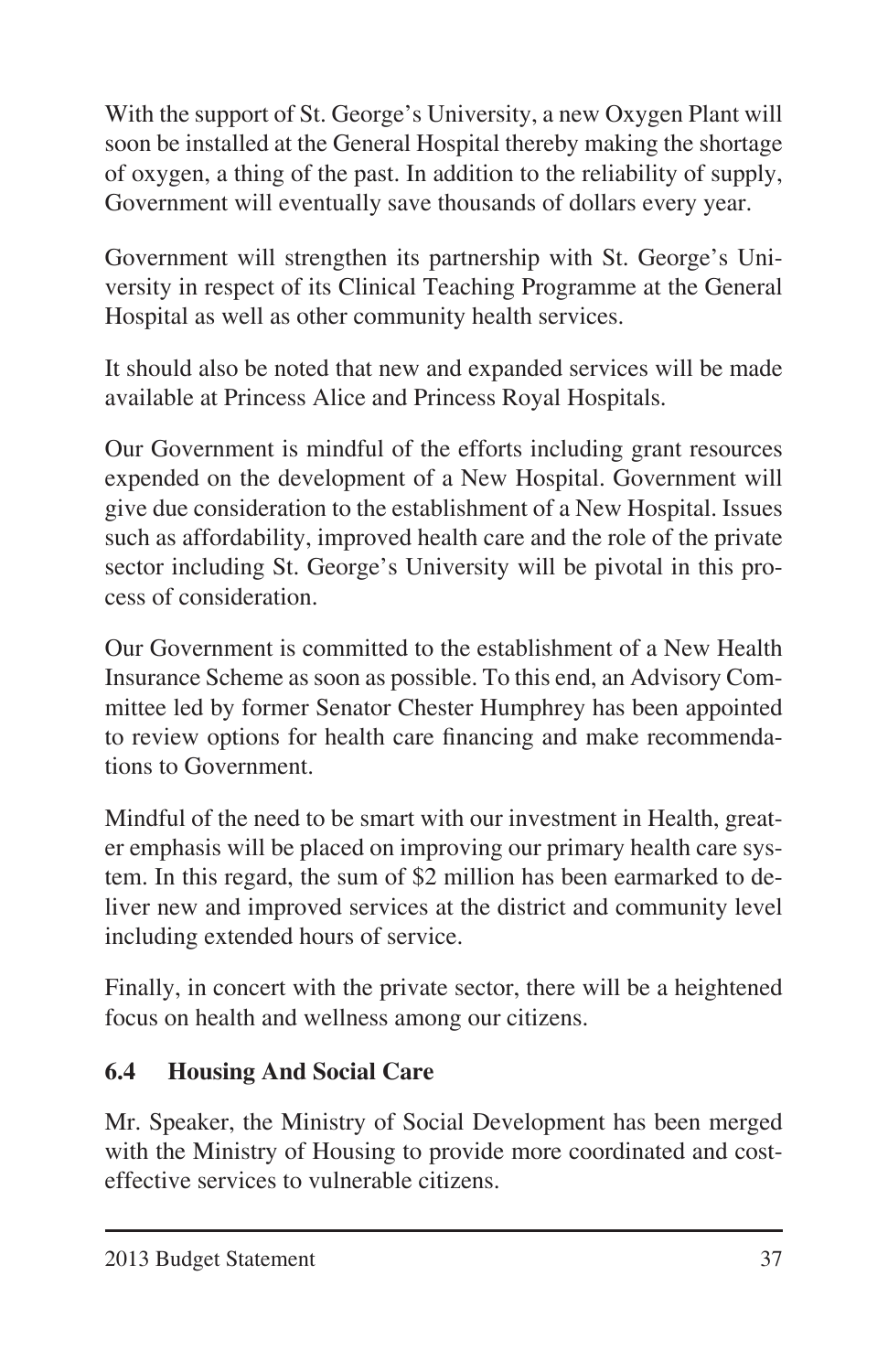With the support of St. George's University, a new Oxygen Plant will soon be installed at the General Hospital thereby making the shortage of oxygen, a thing of the past. In addition to the reliability of supply, Government will eventually save thousands of dollars every year.

Government will strengthen its partnership with St. George's University in respect of its Clinical Teaching Programme at the General Hospital as well as other community health services.

It should also be noted that new and expanded services will be made available at Princess Alice and Princess Royal Hospitals.

Our Government is mindful of the efforts including grant resources expended on the development of a New Hospital. Government will give due consideration to the establishment of a New Hospital. Issues such as affordability, improved health care and the role of the private sector including St. George's University will be pivotal in this process of consideration.

Our Government is committed to the establishment of a New Health Insurance Scheme as soon as possible. To this end, an Advisory Committee led by former Senator Chester Humphrey has been appointed to review options for health care financing and make recommendations to Government.

Mindful of the need to be smart with our investment in Health, greater emphasis will be placed on improving our primary health care system. In this regard, the sum of $2 million has been earmarked to deliver new and improved services at the district and community level including extended hours of service.

Finally, in concert with the private sector, there will be a heightened focus on health and wellness among our citizens.

### 6.4 Housing And Social Care

Mr. Speaker, the Ministry of Social Development has been merged with the Ministry of Housing to provide more coordinated and cost-effective services to vulnerable citizens.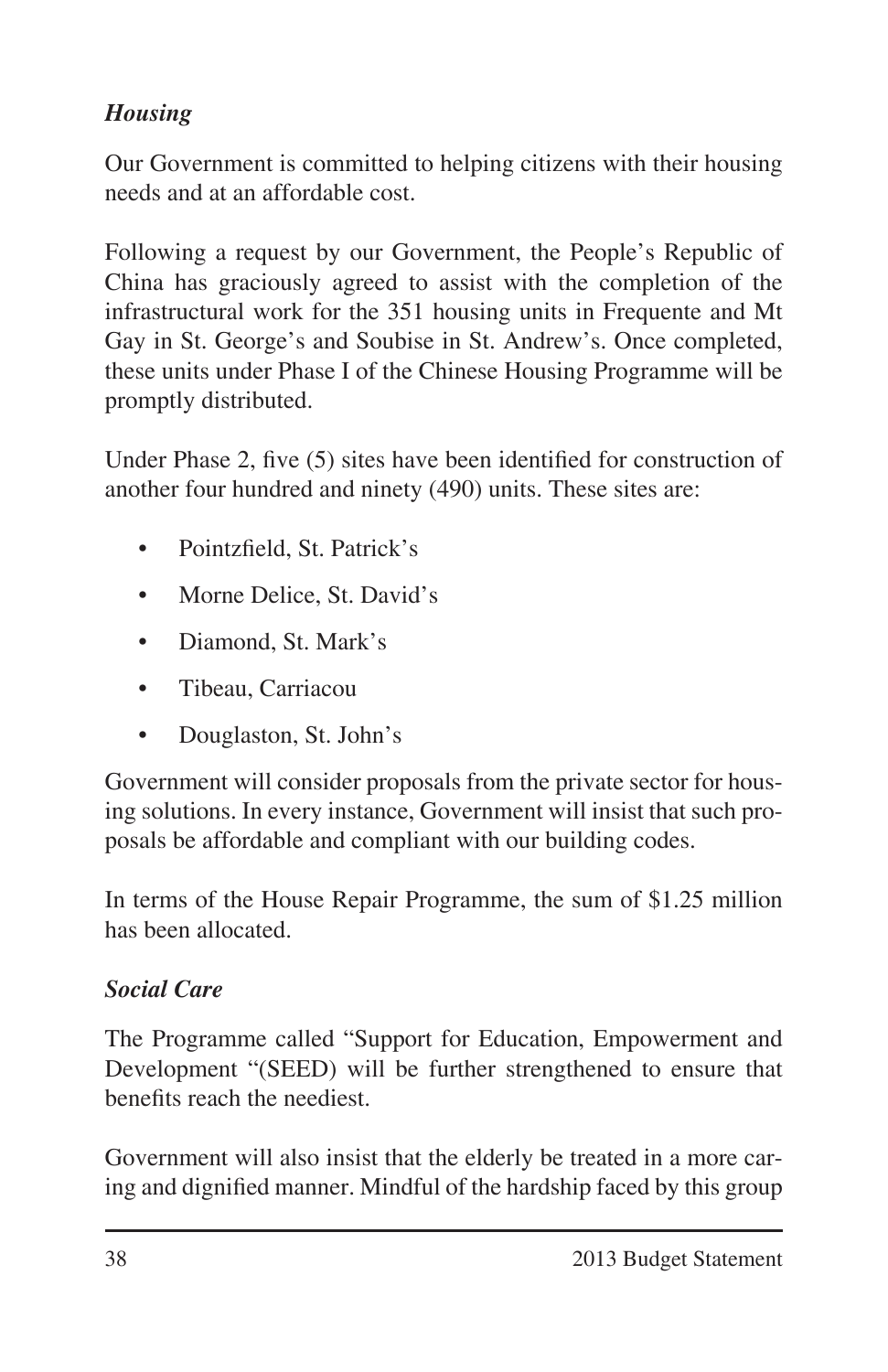### *Housing*

Our Government is committed to helping citizens with their housing needs and at an affordable cost.

Following a request by our Government, the People's Republic of China has graciously agreed to assist with the completion of the infrastructural work for the 351 housing units in Frequente and Mt Gay in St. George's and Soubise in St. Andrew's. Once completed, these units under Phase I of the Chinese Housing Programme will be promptly distributed.

Under Phase 2, five (5) sites have been identified for construction of another four hundred and ninety (490) units. These sites are:

- Pointzfield, St. Patrick's
- Morne Delice, St. David's
- Diamond, St. Mark's
- Tibeau, Carriacou
- Douglaston, St. John's

Government will consider proposals from the private sector for housing solutions. In every instance, Government will insist that such proposals be affordable and compliant with our building codes.

In terms of the House Repair Programme, the sum of $1.25 million has been allocated.

### *Social Care*

The Programme called "Support for Education, Empowerment and Development "(SEED) will be further strengthened to ensure that benefits reach the neediest.

Government will also insist that the elderly be treated in a more caring and dignified manner. Mindful of the hardship faced by this group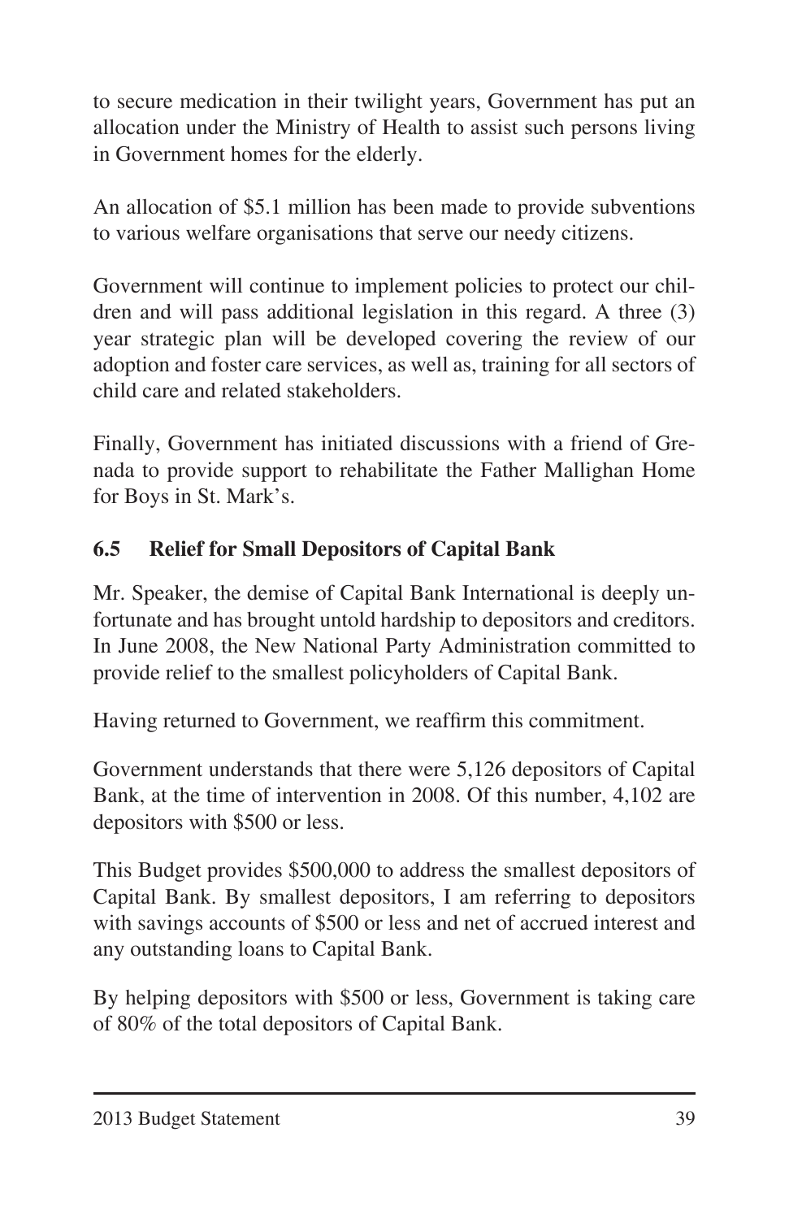to secure medication in their twilight years, Government has put an allocation under the Ministry of Health to assist such persons living in Government homes for the elderly.

An allocation of $5.1 million has been made to provide subventions to various welfare organisations that serve our needy citizens.

Government will continue to implement policies to protect our children and will pass additional legislation in this regard. A three (3) year strategic plan will be developed covering the review of our adoption and foster care services, as well as, training for all sectors of child care and related stakeholders.

Finally, Government has initiated discussions with a friend of Grenada to provide support to rehabilitate the Father Mallighan Home for Boys in St. Mark's.

### 6.5 Relief for Small Depositors of Capital Bank

Mr. Speaker, the demise of Capital Bank International is deeply unfortunate and has brought untold hardship to depositors and creditors. In June 2008, the New National Party Administration committed to provide relief to the smallest policyholders of Capital Bank.

Having returned to Government, we reaffirm this commitment.

Government understands that there were 5,126 depositors of Capital Bank, at the time of intervention in 2008. Of this number, 4,102 are depositors with $500 or less.

This Budget provides $500,000 to address the smallest depositors of Capital Bank. By smallest depositors, I am referring to depositors with savings accounts of $500 or less and net of accrued interest and any outstanding loans to Capital Bank.

By helping depositors with $500 or less, Government is taking care of 80% of the total depositors of Capital Bank.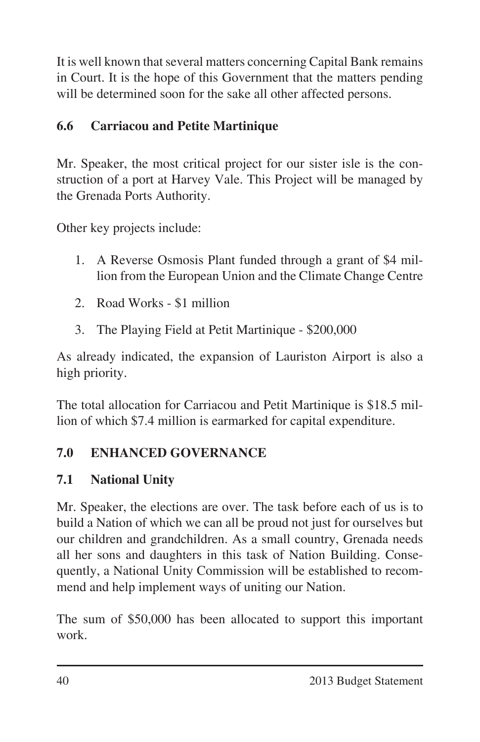It is well known that several matters concerning Capital Bank remains in Court. It is the hope of this Government that the matters pending will be determined soon for the sake all other affected persons.

### 6.6 Carriacou and Petite Martinique

Mr. Speaker, the most critical project for our sister isle is the construction of a port at Harvey Vale. This Project will be managed by the Grenada Ports Authority.

Other key projects include:

1. A Reverse Osmosis Plant funded through a grant of $4 million from the European Union and the Climate Change Centre
2. Road Works - $1 million
3. The Playing Field at Petit Martinique - $200,000

As already indicated, the expansion of Lauriston Airport is also a high priority.

The total allocation for Carriacou and Petit Martinique is $18.5 million of which $7.4 million is earmarked for capital expenditure.

## 7.0 ENHANCED GOVERNANCE

### 7.1 National Unity

Mr. Speaker, the elections are over. The task before each of us is to build a Nation of which we can all be proud not just for ourselves but our children and grandchildren. As a small country, Grenada needs all her sons and daughters in this task of Nation Building. Consequently, a National Unity Commission will be established to recommend and help implement ways of uniting our Nation.

The sum of $50,000 has been allocated to support this important work.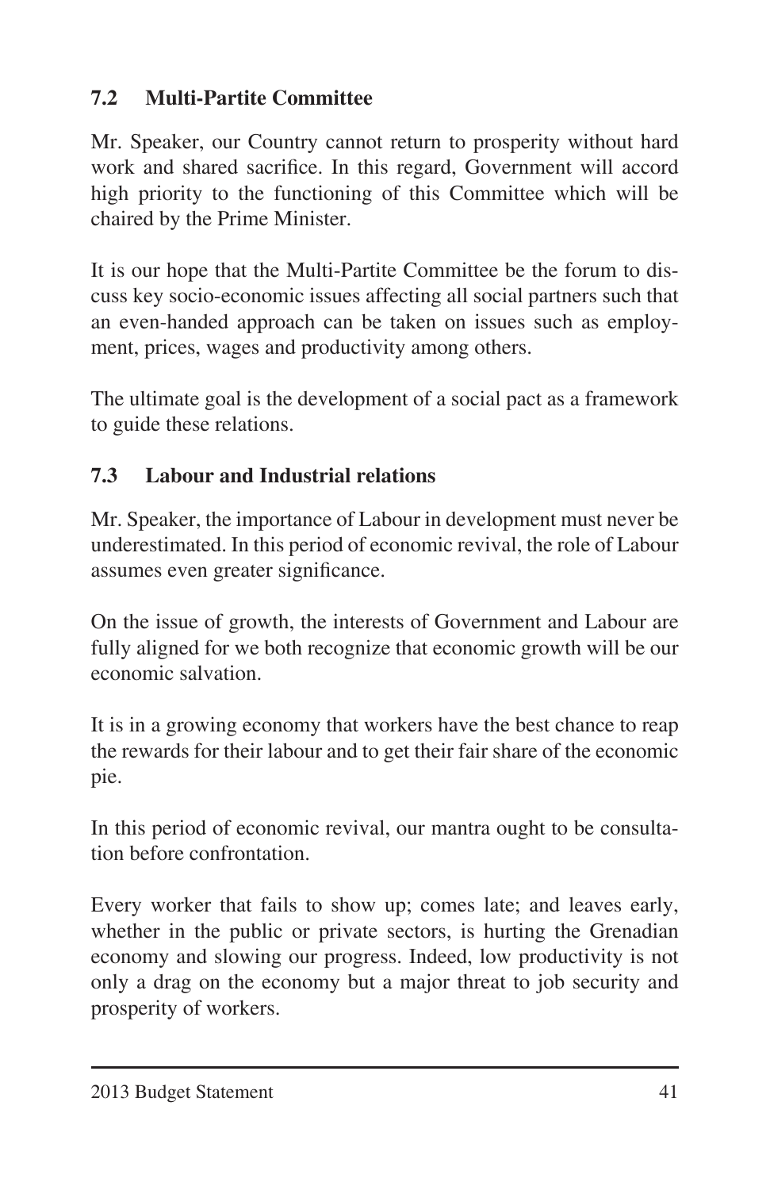### 7.2 Multi-Partite Committee

Mr. Speaker, our Country cannot return to prosperity without hard work and shared sacrifice. In this regard, Government will accord high priority to the functioning of this Committee which will be chaired by the Prime Minister.

It is our hope that the Multi-Partite Committee be the forum to discuss key socio-economic issues affecting all social partners such that an even-handed approach can be taken on issues such as employment, prices, wages and productivity among others.

The ultimate goal is the development of a social pact as a framework to guide these relations.

### 7.3 Labour and Industrial relations

Mr. Speaker, the importance of Labour in development must never be underestimated. In this period of economic revival, the role of Labour assumes even greater significance.

On the issue of growth, the interests of Government and Labour are fully aligned for we both recognize that economic growth will be our economic salvation.

It is in a growing economy that workers have the best chance to reap the rewards for their labour and to get their fair share of the economic pie.

In this period of economic revival, our mantra ought to be consultation before confrontation.

Every worker that fails to show up; comes late; and leaves early, whether in the public or private sectors, is hurting the Grenadian economy and slowing our progress. Indeed, low productivity is not only a drag on the economy but a major threat to job security and prosperity of workers.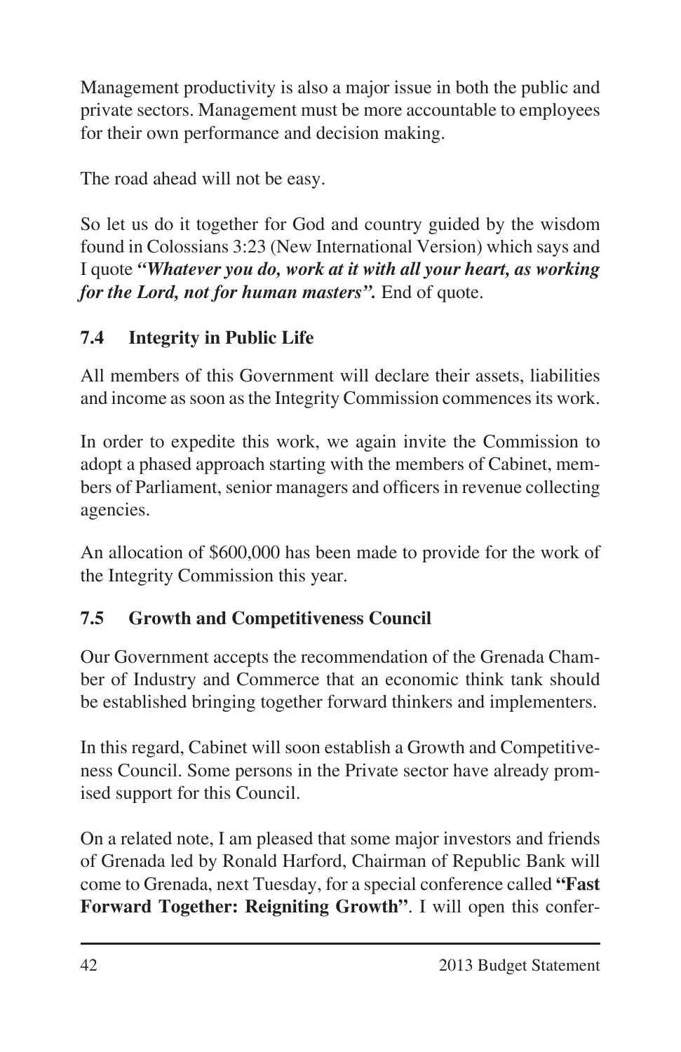Management productivity is also a major issue in both the public and private sectors. Management must be more accountable to employees for their own performance and decision making.

The road ahead will not be easy.

So let us do it together for God and country guided by the wisdom found in Colossians 3:23 (New International Version) which says and I quote ***"Whatever you do, work at it with all your heart, as working for the Lord, not for human masters".*** End of quote.

## 7.4 Integrity in Public Life

All members of this Government will declare their assets, liabilities and income as soon as the Integrity Commission commences its work.

In order to expedite this work, we again invite the Commission to adopt a phased approach starting with the members of Cabinet, members of Parliament, senior managers and officers in revenue collecting agencies.

An allocation of $600,000 has been made to provide for the work of the Integrity Commission this year.

## 7.5 Growth and Competitiveness Council

Our Government accepts the recommendation of the Grenada Chamber of Industry and Commerce that an economic think tank should be established bringing together forward thinkers and implementers.

In this regard, Cabinet will soon establish a Growth and Competitiveness Council. Some persons in the Private sector have already promised support for this Council.

On a related note, I am pleased that some major investors and friends of Grenada led by Ronald Harford, Chairman of Republic Bank will come to Grenada, next Tuesday, for a special conference called **"Fast Forward Together: Reigniting Growth"**. I will open this confer-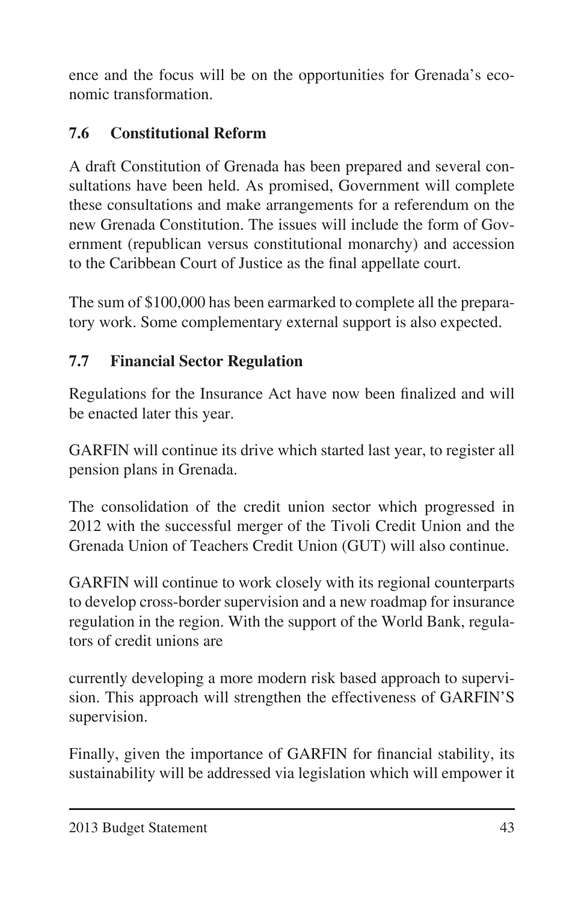ence and the focus will be on the opportunities for Grenada's economic transformation.

### 7.6 Constitutional Reform

A draft Constitution of Grenada has been prepared and several consultations have been held. As promised, Government will complete these consultations and make arrangements for a referendum on the new Grenada Constitution. The issues will include the form of Government (republican versus constitutional monarchy) and accession to the Caribbean Court of Justice as the final appellate court.

The sum of $100,000 has been earmarked to complete all the preparatory work. Some complementary external support is also expected.

### 7.7 Financial Sector Regulation

Regulations for the Insurance Act have now been finalized and will be enacted later this year.

GARFIN will continue its drive which started last year, to register all pension plans in Grenada.

The consolidation of the credit union sector which progressed in 2012 with the successful merger of the Tivoli Credit Union and the Grenada Union of Teachers Credit Union (GUT) will also continue.

GARFIN will continue to work closely with its regional counterparts to develop cross-border supervision and a new roadmap for insurance regulation in the region. With the support of the World Bank, regulators of credit unions are currently developing a more modern risk based approach to supervision. This approach will strengthen the effectiveness of GARFIN'S supervision.

Finally, given the importance of GARFIN for financial stability, its sustainability will be addressed via legislation which will empower it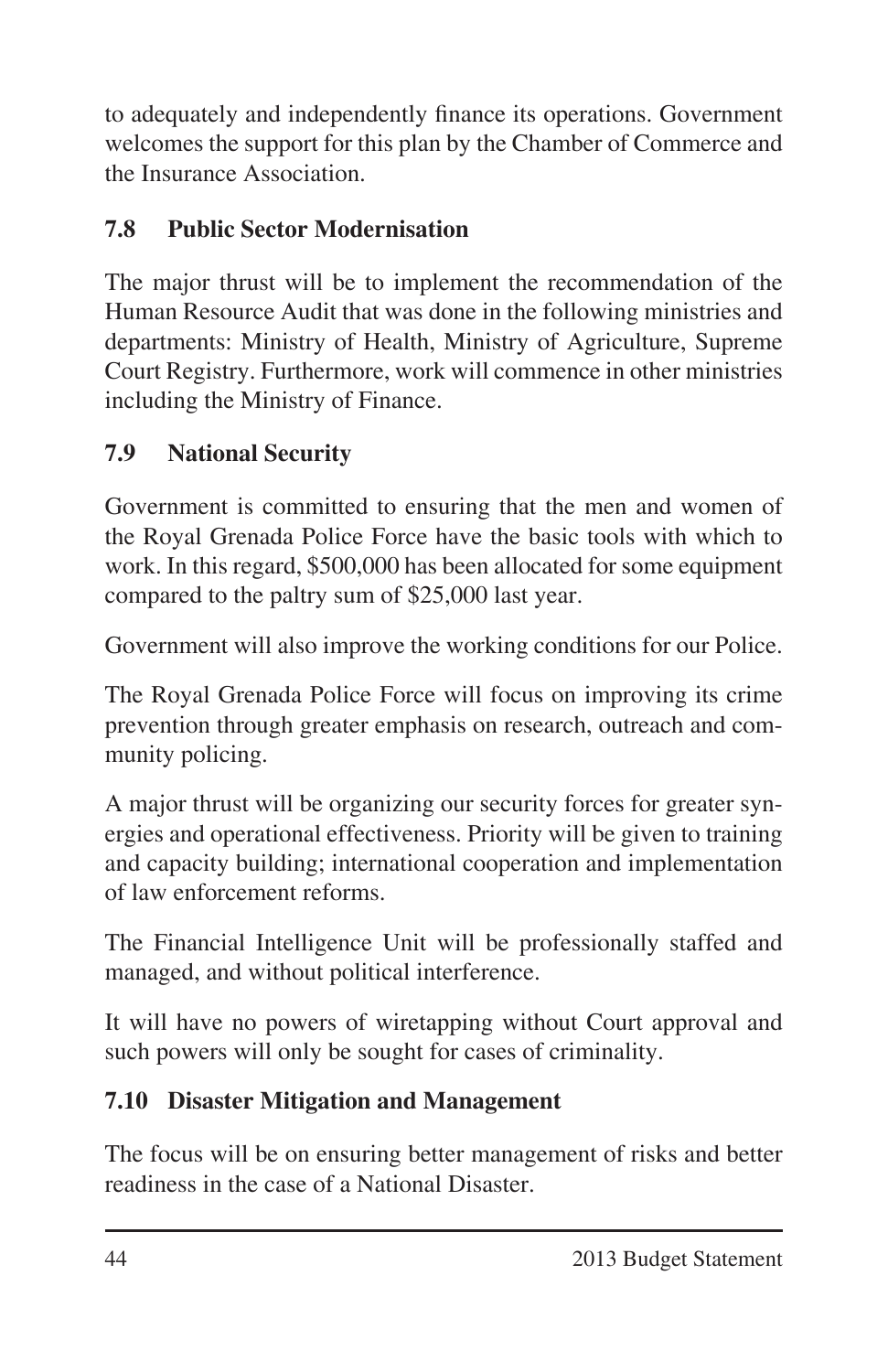to adequately and independently finance its operations. Government welcomes the support for this plan by the Chamber of Commerce and the Insurance Association.

### 7.8 Public Sector Modernisation

The major thrust will be to implement the recommendation of the Human Resource Audit that was done in the following ministries and departments: Ministry of Health, Ministry of Agriculture, Supreme Court Registry. Furthermore, work will commence in other ministries including the Ministry of Finance.

### 7.9 National Security

Government is committed to ensuring that the men and women of the Royal Grenada Police Force have the basic tools with which to work. In this regard, $500,000 has been allocated for some equipment compared to the paltry sum of $25,000 last year.

Government will also improve the working conditions for our Police.

The Royal Grenada Police Force will focus on improving its crime prevention through greater emphasis on research, outreach and community policing.

A major thrust will be organizing our security forces for greater synergies and operational effectiveness. Priority will be given to training and capacity building; international cooperation and implementation of law enforcement reforms.

The Financial Intelligence Unit will be professionally staffed and managed, and without political interference.

It will have no powers of wiretapping without Court approval and such powers will only be sought for cases of criminality.

### 7.10 Disaster Mitigation and Management

The focus will be on ensuring better management of risks and better readiness in the case of a National Disaster.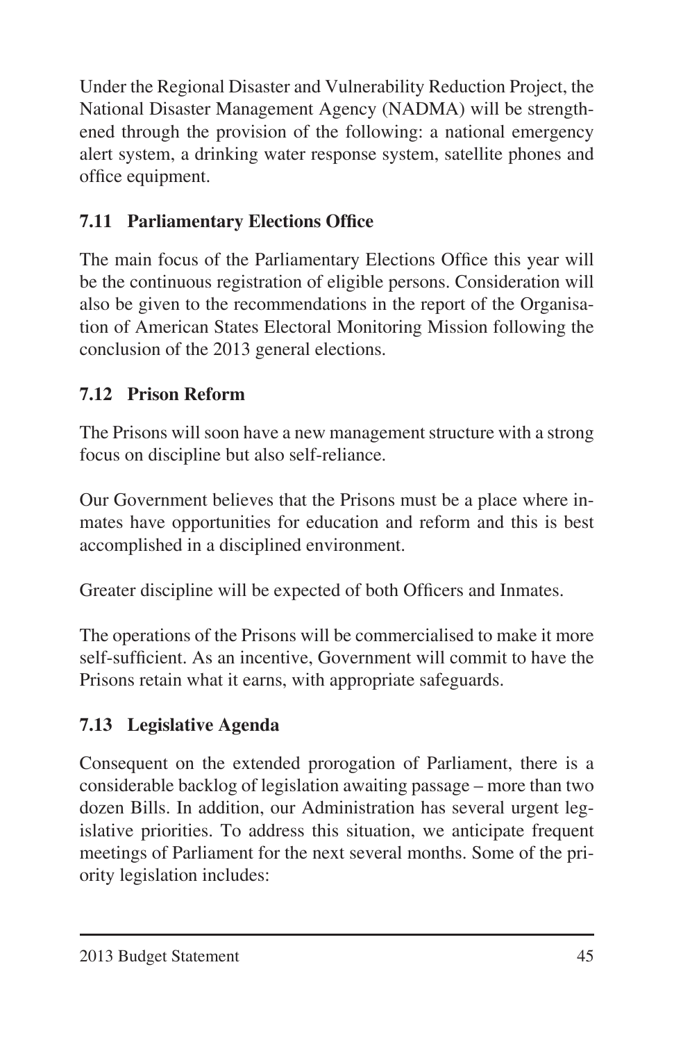Under the Regional Disaster and Vulnerability Reduction Project, the National Disaster Management Agency (NADMA) will be strengthened through the provision of the following: a national emergency alert system, a drinking water response system, satellite phones and office equipment.

### 7.11 Parliamentary Elections Office

The main focus of the Parliamentary Elections Office this year will be the continuous registration of eligible persons. Consideration will also be given to the recommendations in the report of the Organisation of American States Electoral Monitoring Mission following the conclusion of the 2013 general elections.

### 7.12 Prison Reform

The Prisons will soon have a new management structure with a strong focus on discipline but also self-reliance.

Our Government believes that the Prisons must be a place where inmates have opportunities for education and reform and this is best accomplished in a disciplined environment.

Greater discipline will be expected of both Officers and Inmates.

The operations of the Prisons will be commercialised to make it more self-sufficient. As an incentive, Government will commit to have the Prisons retain what it earns, with appropriate safeguards.

### 7.13 Legislative Agenda

Consequent on the extended prorogation of Parliament, there is a considerable backlog of legislation awaiting passage – more than two dozen Bills. In addition, our Administration has several urgent legislative priorities. To address this situation, we anticipate frequent meetings of Parliament for the next several months. Some of the priority legislation includes: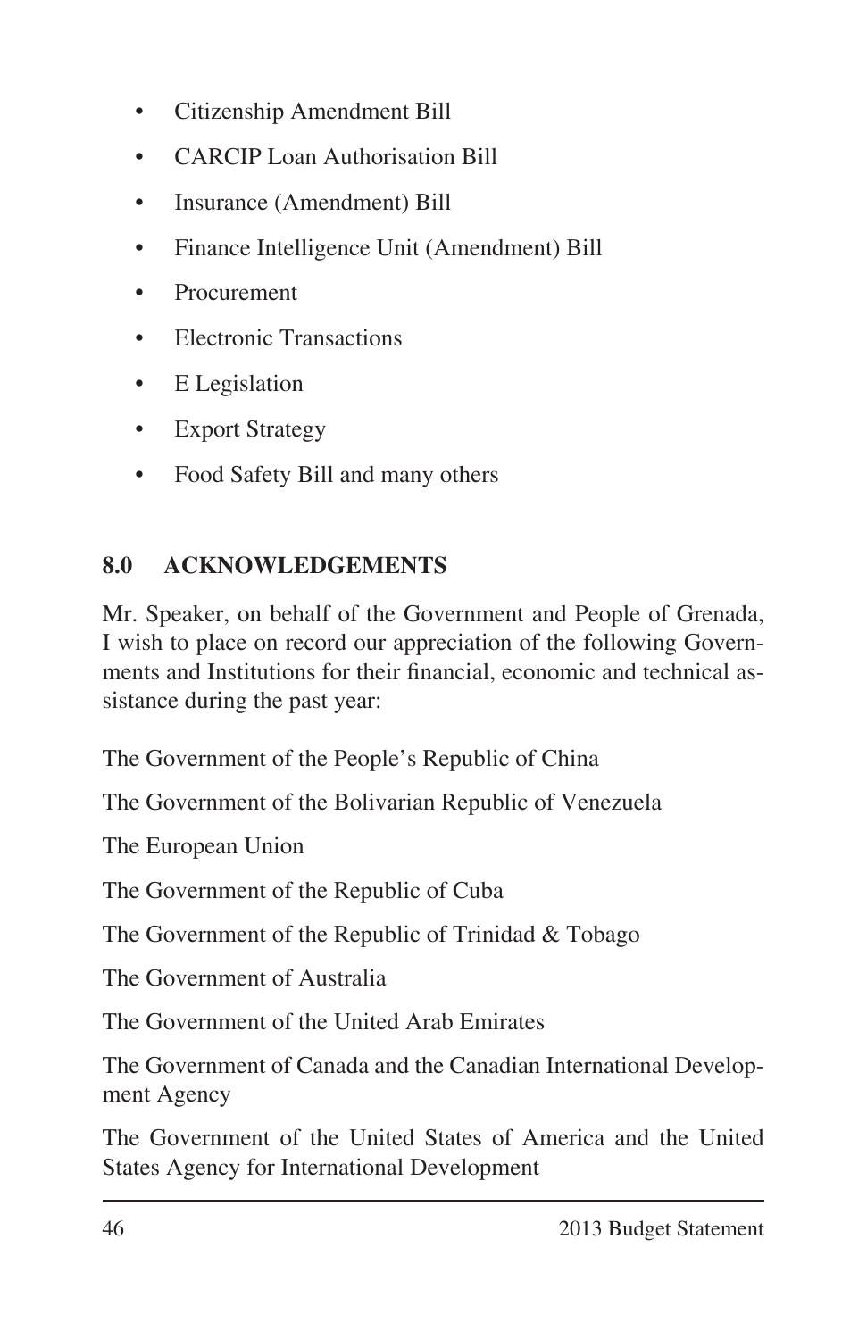- Citizenship Amendment Bill
- CARCIP Loan Authorisation Bill
- Insurance (Amendment) Bill
- Finance Intelligence Unit (Amendment) Bill
- Procurement
- Electronic Transactions
- E Legislation
- Export Strategy
- Food Safety Bill and many others

## 8.0 ACKNOWLEDGEMENTS

Mr. Speaker, on behalf of the Government and People of Grenada, I wish to place on record our appreciation of the following Governments and Institutions for their financial, economic and technical assistance during the past year:

The Government of the People's Republic of China

The Government of the Bolivarian Republic of Venezuela

The European Union

The Government of the Republic of Cuba

The Government of the Republic of Trinidad & Tobago

The Government of Australia

The Government of the United Arab Emirates

The Government of Canada and the Canadian International Development Agency

The Government of the United States of America and the United States Agency for International Development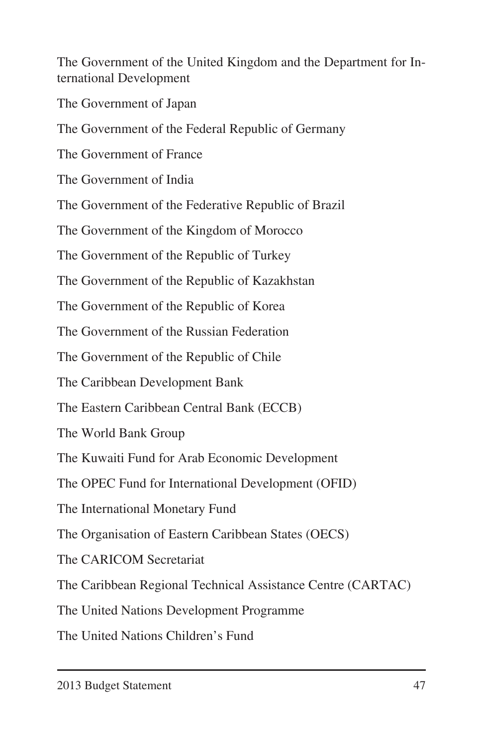The Government of the United Kingdom and the Department for International Development

The Government of Japan

The Government of the Federal Republic of Germany

The Government of France

The Government of India

The Government of the Federative Republic of Brazil

The Government of the Kingdom of Morocco

The Government of the Republic of Turkey

The Government of the Republic of Kazakhstan

The Government of the Republic of Korea

The Government of the Russian Federation

The Government of the Republic of Chile

The Caribbean Development Bank

The Eastern Caribbean Central Bank (ECCB)

The World Bank Group

The Kuwaiti Fund for Arab Economic Development

The OPEC Fund for International Development (OFID)

The International Monetary Fund

The Organisation of Eastern Caribbean States (OECS)

The CARICOM Secretariat

The Caribbean Regional Technical Assistance Centre (CARTAC)

The United Nations Development Programme

The United Nations Children's Fund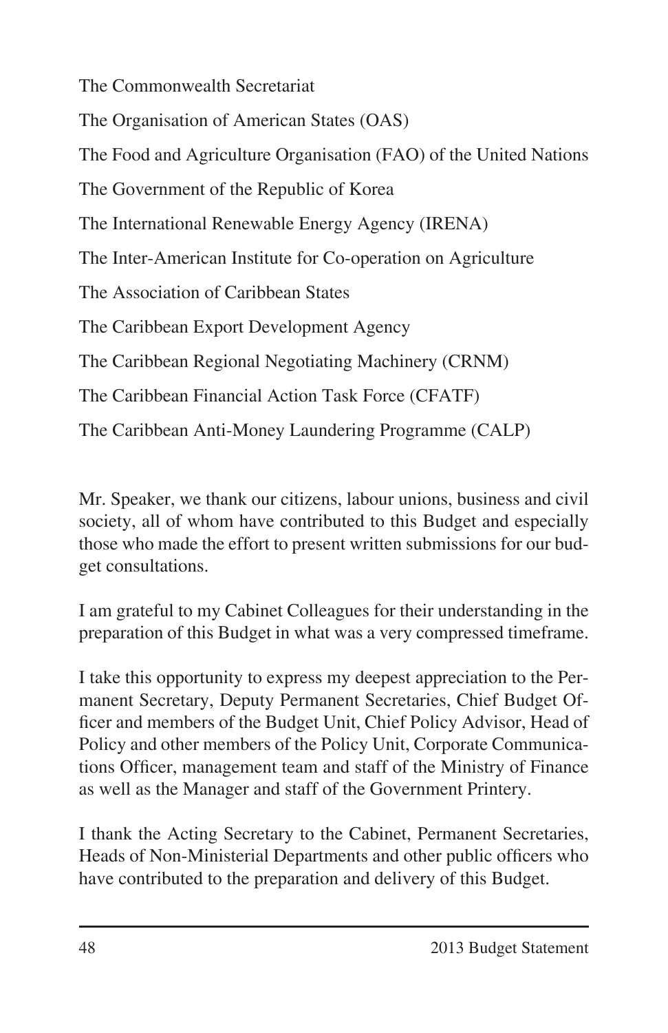The Commonwealth Secretariat

The Organisation of American States (OAS)

The Food and Agriculture Organisation (FAO) of the United Nations

The Government of the Republic of Korea

The International Renewable Energy Agency (IRENA)

The Inter-American Institute for Co-operation on Agriculture

The Association of Caribbean States

The Caribbean Export Development Agency

The Caribbean Regional Negotiating Machinery (CRNM)

The Caribbean Financial Action Task Force (CFATF)

The Caribbean Anti-Money Laundering Programme (CALP)

Mr. Speaker, we thank our citizens, labour unions, business and civil society, all of whom have contributed to this Budget and especially those who made the effort to present written submissions for our budget consultations.

I am grateful to my Cabinet Colleagues for their understanding in the preparation of this Budget in what was a very compressed timeframe.

I take this opportunity to express my deepest appreciation to the Permanent Secretary, Deputy Permanent Secretaries, Chief Budget Officer and members of the Budget Unit, Chief Policy Advisor, Head of Policy and other members of the Policy Unit, Corporate Communications Officer, management team and staff of the Ministry of Finance as well as the Manager and staff of the Government Printery.

I thank the Acting Secretary to the Cabinet, Permanent Secretaries, Heads of Non-Ministerial Departments and other public officers who have contributed to the preparation and delivery of this Budget.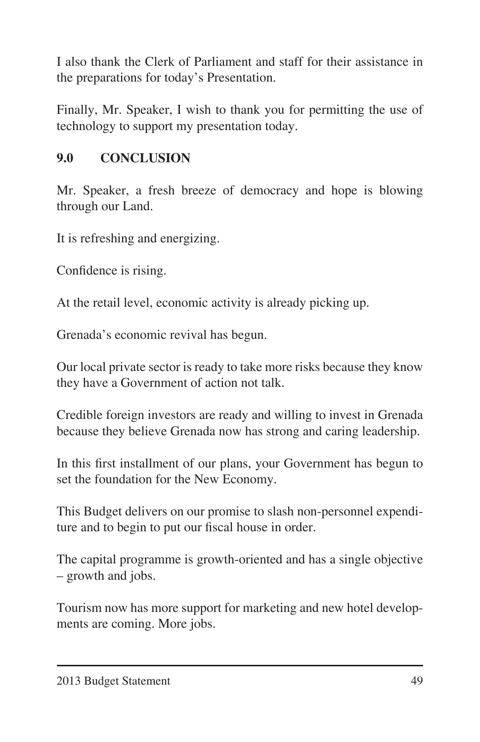I also thank the Clerk of Parliament and staff for their assistance in the preparations for today's Presentation.

Finally, Mr. Speaker, I wish to thank you for permitting the use of technology to support my presentation today.

## 9.0 CONCLUSION

Mr. Speaker, a fresh breeze of democracy and hope is blowing through our Land.

It is refreshing and energizing.

Confidence is rising.

At the retail level, economic activity is already picking up.

Grenada's economic revival has begun.

Our local private sector is ready to take more risks because they know they have a Government of action not talk.

Credible foreign investors are ready and willing to invest in Grenada because they believe Grenada now has strong and caring leadership.

In this first installment of our plans, your Government has begun to set the foundation for the New Economy.

This Budget delivers on our promise to slash non-personnel expenditure and to begin to put our fiscal house in order.

The capital programme is growth-oriented and has a single objective – growth and jobs.

Tourism now has more support for marketing and new hotel developments are coming. More jobs.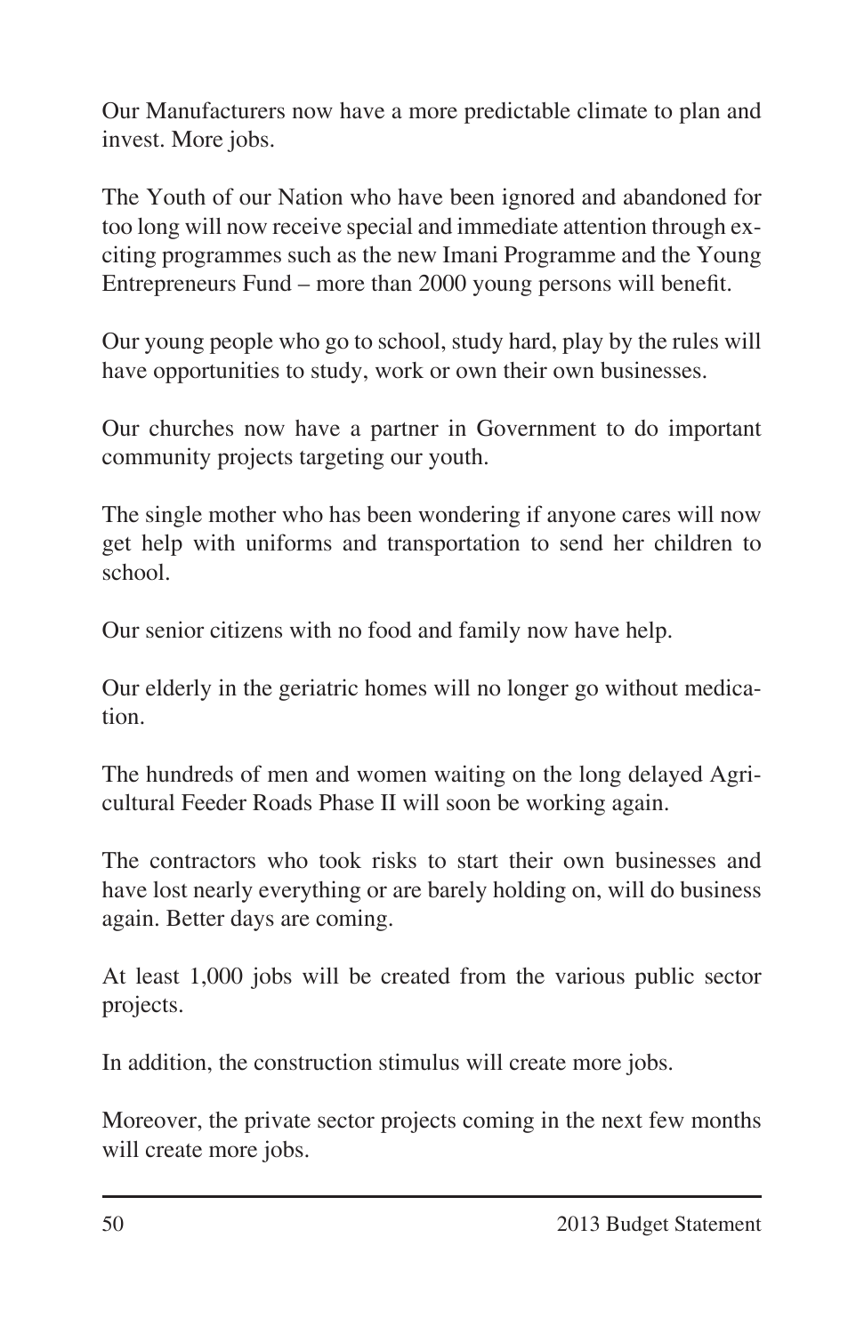Our Manufacturers now have a more predictable climate to plan and invest. More jobs.

The Youth of our Nation who have been ignored and abandoned for too long will now receive special and immediate attention through exciting programmes such as the new Imani Programme and the Young Entrepreneurs Fund – more than 2000 young persons will benefit.

Our young people who go to school, study hard, play by the rules will have opportunities to study, work or own their own businesses.

Our churches now have a partner in Government to do important community projects targeting our youth.

The single mother who has been wondering if anyone cares will now get help with uniforms and transportation to send her children to school.

Our senior citizens with no food and family now have help.

Our elderly in the geriatric homes will no longer go without medication.

The hundreds of men and women waiting on the long delayed Agricultural Feeder Roads Phase II will soon be working again.

The contractors who took risks to start their own businesses and have lost nearly everything or are barely holding on, will do business again. Better days are coming.

At least 1,000 jobs will be created from the various public sector projects.

In addition, the construction stimulus will create more jobs.

Moreover, the private sector projects coming in the next few months will create more jobs.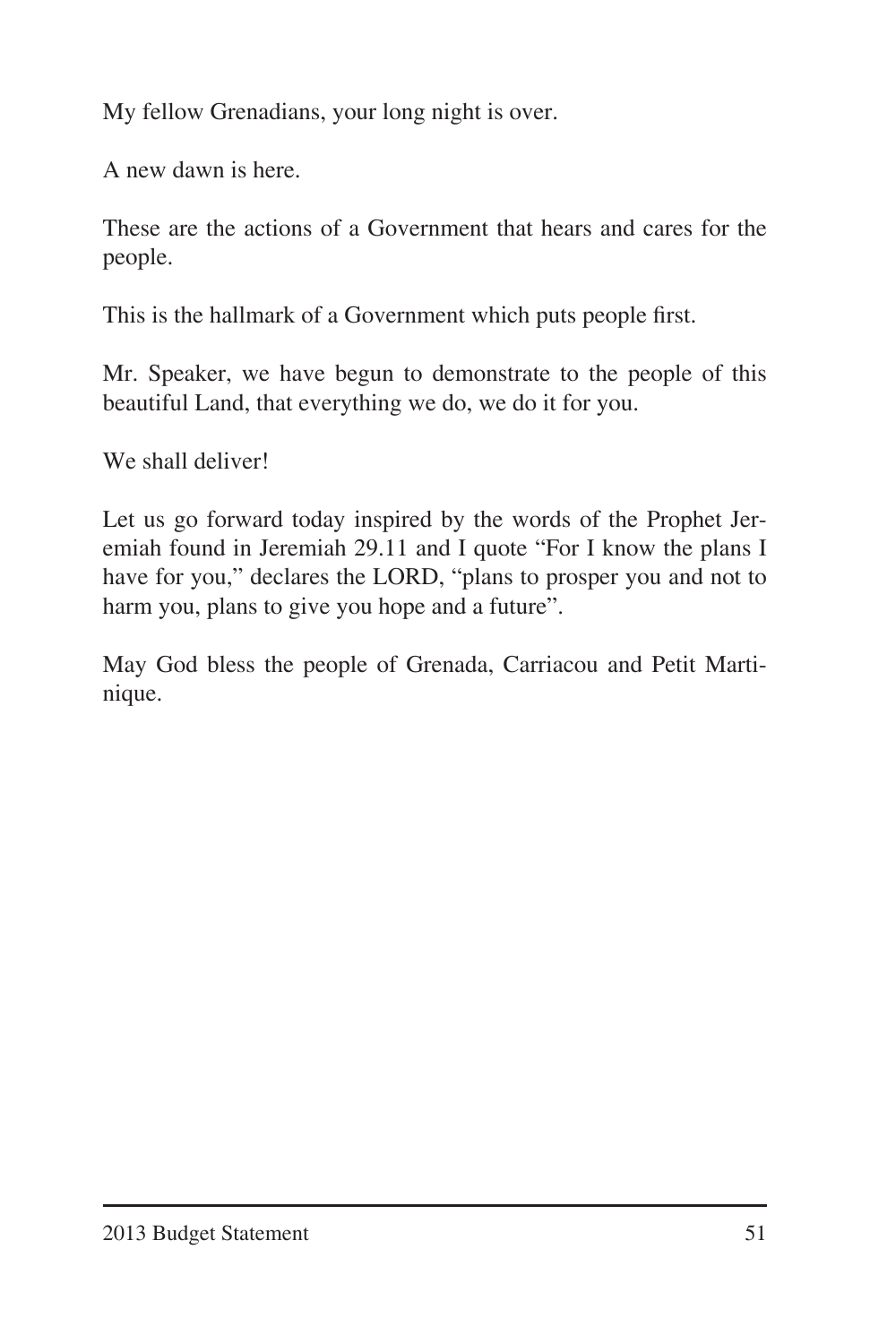My fellow Grenadians, your long night is over.

A new dawn is here.

These are the actions of a Government that hears and cares for the people.

This is the hallmark of a Government which puts people first.

Mr. Speaker, we have begun to demonstrate to the people of this beautiful Land, that everything we do, we do it for you.

We shall deliver!

Let us go forward today inspired by the words of the Prophet Jeremiah found in Jeremiah 29.11 and I quote “For I know the plans I have for you,” declares the LORD, “plans to prosper you and not to harm you, plans to give you hope and a future”.

May God bless the people of Grenada, Carriacou and Petit Martinique.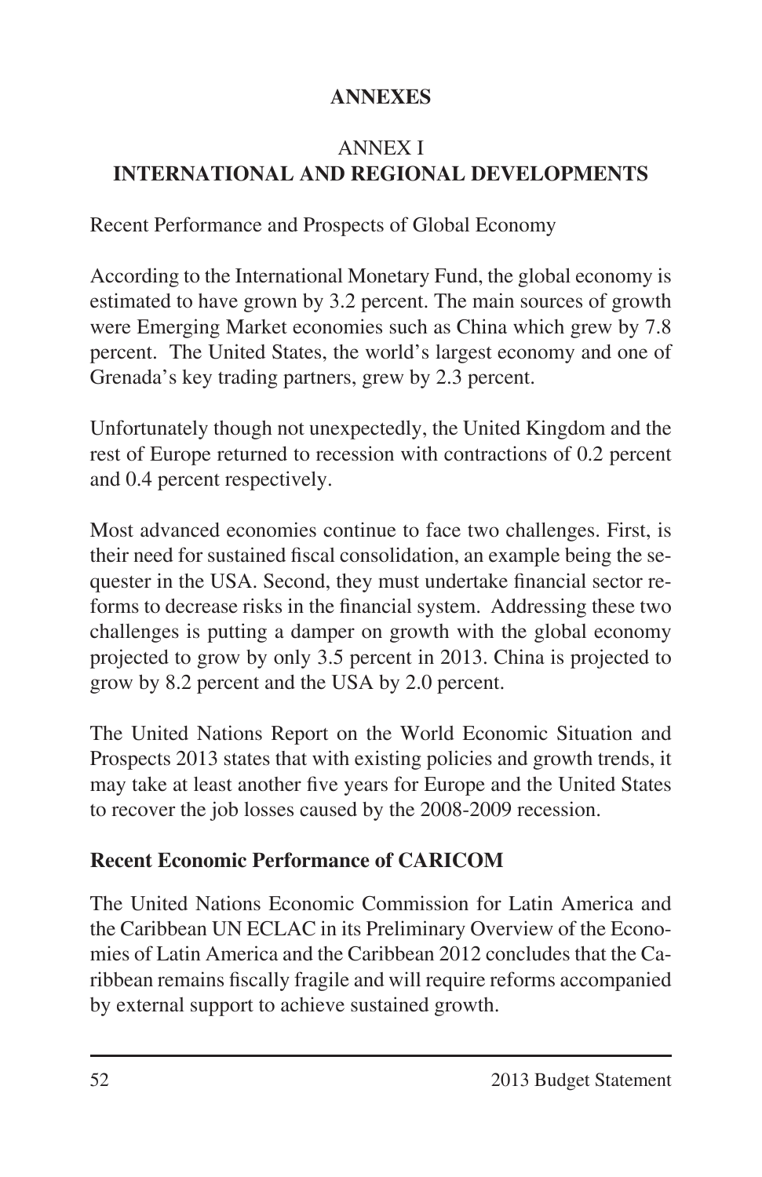# ANNEXES

## ANNEX I
## INTERNATIONAL AND REGIONAL DEVELOPMENTS

Recent Performance and Prospects of Global Economy

According to the International Monetary Fund, the global economy is estimated to have grown by 3.2 percent. The main sources of growth were Emerging Market economies such as China which grew by 7.8 percent. The United States, the world's largest economy and one of Grenada's key trading partners, grew by 2.3 percent.

Unfortunately though not unexpectedly, the United Kingdom and the rest of Europe returned to recession with contractions of 0.2 percent and 0.4 percent respectively.

Most advanced economies continue to face two challenges. First, is their need for sustained fiscal consolidation, an example being the sequester in the USA. Second, they must undertake financial sector reforms to decrease risks in the financial system. Addressing these two challenges is putting a damper on growth with the global economy projected to grow by only 3.5 percent in 2013. China is projected to grow by 8.2 percent and the USA by 2.0 percent.

The United Nations Report on the World Economic Situation and Prospects 2013 states that with existing policies and growth trends, it may take at least another five years for Europe and the United States to recover the job losses caused by the 2008-2009 recession.

### Recent Economic Performance of CARICOM

The United Nations Economic Commission for Latin America and the Caribbean UN ECLAC in its Preliminary Overview of the Economies of Latin America and the Caribbean 2012 concludes that the Caribbean remains fiscally fragile and will require reforms accompanied by external support to achieve sustained growth.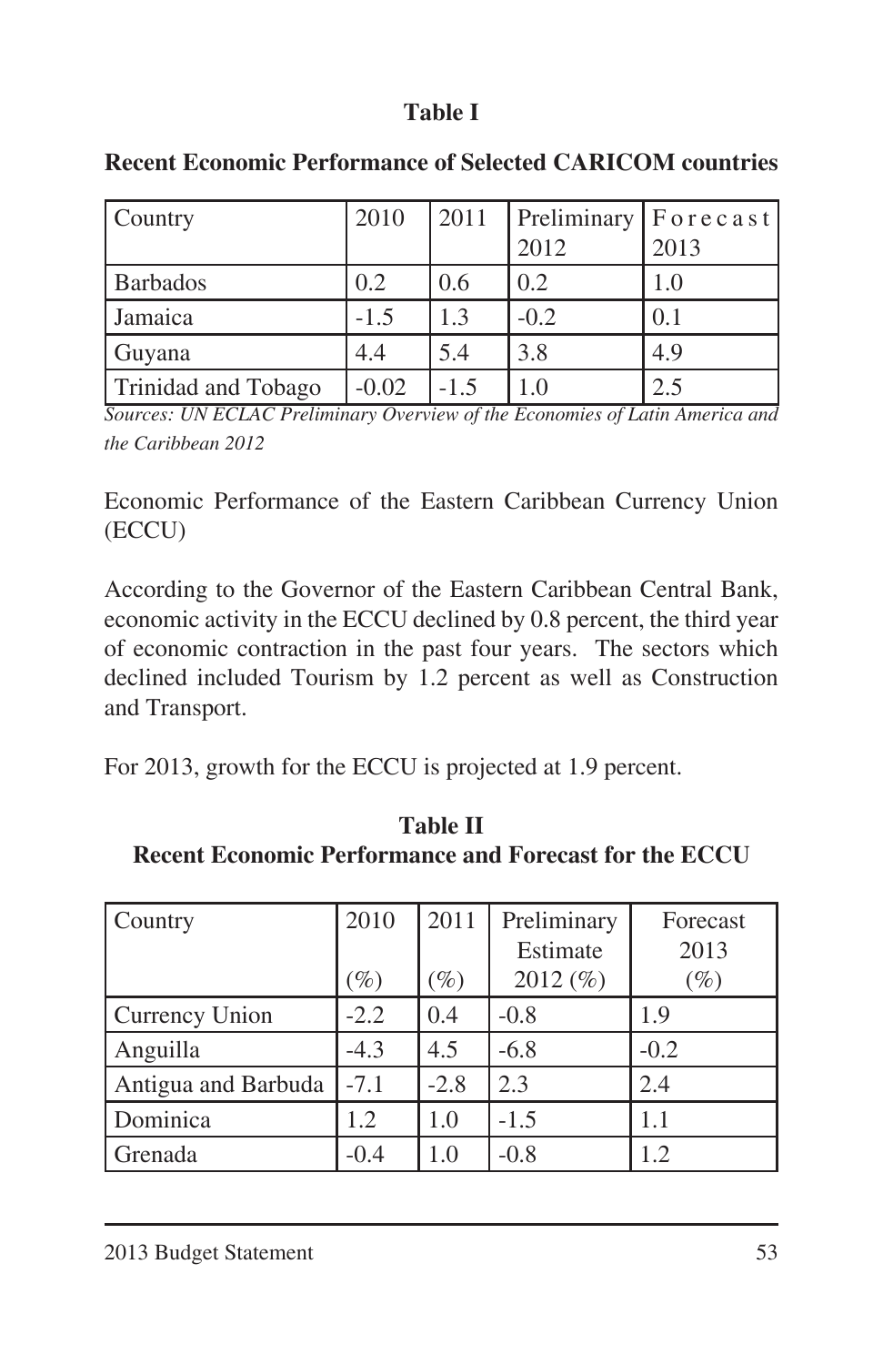**Table I**

**Recent Economic Performance of Selected CARICOM countries**

| Country | 2010 | 2011 | Preliminary 2012 | Forecast 2013 |
|---|---|---|---|---|
| Barbados | 0.2 | 0.6 | 0.2 | 1.0 |
| Jamaica | -1.5 | 1.3 | -0.2 | 0.1 |
| Guyana | 4.4 | 5.4 | 3.8 | 4.9 |
| Trinidad and Tobago | -0.02 | -1.5 | 1.0 | 2.5 |

*Sources: UN ECLAC Preliminary Overview of the Economies of Latin America and the Caribbean 2012*

Economic Performance of the Eastern Caribbean Currency Union (ECCU)

According to the Governor of the Eastern Caribbean Central Bank, economic activity in the ECCU declined by 0.8 percent, the third year of economic contraction in the past four years. The sectors which declined included Tourism by 1.2 percent as well as Construction and Transport.

For 2013, growth for the ECCU is projected at 1.9 percent.

**Table II**
**Recent Economic Performance and Forecast for the ECCU**

| Country | 2010 (%) | 2011 (%) | Preliminary Estimate 2012 (%) | Forecast 2013 (%) |
|---|---|---|---|---|
| Currency Union | -2.2 | 0.4 | -0.8 | 1.9 |
| Anguilla | -4.3 | 4.5 | -6.8 | -0.2 |
| Antigua and Barbuda | -7.1 | -2.8 | 2.3 | 2.4 |
| Dominica | 1.2 | 1.0 | -1.5 | 1.1 |
| Grenada | -0.4 | 1.0 | -0.8 | 1.2 |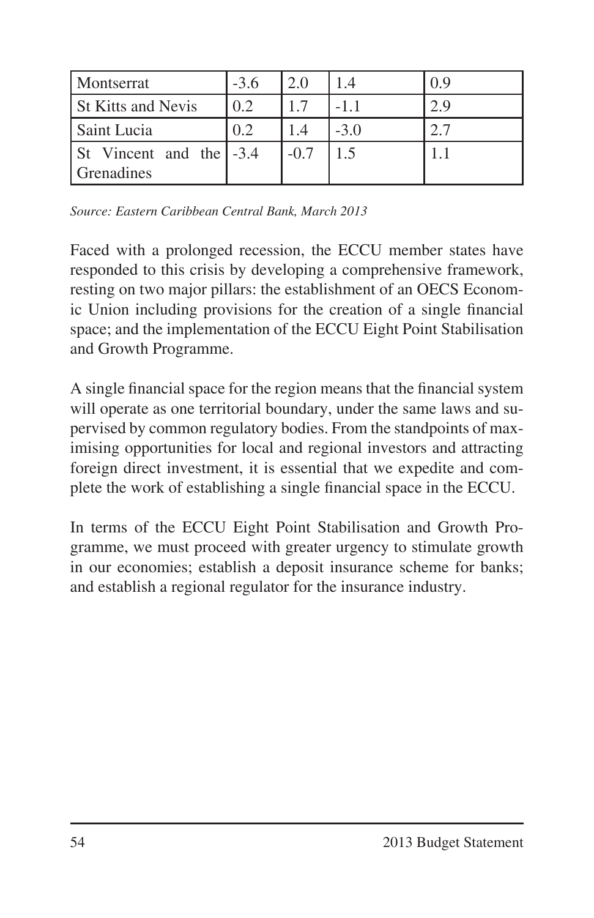| | | | | |
|---|---|---|---|---|
| Montserrat | -3.6 | 2.0 | 1.4 | 0.9 |
| St Kitts and Nevis | 0.2 | 1.7 | -1.1 | 2.9 |
| Saint Lucia | 0.2 | 1.4 | -3.0 | 2.7 |
| St Vincent and the Grenadines | -3.4 | -0.7 | 1.5 | 1.1 |

*Source: Eastern Caribbean Central Bank, March 2013*

Faced with a prolonged recession, the ECCU member states have responded to this crisis by developing a comprehensive framework, resting on two major pillars: the establishment of an OECS Economic Union including provisions for the creation of a single financial space; and the implementation of the ECCU Eight Point Stabilisation and Growth Programme.

A single financial space for the region means that the financial system will operate as one territorial boundary, under the same laws and supervised by common regulatory bodies. From the standpoints of maximising opportunities for local and regional investors and attracting foreign direct investment, it is essential that we expedite and complete the work of establishing a single financial space in the ECCU.

In terms of the ECCU Eight Point Stabilisation and Growth Programme, we must proceed with greater urgency to stimulate growth in our economies; establish a deposit insurance scheme for banks; and establish a regional regulator for the insurance industry.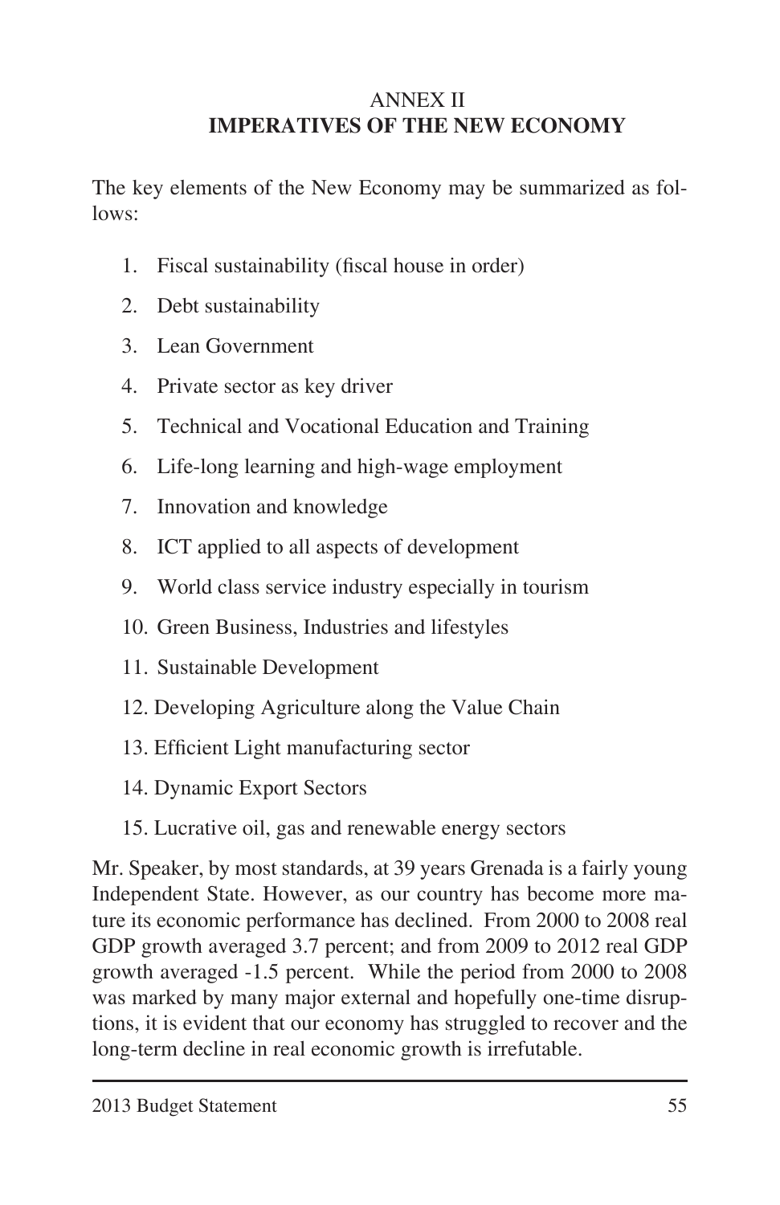# ANNEX II
## IMPERATIVES OF THE NEW ECONOMY

The key elements of the New Economy may be summarized as follows:

1. Fiscal sustainability (fiscal house in order)
2. Debt sustainability
3. Lean Government
4. Private sector as key driver
5. Technical and Vocational Education and Training
6. Life-long learning and high-wage employment
7. Innovation and knowledge
8. ICT applied to all aspects of development
9. World class service industry especially in tourism
10. Green Business, Industries and lifestyles
11. Sustainable Development
12. Developing Agriculture along the Value Chain
13. Efficient Light manufacturing sector
14. Dynamic Export Sectors
15. Lucrative oil, gas and renewable energy sectors

Mr. Speaker, by most standards, at 39 years Grenada is a fairly young Independent State. However, as our country has become more mature its economic performance has declined. From 2000 to 2008 real GDP growth averaged 3.7 percent; and from 2009 to 2012 real GDP growth averaged -1.5 percent. While the period from 2000 to 2008 was marked by many major external and hopefully one-time disruptions, it is evident that our economy has struggled to recover and the long-term decline in real economic growth is irrefutable.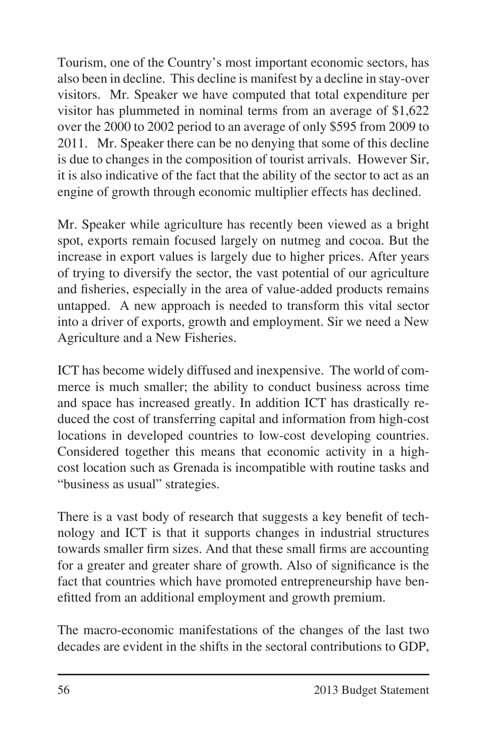Tourism, one of the Country's most important economic sectors, has also been in decline. This decline is manifest by a decline in stay-over visitors. Mr. Speaker we have computed that total expenditure per visitor has plummeted in nominal terms from an average of $1,622 over the 2000 to 2002 period to an average of only $595 from 2009 to 2011. Mr. Speaker there can be no denying that some of this decline is due to changes in the composition of tourist arrivals. However Sir, it is also indicative of the fact that the ability of the sector to act as an engine of growth through economic multiplier effects has declined.

Mr. Speaker while agriculture has recently been viewed as a bright spot, exports remain focused largely on nutmeg and cocoa. But the increase in export values is largely due to higher prices. After years of trying to diversify the sector, the vast potential of our agriculture and fisheries, especially in the area of value-added products remains untapped. A new approach is needed to transform this vital sector into a driver of exports, growth and employment. Sir we need a New Agriculture and a New Fisheries.

ICT has become widely diffused and inexpensive. The world of commerce is much smaller; the ability to conduct business across time and space has increased greatly. In addition ICT has drastically reduced the cost of transferring capital and information from high-cost locations in developed countries to low-cost developing countries. Considered together this means that economic activity in a high-cost location such as Grenada is incompatible with routine tasks and "business as usual" strategies.

There is a vast body of research that suggests a key benefit of technology and ICT is that it supports changes in industrial structures towards smaller firm sizes. And that these small firms are accounting for a greater and greater share of growth. Also of significance is the fact that countries which have promoted entrepreneurship have benefitted from an additional employment and growth premium.

The macro-economic manifestations of the changes of the last two decades are evident in the shifts in the sectoral contributions to GDP,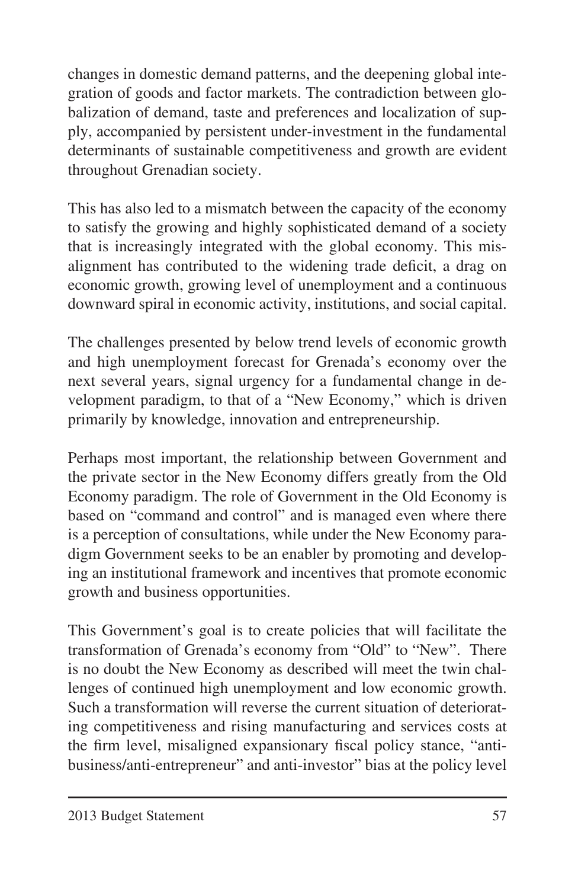changes in domestic demand patterns, and the deepening global integration of goods and factor markets. The contradiction between globalization of demand, taste and preferences and localization of supply, accompanied by persistent under-investment in the fundamental determinants of sustainable competitiveness and growth are evident throughout Grenadian society.

This has also led to a mismatch between the capacity of the economy to satisfy the growing and highly sophisticated demand of a society that is increasingly integrated with the global economy. This misalignment has contributed to the widening trade deficit, a drag on economic growth, growing level of unemployment and a continuous downward spiral in economic activity, institutions, and social capital.

The challenges presented by below trend levels of economic growth and high unemployment forecast for Grenada's economy over the next several years, signal urgency for a fundamental change in development paradigm, to that of a "New Economy," which is driven primarily by knowledge, innovation and entrepreneurship.

Perhaps most important, the relationship between Government and the private sector in the New Economy differs greatly from the Old Economy paradigm. The role of Government in the Old Economy is based on "command and control" and is managed even where there is a perception of consultations, while under the New Economy paradigm Government seeks to be an enabler by promoting and developing an institutional framework and incentives that promote economic growth and business opportunities.

This Government's goal is to create policies that will facilitate the transformation of Grenada's economy from "Old" to "New". There is no doubt the New Economy as described will meet the twin challenges of continued high unemployment and low economic growth. Such a transformation will reverse the current situation of deteriorating competitiveness and rising manufacturing and services costs at the firm level, misaligned expansionary fiscal policy stance, "anti-business/anti-entrepreneur" and anti-investor" bias at the policy level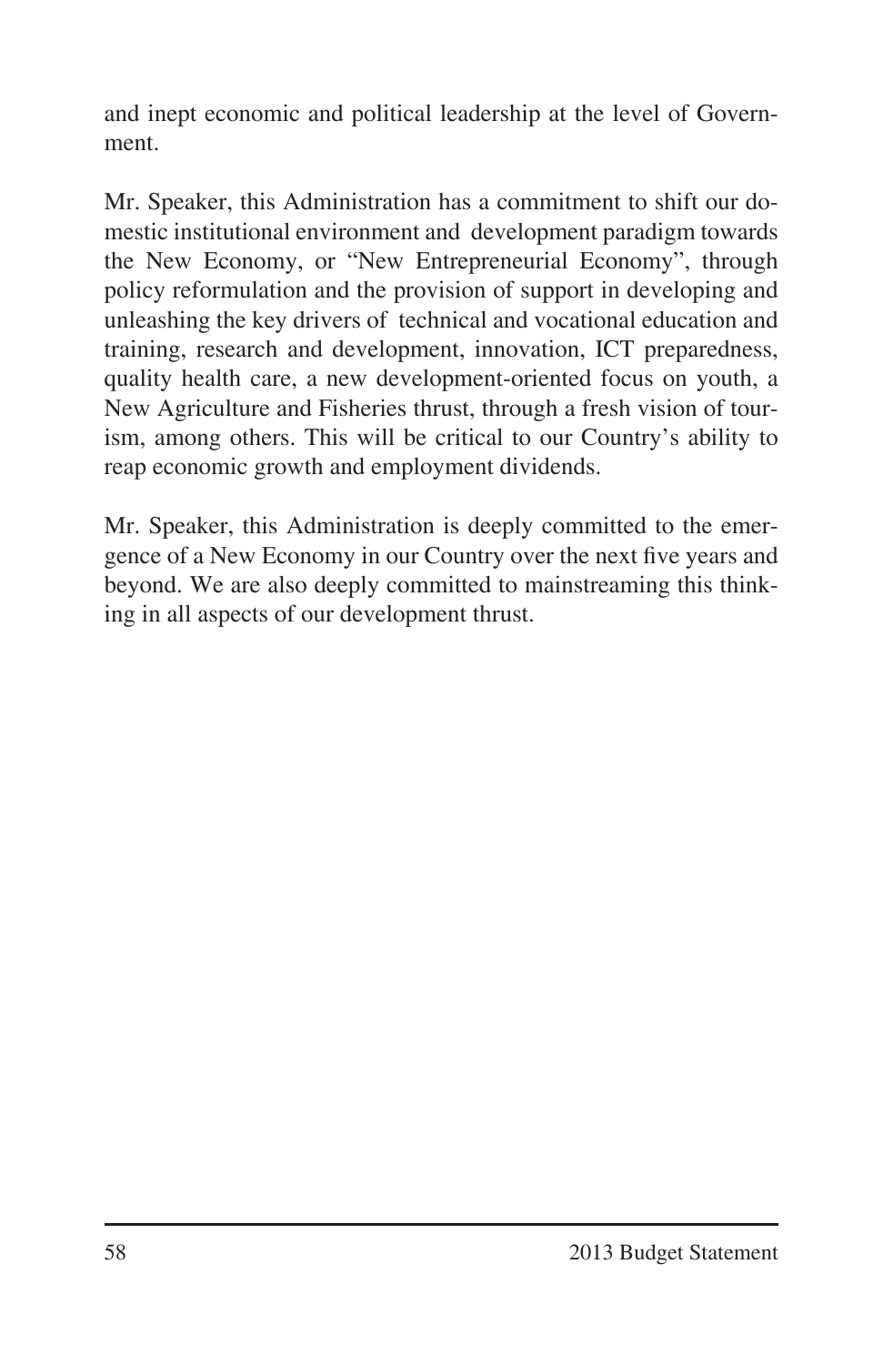and inept economic and political leadership at the level of Government.

Mr. Speaker, this Administration has a commitment to shift our domestic institutional environment and development paradigm towards the New Economy, or "New Entrepreneurial Economy", through policy reformulation and the provision of support in developing and unleashing the key drivers of technical and vocational education and training, research and development, innovation, ICT preparedness, quality health care, a new development-oriented focus on youth, a New Agriculture and Fisheries thrust, through a fresh vision of tourism, among others. This will be critical to our Country's ability to reap economic growth and employment dividends.

Mr. Speaker, this Administration is deeply committed to the emergence of a New Economy in our Country over the next five years and beyond. We are also deeply committed to mainstreaming this thinking in all aspects of our development thrust.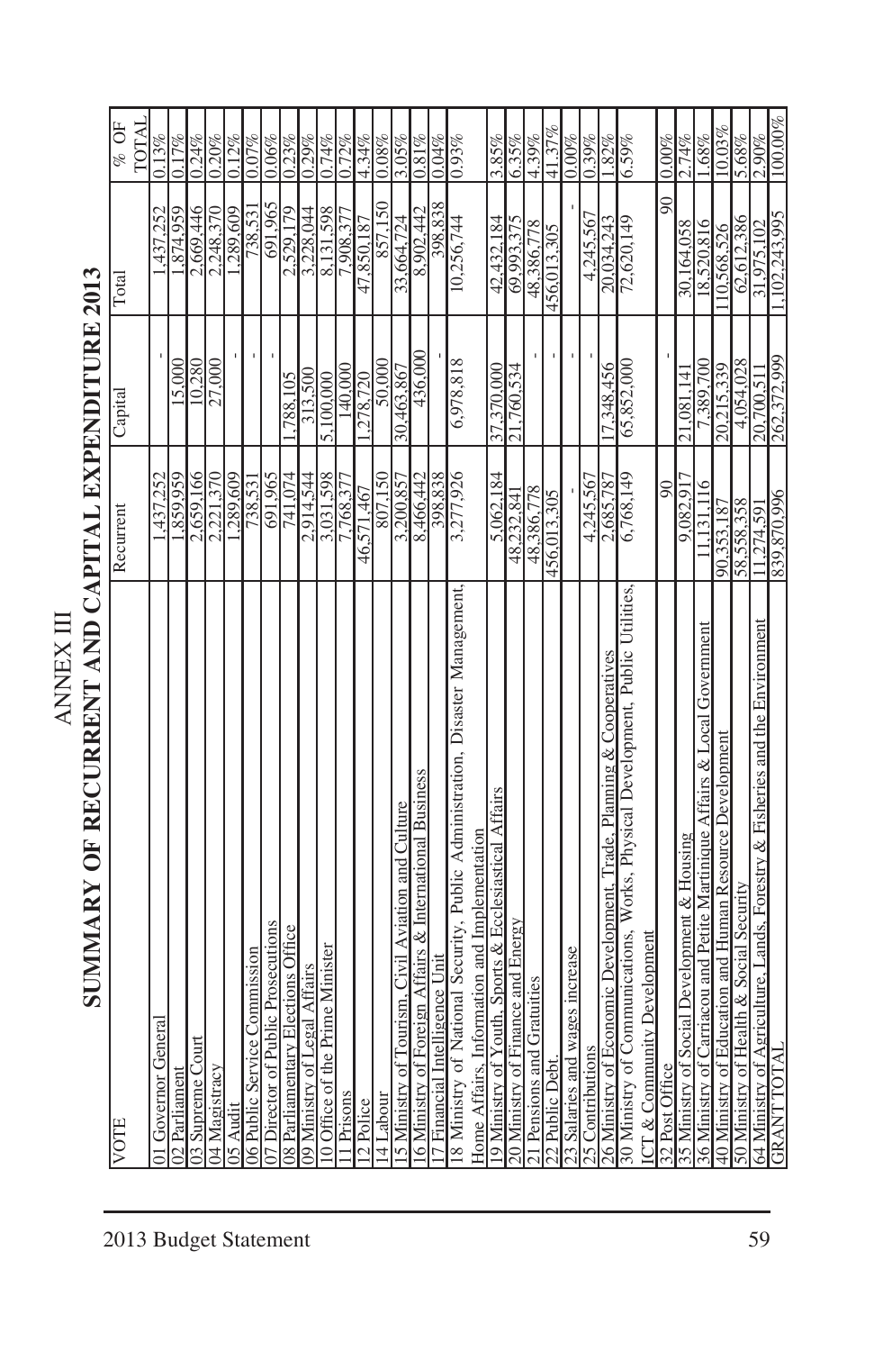# ANNEX III

## SUMMARY OF RECURRENT AND CAPITAL EXPENDITURE 2013

| VOTE | Recurrent | Capital | Total | % OF TOTAL |
|---|---|---|---|---|
| 01 Governor General | 1,437,252 | - | 1,437,252 | 0.13% |
| 02 Parliament | 1,859,959 | 15,000 | 1,874,959 | 0.17% |
| 03 Supreme Court | 2,659,166 | 10,280 | 2,669,446 | 0.24% |
| 04 Magistracy | 2,221,370 | 27,000 | 2,248,370 | 0.20% |
| 05 Audit | 1,289,609 | - | 1,289,609 | 0.12% |
| 06 Public Service Commission | 738,531 | - | 738,531 | 0.07% |
| 07 Director of Public Prosecutions | 691,965 | - | 691,965 | 0.06% |
| 08 Parliamentary Elections Office | 741,074 | 1,788,105 | 2,529,179 | 0.23% |
| 09 Ministry of Legal Affairs | 2,914,544 | 313,500 | 3,228,044 | 0.29% |
| 10 Office of the Prime Minister | 3,031,598 | 5,100,000 | 8,131,598 | 0.74% |
| 11 Prisons | 7,768,377 | 140,000 | 7,908,377 | 0.72% |
| 12 Police | 46,571,467 | 1,278,720 | 47,850,187 | 4.34% |
| 14 Labour | 807,150 | 50,000 | 857,150 | 0.08% |
| 15 Ministry of Tourism, Civil Aviation and Culture | 3,200,857 | 30,463,867 | 33,664,724 | 3.05% |
| 16 Ministry of Foreign Affairs & International Business | 8,466,442 | 436,000 | 8,902,442 | 0.81% |
| 17 Financial Intelligence Unit | 398,838 | - | 398,838 | 0.04% |
| 18 Ministry of National Security, Public Administration, Disaster Management, Home Affairs, Information and Implementation | 3,277,926 | 6,978,818 | 10,256,744 | 0.93% |
| 19 Ministry of Youth, Sports & Ecclesiastical Affairs | 5,062,184 | 37,370,000 | 42,432,184 | 3.85% |
| 20 Ministry of Finance and Energy | 48,232,841 | 21,760,534 | 69,993,375 | 6.35% |
| 21 Pensions and Gratuities | 48,386,778 | - | 48,386,778 | 4.39% |
| 22 Public Debt. | 456,013,305 | - | 456,013,305 | 41.37% |
| 23 Salaries and wages increase | - | - | - | 0.00% |
| 25 Contributions | 4,245,567 | - | 4,245,567 | 0.39% |
| 26 Ministry of Economic Development, Trade, Planning & Cooperatives | 2,685,787 | 17,348,456 | 20,034,243 | 1.82% |
| 30 Ministry of Communications, Works, Physical Development, Public Utilities, ICT & Community Development | 6,768,149 | 65,852,000 | 72,620,149 | 6.59% |
| 32 Post Office | 90 | - | 90 | 0.00% |
| 35 Ministry of Social Development & Housing | 9,082,917 | 21,081,141 | 30,164,058 | 2.74% |
| 36 Ministry of Carriacou and Petite Martinique Affairs & Local Government | 11,131,116 | 7,389,700 | 18,520,816 | 1.68% |
| 40 Ministry of Education and Human Resource Development | 90,353,187 | 20,215,339 | 110,568,526 | 10.03% |
| 50 Ministry of Health & Social Security | 58,558,358 | 4,054,028 | 62,612,386 | 5.68% |
| 64 Ministry of Agriculture, Lands, Forestry & Fisheries and the Environment | 11,274,591 | 20,700,511 | 31,975,102 | 2.90% |
| GRANT TOTAL | 839,870,996 | 262,372,999 | 1,102,243,995 | 100.00% |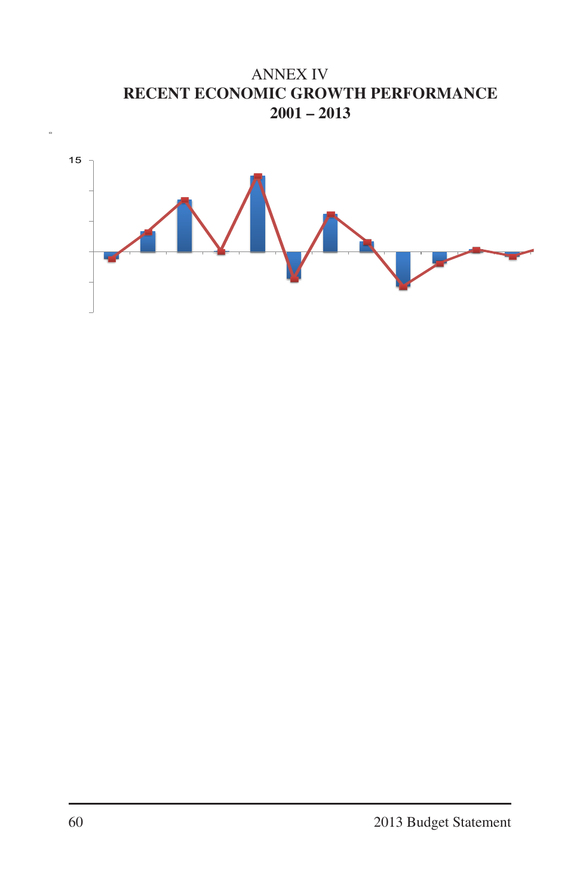ANNEX IV

**RECENT ECONOMIC GROWTH PERFORMANCE**

**2001 – 2013**

15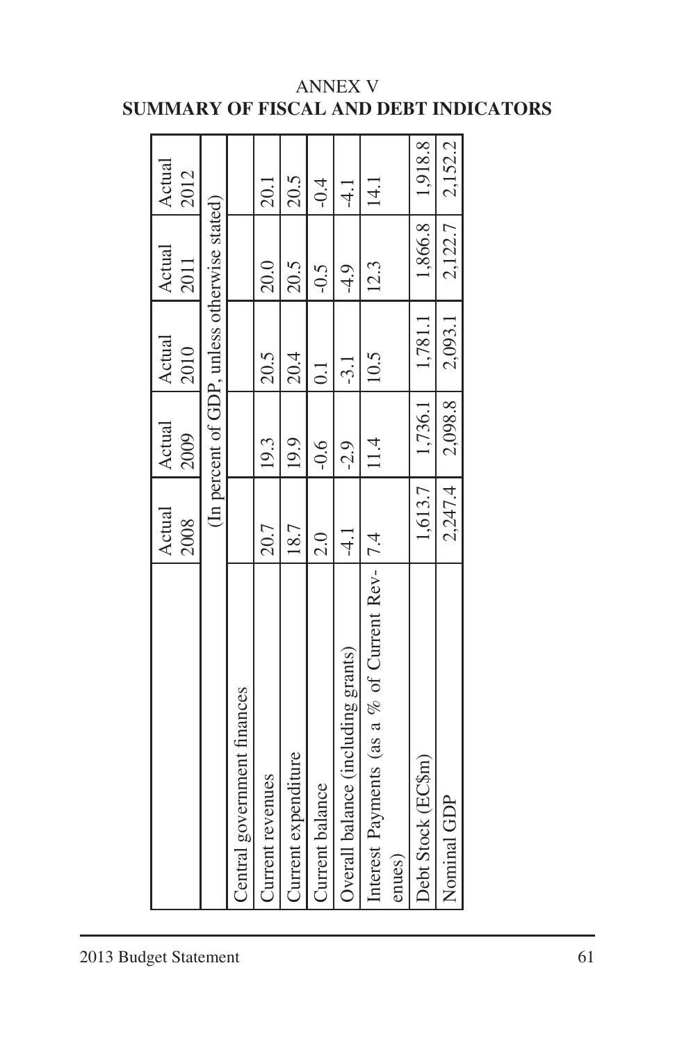ANNEX V

**SUMMARY OF FISCAL AND DEBT INDICATORS**

| | Actual 2008 | Actual 2009 | Actual 2010 | Actual 2011 | Actual 2012 |
|---|---|---|---|---|---|
| | (In percent of GDP, unless otherwise stated) | | | | |
| Central government finances | | | | | |
| Current revenues | 20.7 | 19.3 | 20.5 | 20.0 | 20.1 |
| Current expenditure | 18.7 | 19.9 | 20.4 | 20.5 | 20.5 |
| Current balance | 2.0 | -0.6 | 0.1 | -0.5 | -0.4 |
| Overall balance (including grants) | -4.1 | -2.9 | -3.1 | -4.9 | -4.1 |
| Interest Payments (as a % of Current Revenues) | 7.4 | 11.4 | 10.5 | 12.3 | 14.1 |
| Debt Stock (EC$m) | 1,613.7 | 1,736.1 | 1,781.1 | 1,866.8 | 1,918.8 |
| Nominal GDP | 2,247.4 | 2,098.8 | 2,093.1 | 2,122.7 | 2,152.2 |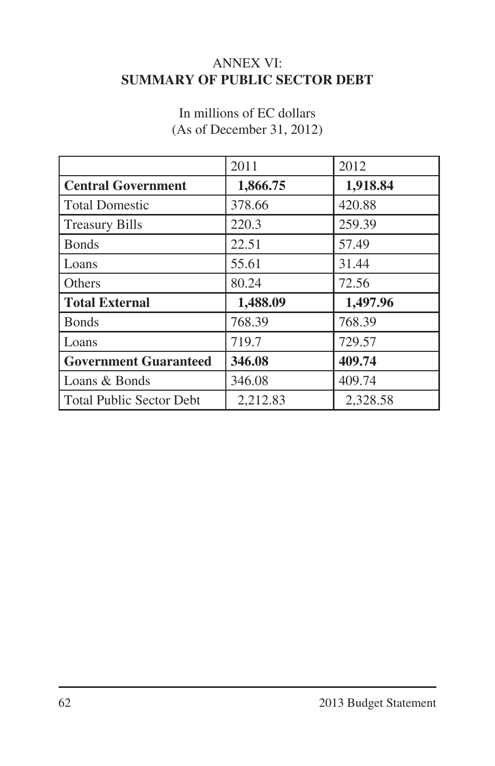# ANNEX VI:
# SUMMARY OF PUBLIC SECTOR DEBT

In millions of EC dollars
(As of December 31, 2012)

| | 2011 | 2012 |
|---|---|---|
| **Central Government** | **1,866.75** | **1,918.84** |
| Total Domestic | 378.66 | 420.88 |
| Treasury Bills | 220.3 | 259.39 |
| Bonds | 22.51 | 57.49 |
| Loans | 55.61 | 31.44 |
| Others | 80.24 | 72.56 |
| **Total External** | **1,488.09** | **1,497.96** |
| Bonds | 768.39 | 768.39 |
| Loans | 719.7 | 729.57 |
| **Government Guaranteed** | **346.08** | **409.74** |
| Loans & Bonds | 346.08 | 409.74 |
| Total Public Sector Debt | 2,212.83 | 2,328.58 |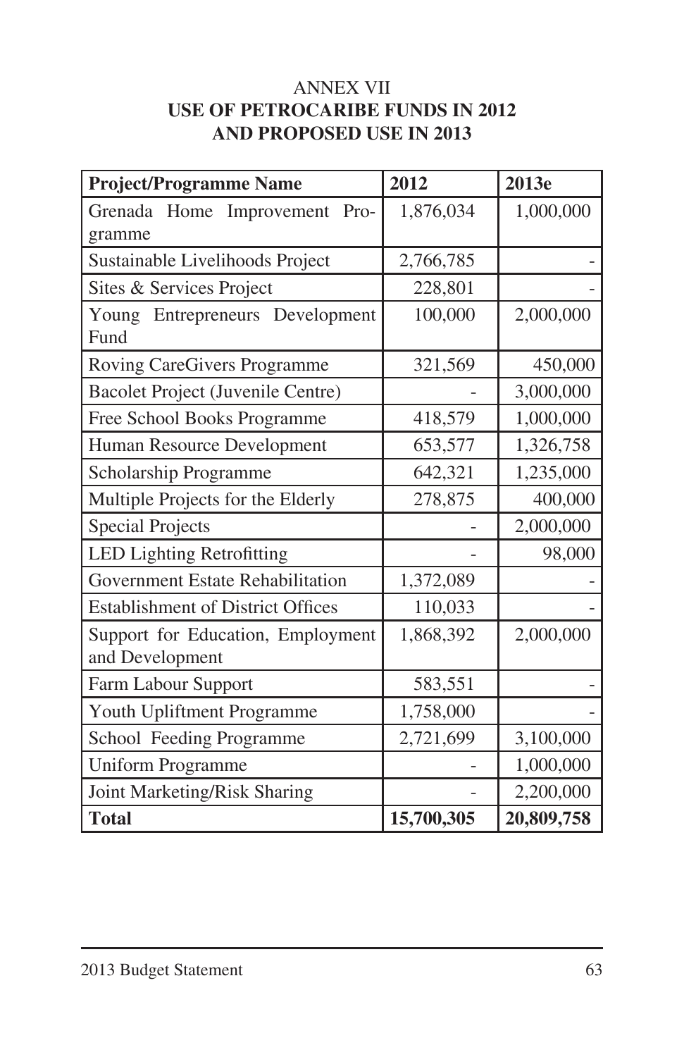ANNEX VII

**USE OF PETROCARIBE FUNDS IN 2012 AND PROPOSED USE IN 2013**

| Project/Programme Name | 2012 | 2013e |
|---|---|---|
| Grenada Home Improvement Programme | 1,876,034 | 1,000,000 |
| Sustainable Livelihoods Project | 2,766,785 | - |
| Sites & Services Project | 228,801 | - |
| Young Entrepreneurs Development Fund | 100,000 | 2,000,000 |
| Roving CareGivers Programme | 321,569 | 450,000 |
| Bacolet Project (Juvenile Centre) | - | 3,000,000 |
| Free School Books Programme | 418,579 | 1,000,000 |
| Human Resource Development | 653,577 | 1,326,758 |
| Scholarship Programme | 642,321 | 1,235,000 |
| Multiple Projects for the Elderly | 278,875 | 400,000 |
| Special Projects | - | 2,000,000 |
| LED Lighting Retrofitting | - | 98,000 |
| Government Estate Rehabilitation | 1,372,089 | - |
| Establishment of District Offices | 110,033 | - |
| Support for Education, Employment and Development | 1,868,392 | 2,000,000 |
| Farm Labour Support | 583,551 | - |
| Youth Upliftment Programme | 1,758,000 | - |
| School Feeding Programme | 2,721,699 | 3,100,000 |
| Uniform Programme | - | 1,000,000 |
| Joint Marketing/Risk Sharing | - | 2,200,000 |
| **Total** | **15,700,305** | **20,809,758** |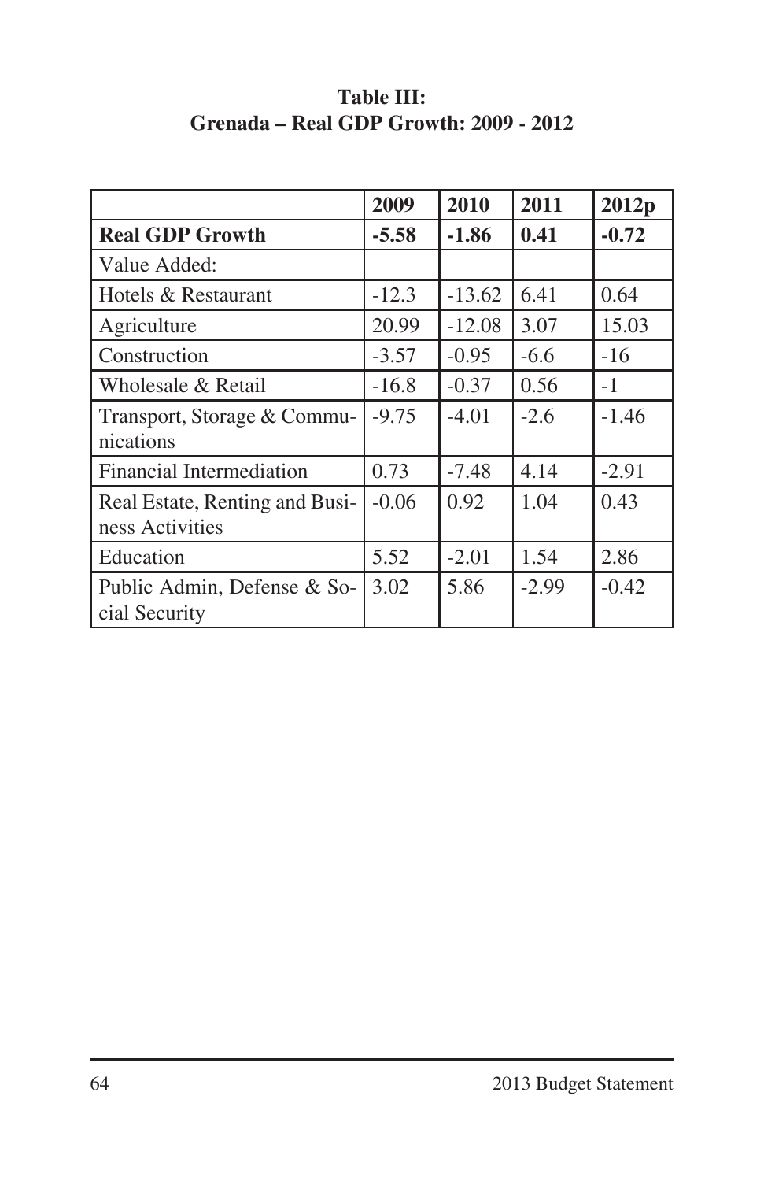**Table III:**
**Grenada – Real GDP Growth: 2009 - 2012**

| | 2009 | 2010 | 2011 | 2012p |
|---|---|---|---|---|
| **Real GDP Growth** | **-5.58** | **-1.86** | **0.41** | **-0.72** |
| Value Added: | | | | |
| Hotels & Restaurant | -12.3 | -13.62 | 6.41 | 0.64 |
| Agriculture | 20.99 | -12.08 | 3.07 | 15.03 |
| Construction | -3.57 | -0.95 | -6.6 | -16 |
| Wholesale & Retail | -16.8 | -0.37 | 0.56 | -1 |
| Transport, Storage & Communications | -9.75 | -4.01 | -2.6 | -1.46 |
| Financial Intermediation | 0.73 | -7.48 | 4.14 | -2.91 |
| Real Estate, Renting and Business Activities | -0.06 | 0.92 | 1.04 | 0.43 |
| Education | 5.52 | -2.01 | 1.54 | 2.86 |
| Public Admin, Defense & Social Security | 3.02 | 5.86 | -2.99 | -0.42 |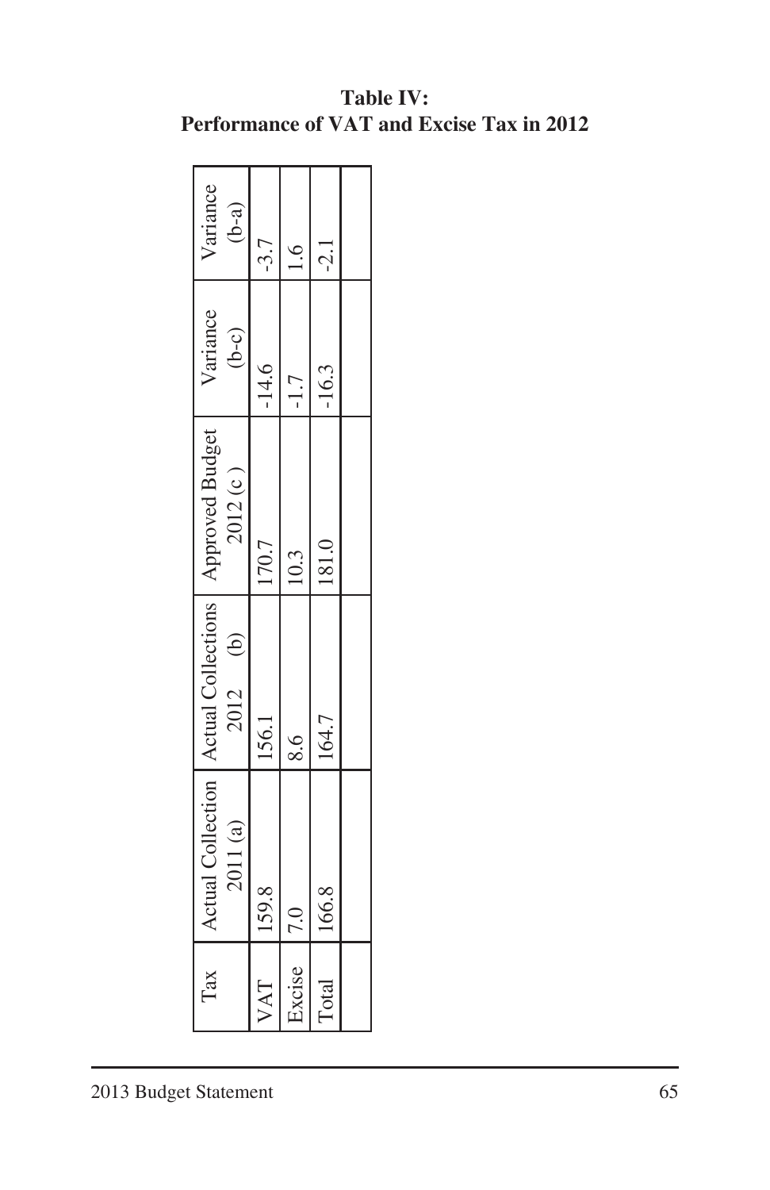**Table IV:**
**Performance of VAT and Excise Tax in 2012**

| Tax | Actual Collection 2011 (a) | Actual Collections 2012 (b) | Approved Budget 2012 (c ) | Variance (b-c) | Variance (b-a) |
|---|---|---|---|---|---|
| VAT | 159.8 | 156.1 | 170.7 | -14.6 | -3.7 |
| Excise | 7.0 | 8.6 | 10.3 | -1.7 | 1.6 |
| Total | 166.8 | 164.7 | 181.0 | -16.3 | -2.1 |
| | | | | | |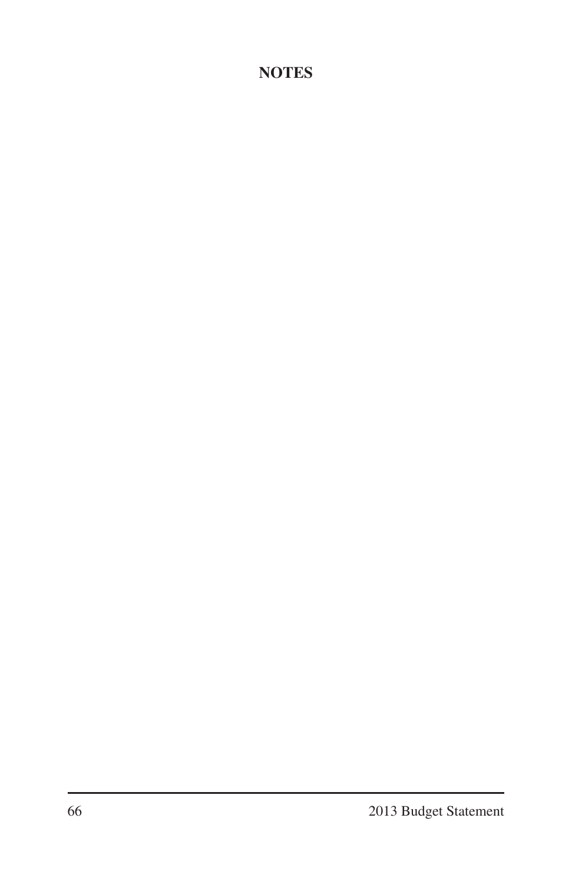# NOTES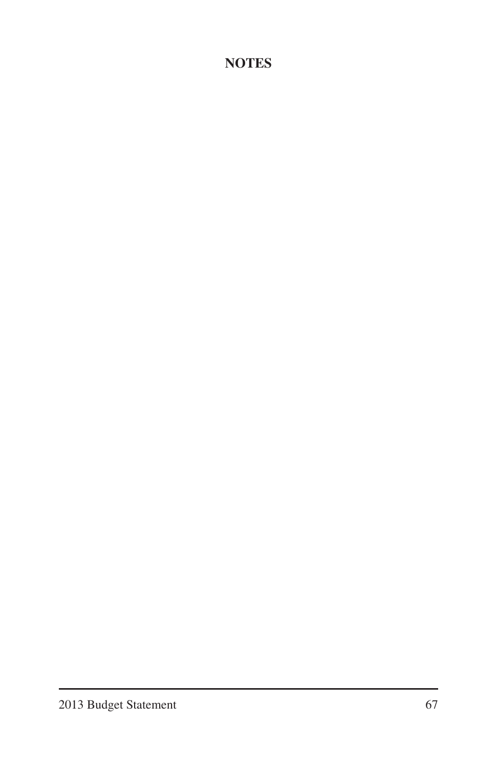# NOTES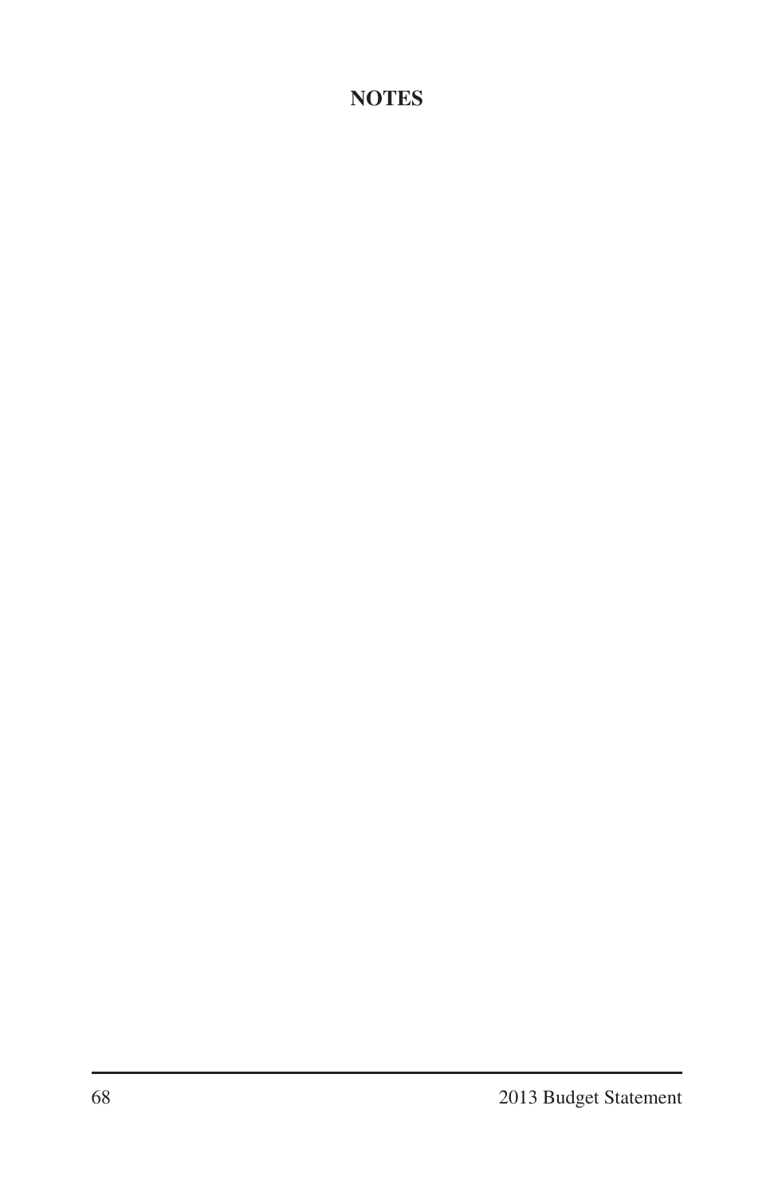# NOTES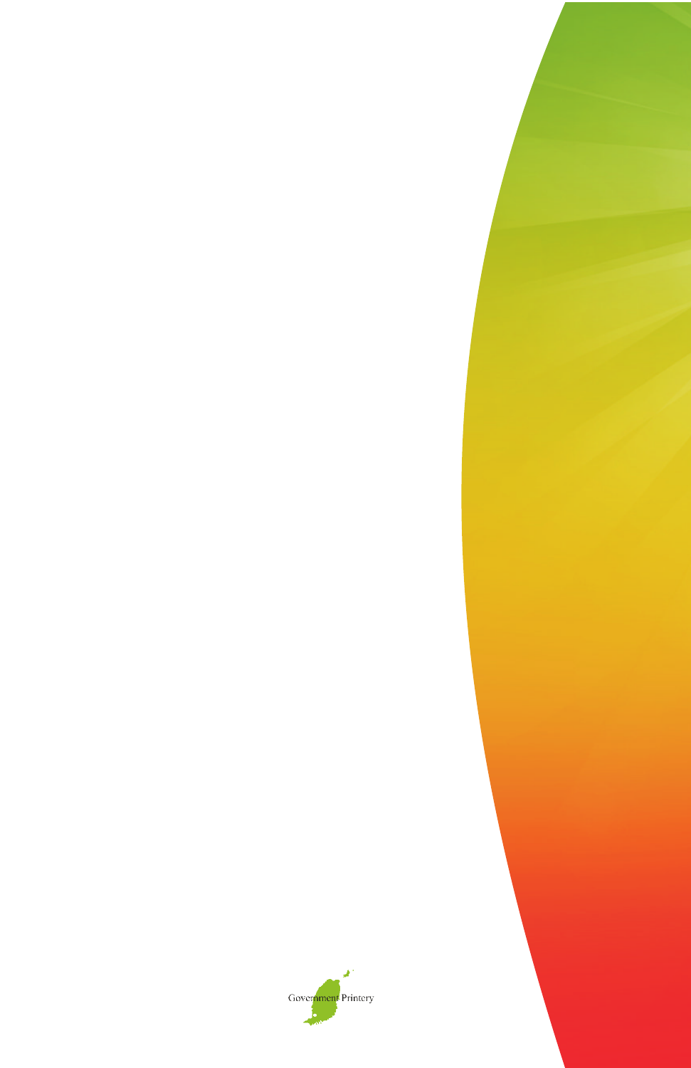Government Printery